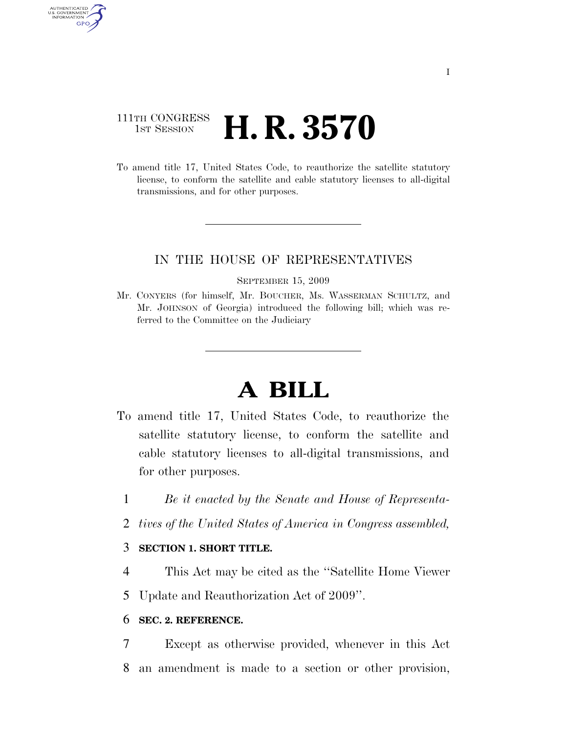111TH CONGRESS
1ST SESSION

# H. R. 3570

To amend title 17, United States Code, to reauthorize the satellite statutory license, to conform the satellite and cable statutory licenses to all-digital transmissions, and for other purposes.

IN THE HOUSE OF REPRESENTATIVES

SEPTEMBER 15, 2009

Mr. CONYERS (for himself, Mr. BOUCHER, Ms. WASSERMAN SCHULTZ, and Mr. JOHNSON of Georgia) introduced the following bill; which was referred to the Committee on the Judiciary

# A BILL

To amend title 17, United States Code, to reauthorize the satellite statutory license, to conform the satellite and cable statutory licenses to all-digital transmissions, and for other purposes.

1 *Be it enacted by the Senate and House of Representa-*
2 *tives of the United States of America in Congress assembled,*

3 **SECTION 1. SHORT TITLE.**

4 This Act may be cited as the "Satellite Home Viewer
5 Update and Reauthorization Act of 2009".

6 **SEC. 2. REFERENCE.**

7 Except as otherwise provided, whenever in this Act
8 an amendment is made to a section or other provision,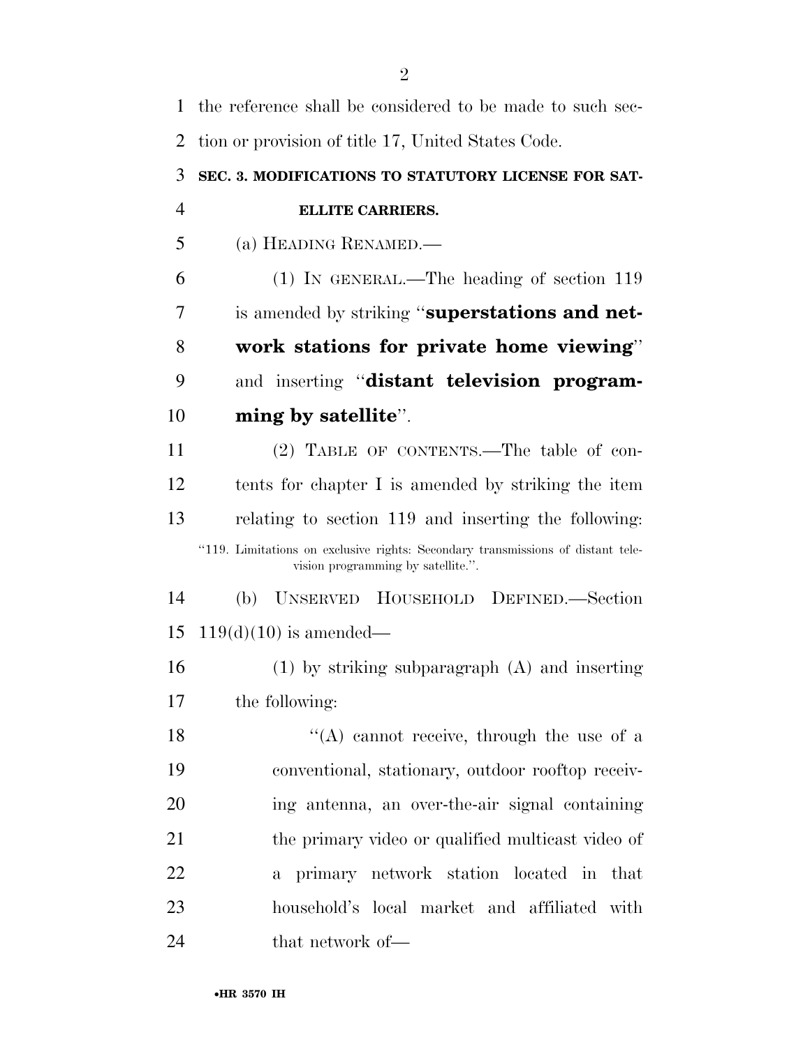the reference shall be considered to be made to such section or provision of title 17, United States Code.

**SEC. 3. MODIFICATIONS TO STATUTORY LICENSE FOR SATELLITE CARRIERS.**

(a) HEADING RENAMED.—

(1) IN GENERAL.—The heading of section 119 is amended by striking "**superstations and network stations for private home viewing**" and inserting "**distant television programming by satellite**".

(2) TABLE OF CONTENTS.—The table of contents for chapter I is amended by striking the item relating to section 119 and inserting the following:

"119. Limitations on exclusive rights: Secondary transmissions of distant television programming by satellite.".

(b) UNSERVED HOUSEHOLD DEFINED.—Section 119(d)(10) is amended—

(1) by striking subparagraph (A) and inserting the following:

"(A) cannot receive, through the use of a conventional, stationary, outdoor rooftop receiving antenna, an over-the-air signal containing the primary video or qualified multicast video of a primary network station located in that household's local market and affiliated with that network of—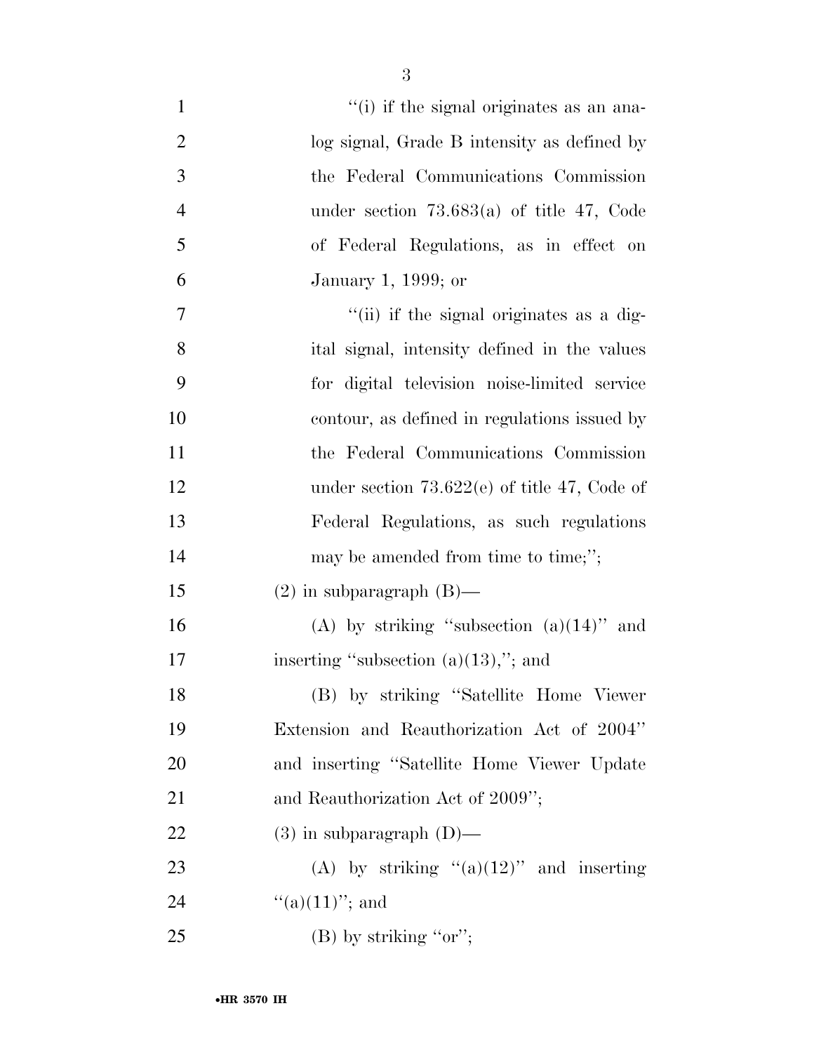"(i) if the signal originates as an analog signal, Grade B intensity as defined by the Federal Communications Commission under section 73.683(a) of title 47, Code of Federal Regulations, as in effect on January 1, 1999; or

"(ii) if the signal originates as a digital signal, intensity defined in the values for digital television noise-limited service contour, as defined in regulations issued by the Federal Communications Commission under section 73.622(e) of title 47, Code of Federal Regulations, as such regulations may be amended from time to time;";

(2) in subparagraph (B)—

(A) by striking "subsection (a)(14)" and inserting "subsection (a)(13),"; and

(B) by striking "Satellite Home Viewer Extension and Reauthorization Act of 2004" and inserting "Satellite Home Viewer Update and Reauthorization Act of 2009";

(3) in subparagraph (D)—

(A) by striking "(a)(12)" and inserting "(a)(11)"; and

(B) by striking "or";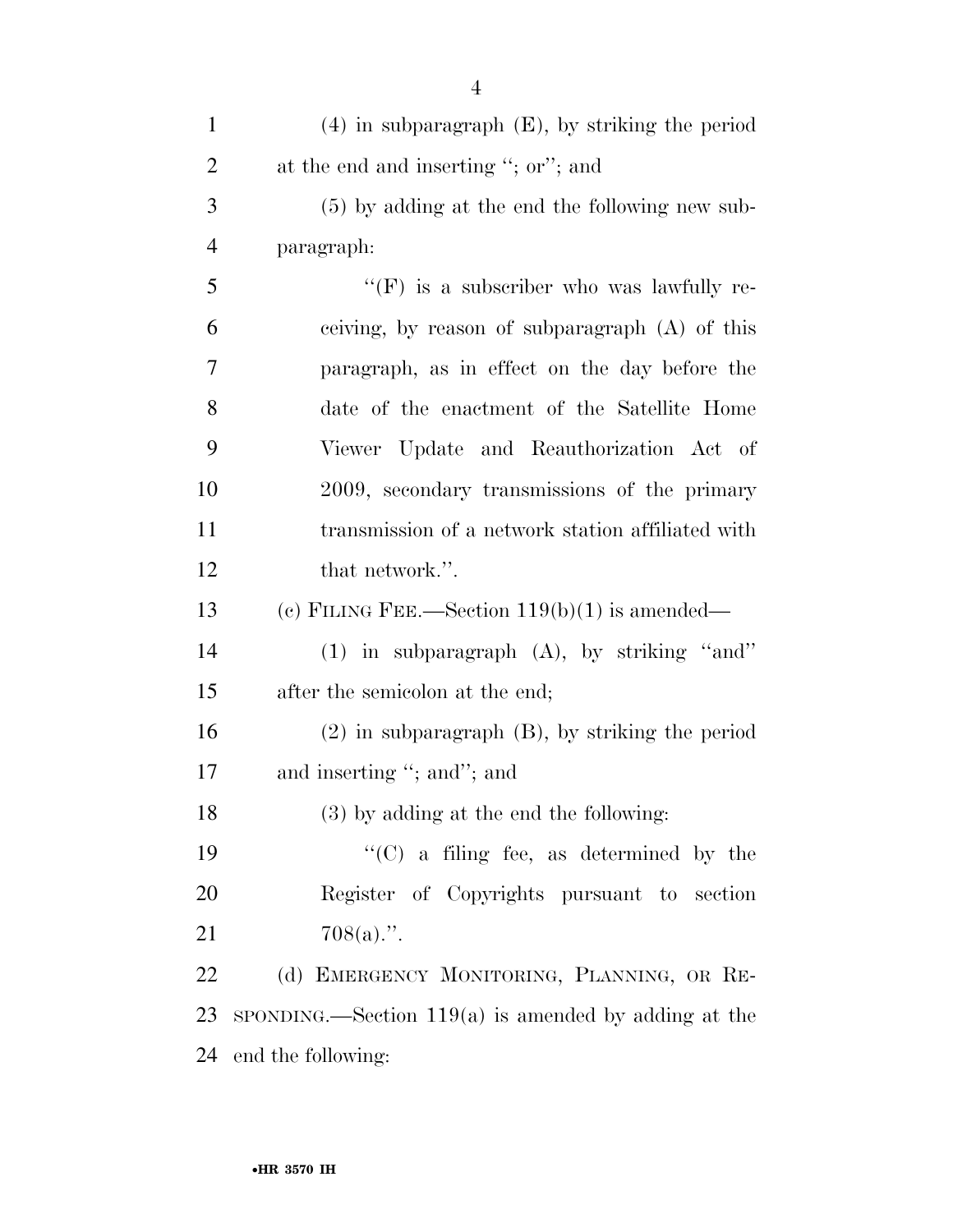(4) in subparagraph (E), by striking the period at the end and inserting ''; or''; and

(5) by adding at the end the following new subparagraph:

''(F) is a subscriber who was lawfully receiving, by reason of subparagraph (A) of this paragraph, as in effect on the day before the date of the enactment of the Satellite Home Viewer Update and Reauthorization Act of 2009, secondary transmissions of the primary transmission of a network station affiliated with that network.''.

(c) FILING FEE.—Section 119(b)(1) is amended—

(1) in subparagraph (A), by striking ''and'' after the semicolon at the end;

(2) in subparagraph (B), by striking the period and inserting ''; and''; and

(3) by adding at the end the following:

''(C) a filing fee, as determined by the Register of Copyrights pursuant to section 708(a).''.

(d) EMERGENCY MONITORING, PLANNING, OR RESPONDING.—Section 119(a) is amended by adding at the end the following: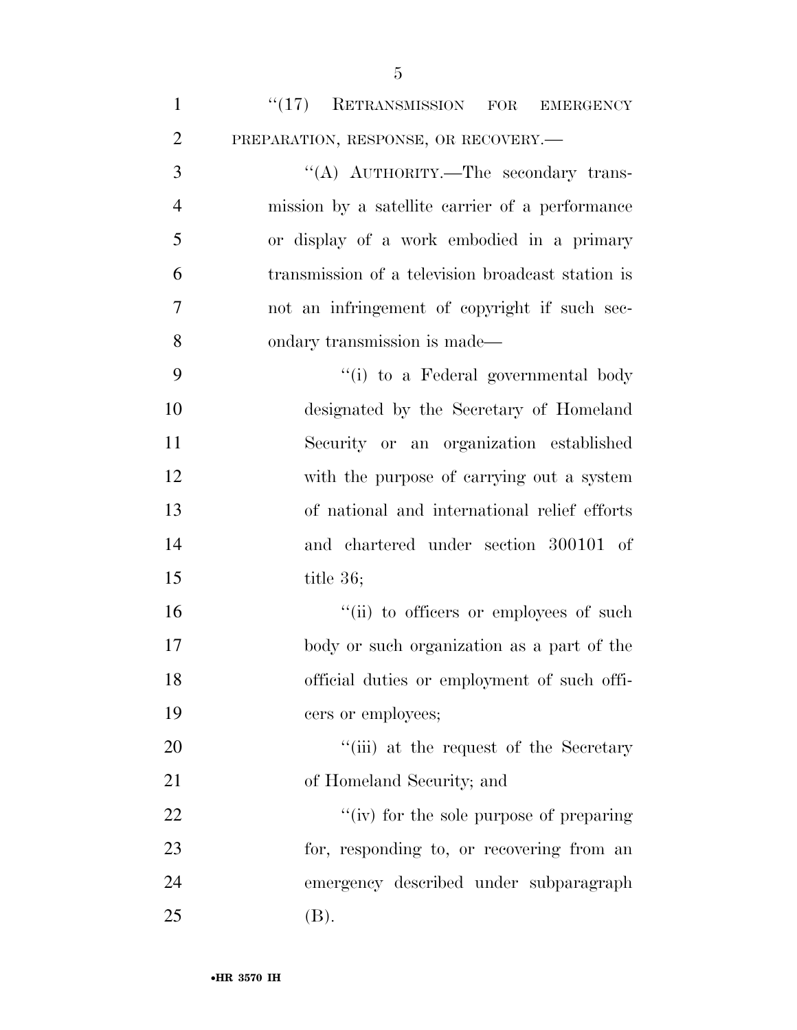"(17) RETRANSMISSION FOR EMERGENCY PREPARATION, RESPONSE, OR RECOVERY.—

"(A) AUTHORITY.—The secondary transmission by a satellite carrier of a performance or display of a work embodied in a primary transmission of a television broadcast station is not an infringement of copyright if such secondary transmission is made—

"(i) to a Federal governmental body designated by the Secretary of Homeland Security or an organization established with the purpose of carrying out a system of national and international relief efforts and chartered under section 300101 of title 36;

"(ii) to officers or employees of such body or such organization as a part of the official duties or employment of such officers or employees;

"(iii) at the request of the Secretary of Homeland Security; and

"(iv) for the sole purpose of preparing for, responding to, or recovering from an emergency described under subparagraph (B).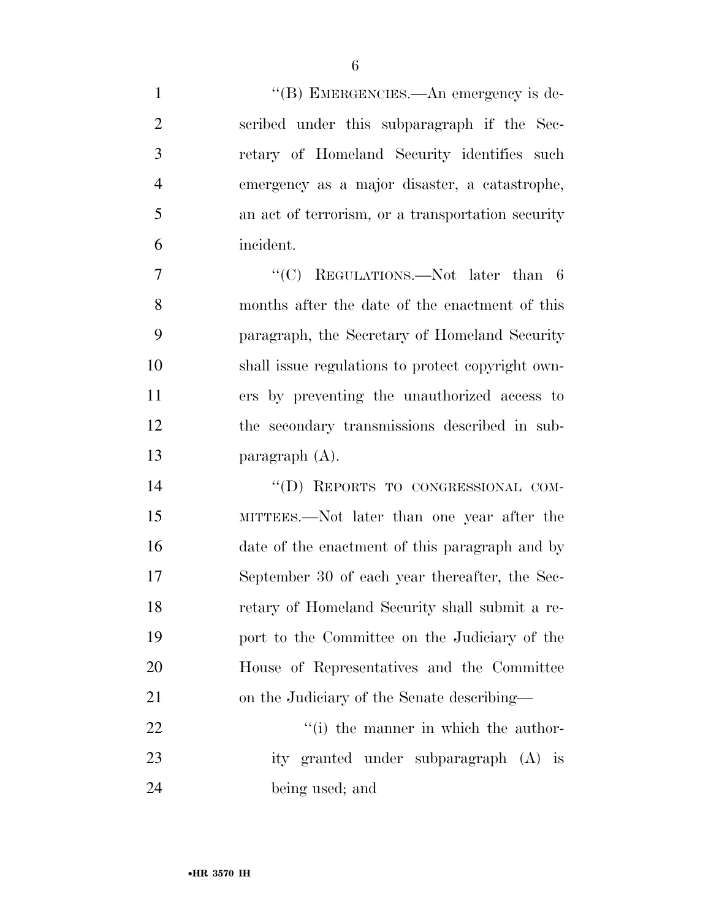"(B) EMERGENCIES.—An emergency is described under this subparagraph if the Secretary of Homeland Security identifies such emergency as a major disaster, a catastrophe, an act of terrorism, or a transportation security incident.

"(C) REGULATIONS.—Not later than 6 months after the date of the enactment of this paragraph, the Secretary of Homeland Security shall issue regulations to protect copyright owners by preventing the unauthorized access to the secondary transmissions described in subparagraph (A).

"(D) REPORTS TO CONGRESSIONAL COMMITTEES.—Not later than one year after the date of the enactment of this paragraph and by September 30 of each year thereafter, the Secretary of Homeland Security shall submit a report to the Committee on the Judiciary of the House of Representatives and the Committee on the Judiciary of the Senate describing—

"(i) the manner in which the authority granted under subparagraph (A) is being used; and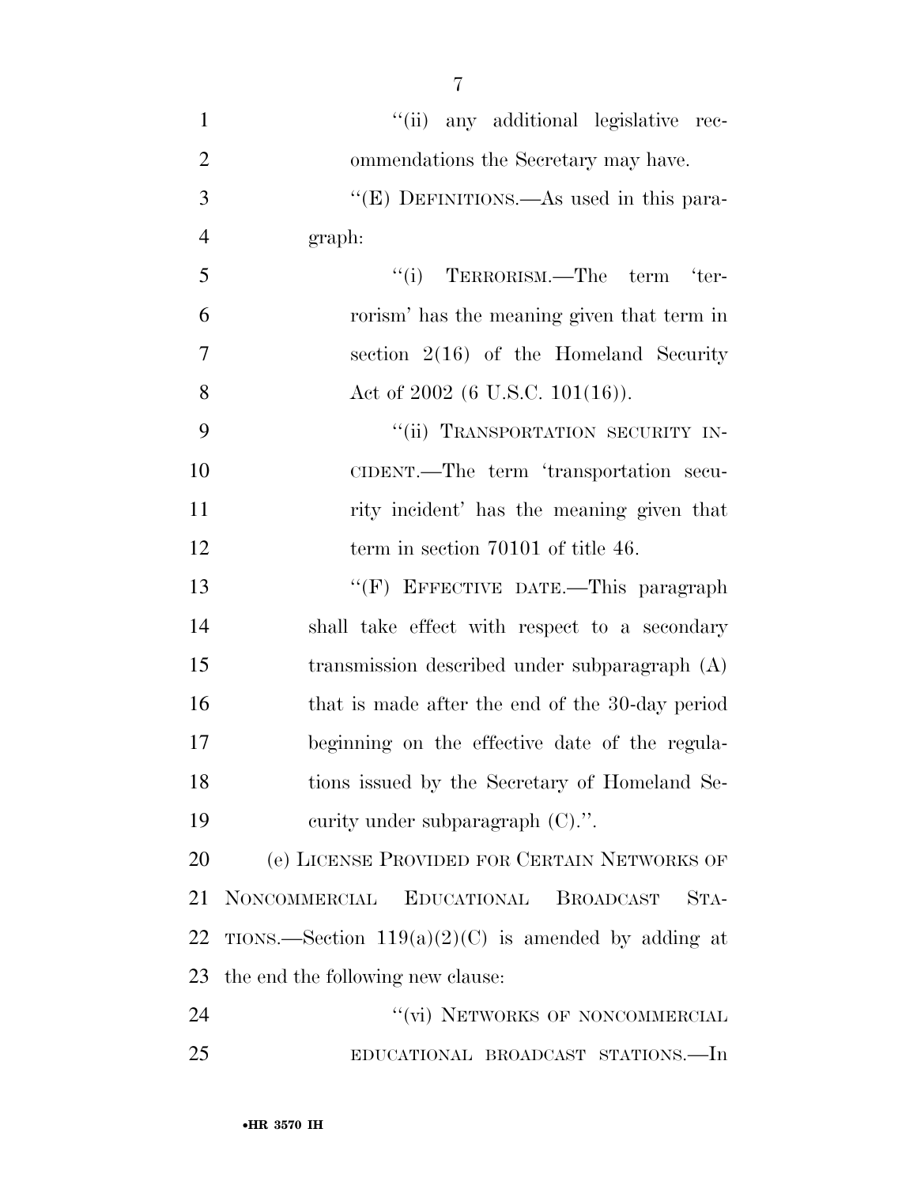"(ii) any additional legislative recommendations the Secretary may have.

"(E) DEFINITIONS.—As used in this paragraph:

"(i) TERRORISM.—The term 'terrorism' has the meaning given that term in section 2(16) of the Homeland Security Act of 2002 (6 U.S.C. 101(16)).

"(ii) TRANSPORTATION SECURITY INCIDENT.—The term 'transportation security incident' has the meaning given that term in section 70101 of title 46.

"(F) EFFECTIVE DATE.—This paragraph shall take effect with respect to a secondary transmission described under subparagraph (A) that is made after the end of the 30-day period beginning on the effective date of the regulations issued by the Secretary of Homeland Security under subparagraph (C).".

(e) LICENSE PROVIDED FOR CERTAIN NETWORKS OF NONCOMMERCIAL EDUCATIONAL BROADCAST STATIONS.—Section 119(a)(2)(C) is amended by adding at the end the following new clause:

"(vi) NETWORKS OF NONCOMMERCIAL EDUCATIONAL BROADCAST STATIONS.—In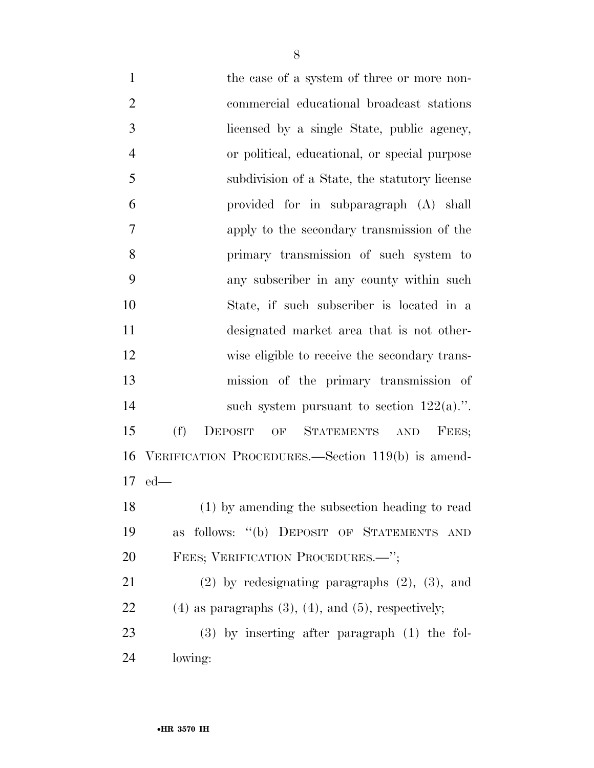the case of a system of three or more noncommercial educational broadcast stations licensed by a single State, public agency, or political, educational, or special purpose subdivision of a State, the statutory license provided for in subparagraph (A) shall apply to the secondary transmission of the primary transmission of such system to any subscriber in any county within such State, if such subscriber is located in a designated market area that is not otherwise eligible to receive the secondary transmission of the primary transmission of such system pursuant to section 122(a).''.

(f) DEPOSIT OF STATEMENTS AND FEES; VERIFICATION PROCEDURES.—Section 119(b) is amended—

(1) by amending the subsection heading to read as follows: ''(b) DEPOSIT OF STATEMENTS AND FEES; VERIFICATION PROCEDURES.—'';

(2) by redesignating paragraphs (2), (3), and (4) as paragraphs (3), (4), and (5), respectively;

(3) by inserting after paragraph (1) the following: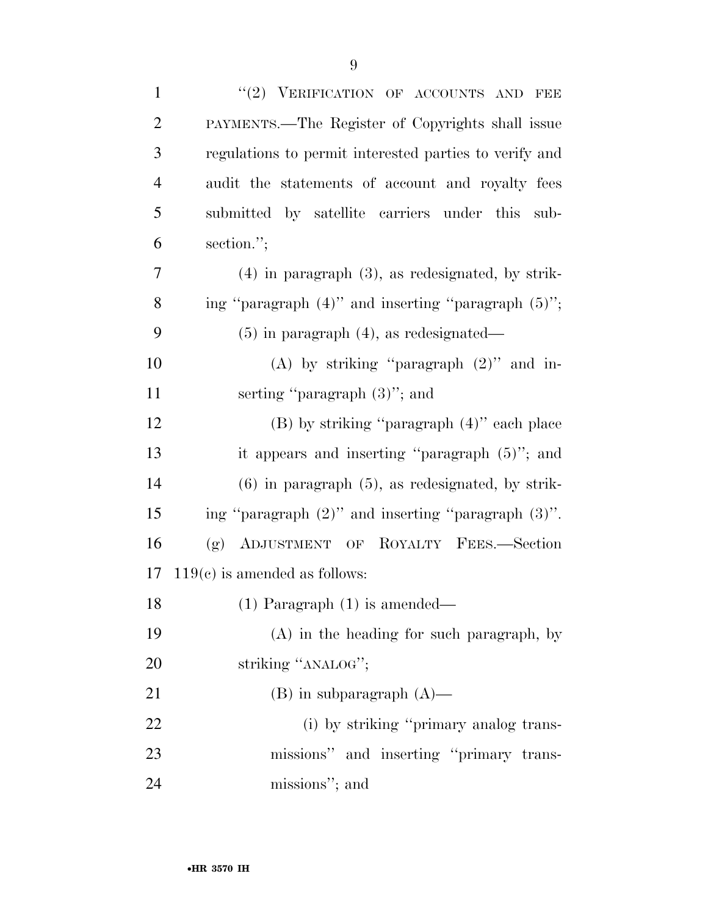"(2) VERIFICATION OF ACCOUNTS AND FEE PAYMENTS.—The Register of Copyrights shall issue regulations to permit interested parties to verify and audit the statements of account and royalty fees submitted by satellite carriers under this subsection.";

(4) in paragraph (3), as redesignated, by striking "paragraph (4)" and inserting "paragraph (5)";

(5) in paragraph (4), as redesignated—

(A) by striking "paragraph (2)" and inserting "paragraph (3)"; and

(B) by striking "paragraph (4)" each place it appears and inserting "paragraph (5)"; and

(6) in paragraph (5), as redesignated, by striking "paragraph (2)" and inserting "paragraph (3)".

(g) ADJUSTMENT OF ROYALTY FEES.—Section 119(c) is amended as follows:

(1) Paragraph (1) is amended—

(A) in the heading for such paragraph, by striking "ANALOG";

(B) in subparagraph (A)—

(i) by striking "primary analog transmissions" and inserting "primary transmissions"; and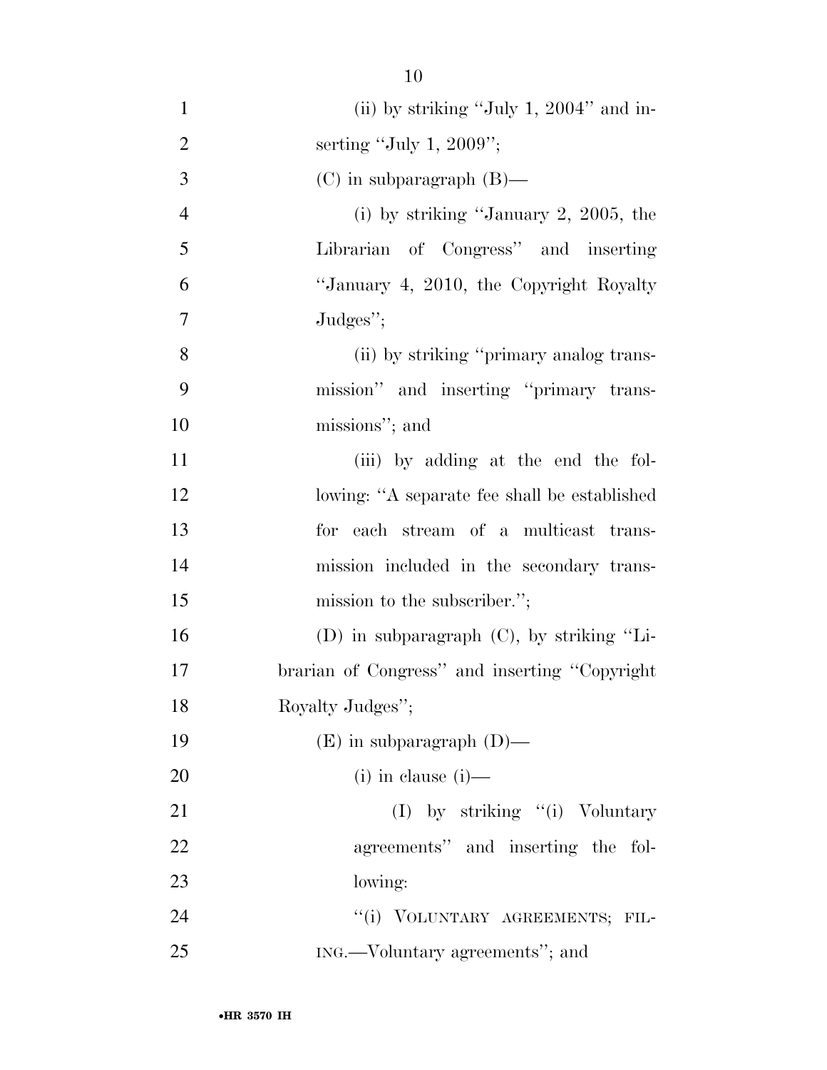(ii) by striking "July 1, 2004" and inserting "July 1, 2009";

(C) in subparagraph (B)—

(i) by striking "January 2, 2005, the Librarian of Congress" and inserting "January 4, 2010, the Copyright Royalty Judges";

(ii) by striking "primary analog transmission" and inserting "primary transmissions"; and

(iii) by adding at the end the following: "A separate fee shall be established for each stream of a multicast transmission included in the secondary transmission to the subscriber.";

(D) in subparagraph (C), by striking "Librarian of Congress" and inserting "Copyright Royalty Judges";

(E) in subparagraph (D)—

(i) in clause (i)—

(I) by striking "(i) Voluntary agreements" and inserting the following:

"(i) VOLUNTARY AGREEMENTS; FILING.—Voluntary agreements"; and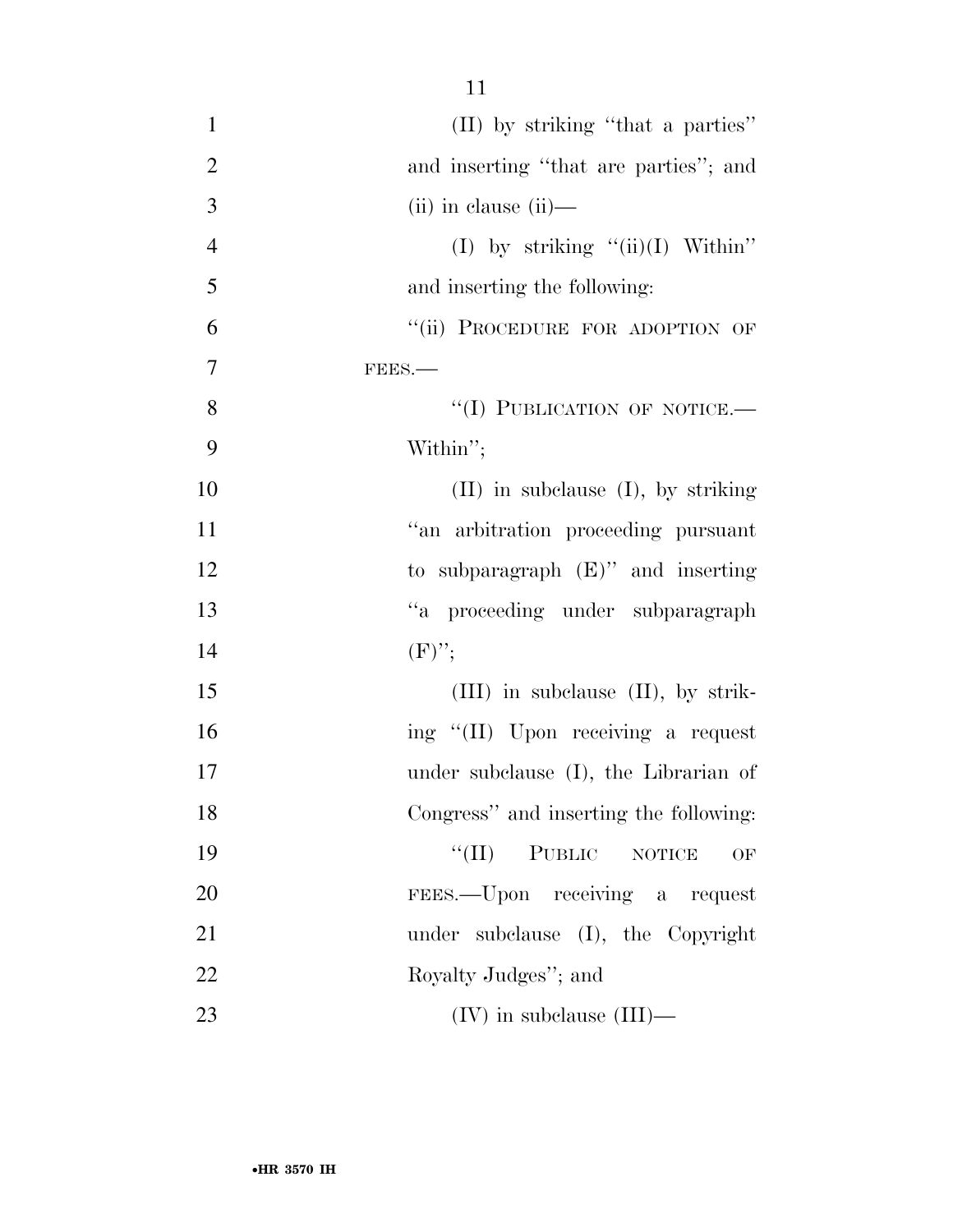(II) by striking "that a parties" and inserting "that are parties"; and

(ii) in clause (ii)—

(I) by striking "(ii)(I) Within" and inserting the following:

"(ii) PROCEDURE FOR ADOPTION OF FEES.—

"(I) PUBLICATION OF NOTICE.—Within";

(II) in subclause (I), by striking "an arbitration proceeding pursuant to subparagraph (E)" and inserting "a proceeding under subparagraph (F)";

(III) in subclause (II), by striking "(II) Upon receiving a request under subclause (I), the Librarian of Congress" and inserting the following:

"(II) PUBLIC NOTICE OF FEES.—Upon receiving a request under subclause (I), the Copyright Royalty Judges"; and

(IV) in subclause (III)—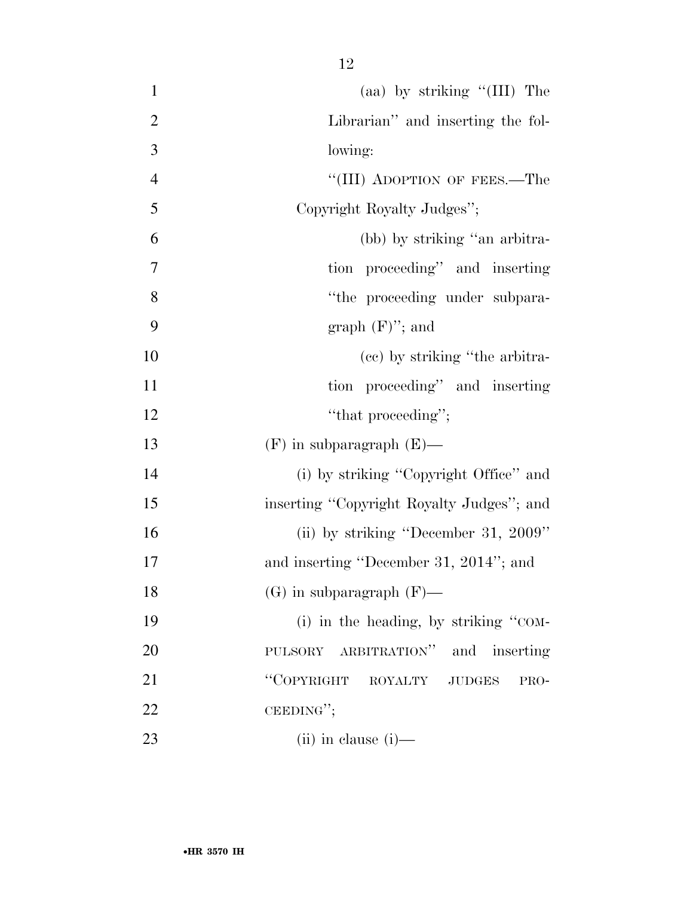(aa) by striking "(III) The Librarian" and inserting the following:

"(III) ADOPTION OF FEES.—The Copyright Royalty Judges";

(bb) by striking "an arbitration proceeding" and inserting "the proceeding under subparagraph (F)"; and

(cc) by striking "the arbitration proceeding" and inserting "that proceeding";

(F) in subparagraph (E)—

(i) by striking "Copyright Office" and inserting "Copyright Royalty Judges"; and

(ii) by striking "December 31, 2009" and inserting "December 31, 2014"; and

(G) in subparagraph (F)—

(i) in the heading, by striking "COMPULSORY ARBITRATION" and inserting "COPYRIGHT ROYALTY JUDGES PROCEEDING";

(ii) in clause (i)—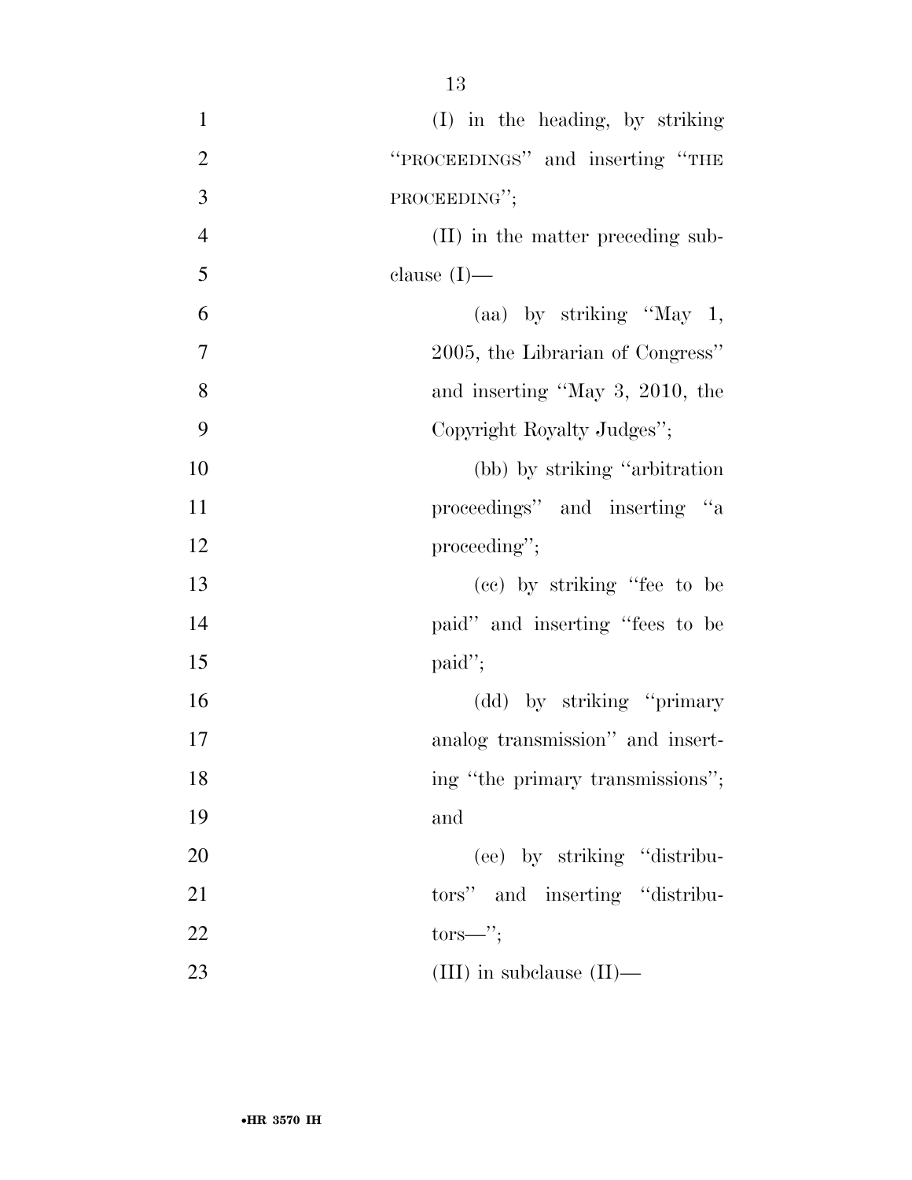(I) in the heading, by striking "PROCEEDINGS" and inserting "THE PROCEEDING";

(II) in the matter preceding subclause (I)—

(aa) by striking "May 1, 2005, the Librarian of Congress" and inserting "May 3, 2010, the Copyright Royalty Judges";

(bb) by striking "arbitration proceedings" and inserting "a proceeding";

(cc) by striking "fee to be paid" and inserting "fees to be paid";

(dd) by striking "primary analog transmission" and inserting "the primary transmissions"; and

(ee) by striking "distributors" and inserting "distributors—";

(III) in subclause (II)—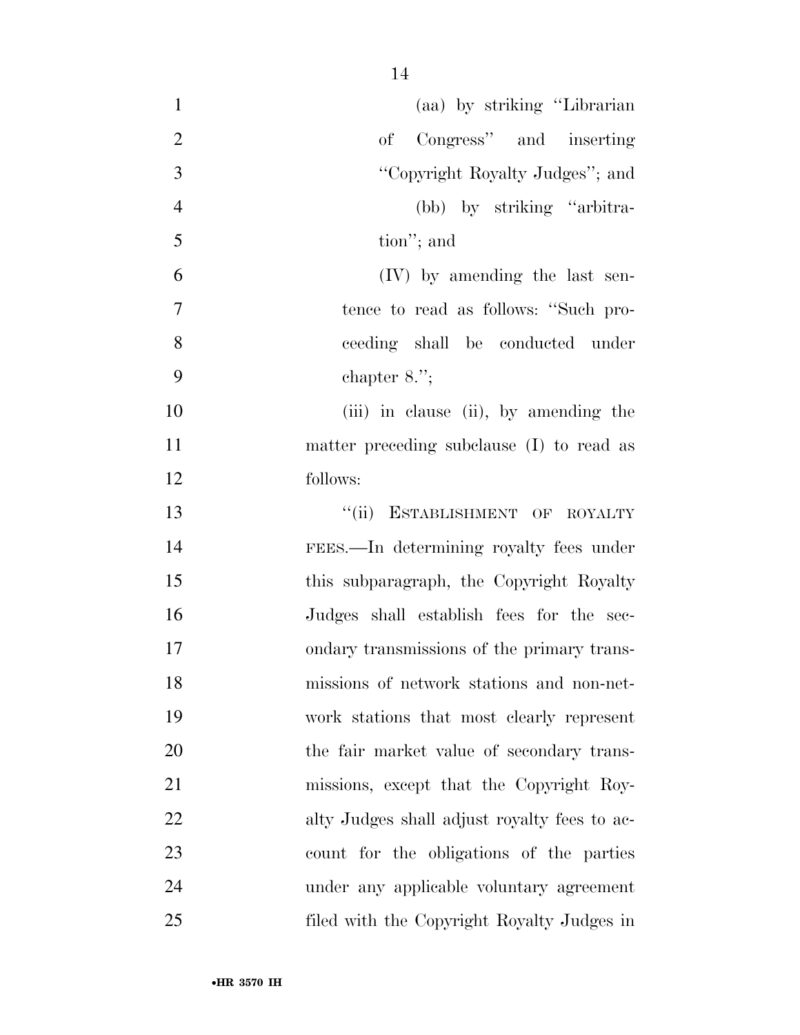(aa) by striking "Librarian of Congress" and inserting "Copyright Royalty Judges"; and

(bb) by striking "arbitration"; and

(IV) by amending the last sentence to read as follows: "Such proceeding shall be conducted under chapter 8.";

(iii) in clause (ii), by amending the matter preceding subclause (I) to read as follows:

"(ii) ESTABLISHMENT OF ROYALTY FEES.—In determining royalty fees under this subparagraph, the Copyright Royalty Judges shall establish fees for the secondary transmissions of the primary transmissions of network stations and non-network stations that most clearly represent the fair market value of secondary transmissions, except that the Copyright Royalty Judges shall adjust royalty fees to account for the obligations of the parties under any applicable voluntary agreement filed with the Copyright Royalty Judges in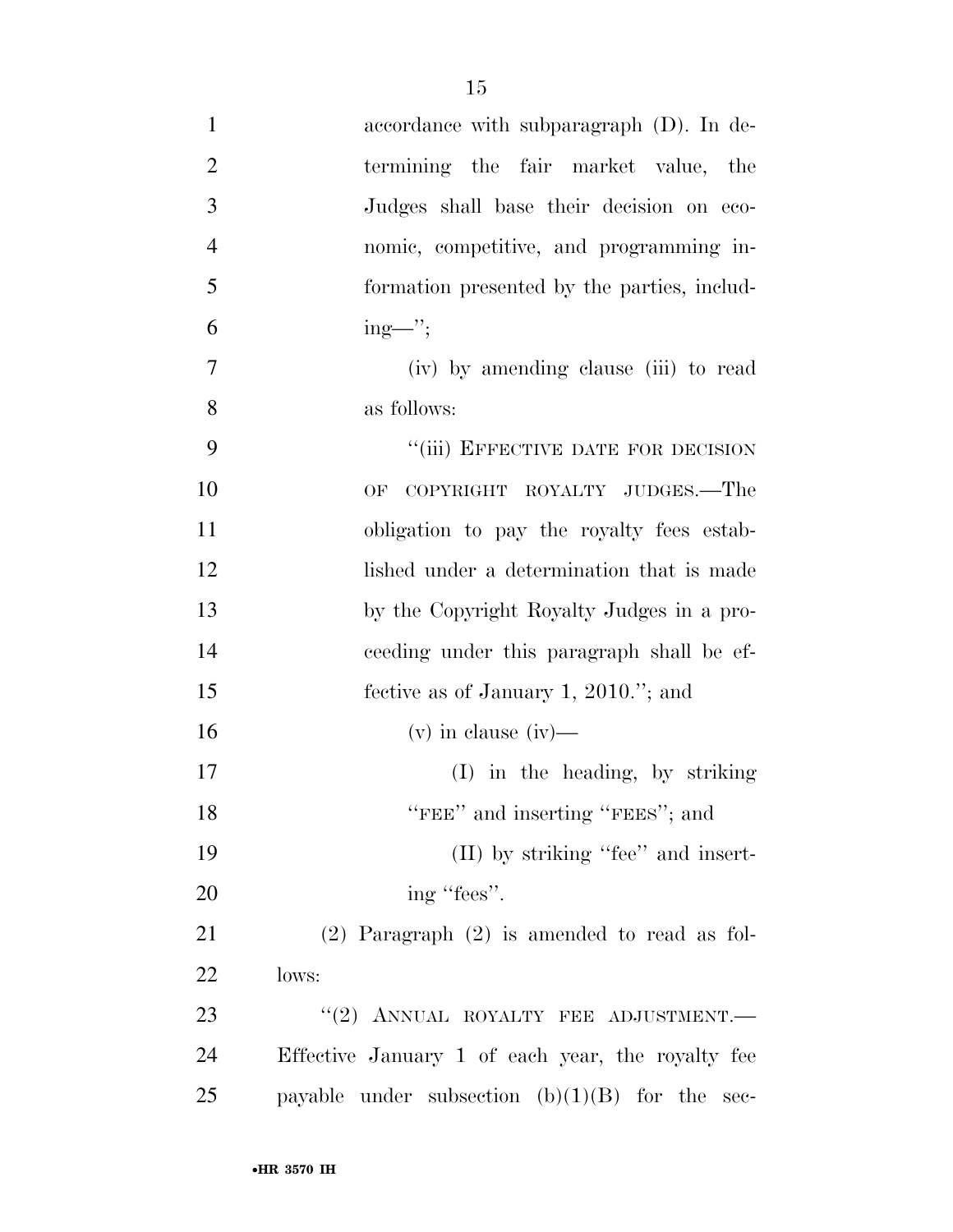accordance with subparagraph (D). In determining the fair market value, the Judges shall base their decision on economic, competitive, and programming information presented by the parties, including—'';

(iv) by amending clause (iii) to read as follows:

''(iii) EFFECTIVE DATE FOR DECISION OF COPYRIGHT ROYALTY JUDGES.—The obligation to pay the royalty fees established under a determination that is made by the Copyright Royalty Judges in a proceeding under this paragraph shall be effective as of January 1, 2010.''; and

(v) in clause (iv)—

(I) in the heading, by striking ''FEE'' and inserting ''FEES''; and

(II) by striking ''fee'' and inserting ''fees''.

(2) Paragraph (2) is amended to read as follows:

''(2) ANNUAL ROYALTY FEE ADJUSTMENT.—Effective January 1 of each year, the royalty fee payable under subsection (b)(1)(B) for the sec-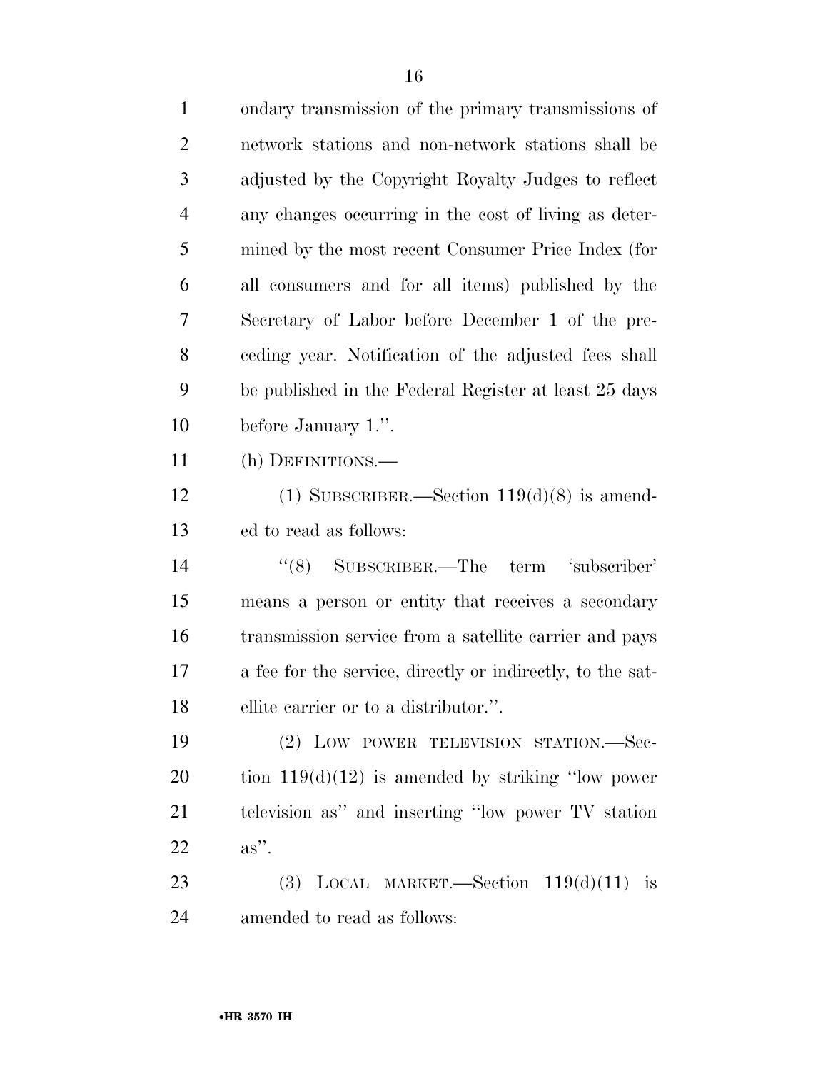ondary transmission of the primary transmissions of network stations and non-network stations shall be adjusted by the Copyright Royalty Judges to reflect any changes occurring in the cost of living as determined by the most recent Consumer Price Index (for all consumers and for all items) published by the Secretary of Labor before December 1 of the preceding year. Notification of the adjusted fees shall be published in the Federal Register at least 25 days before January 1.''.

(h) DEFINITIONS.—

(1) SUBSCRIBER.—Section 119(d)(8) is amended to read as follows:

''(8) SUBSCRIBER.—The term 'subscriber' means a person or entity that receives a secondary transmission service from a satellite carrier and pays a fee for the service, directly or indirectly, to the satellite carrier or to a distributor.''.

(2) LOW POWER TELEVISION STATION.—Section 119(d)(12) is amended by striking ''low power television as'' and inserting ''low power TV station as''.

(3) LOCAL MARKET.—Section 119(d)(11) is amended to read as follows: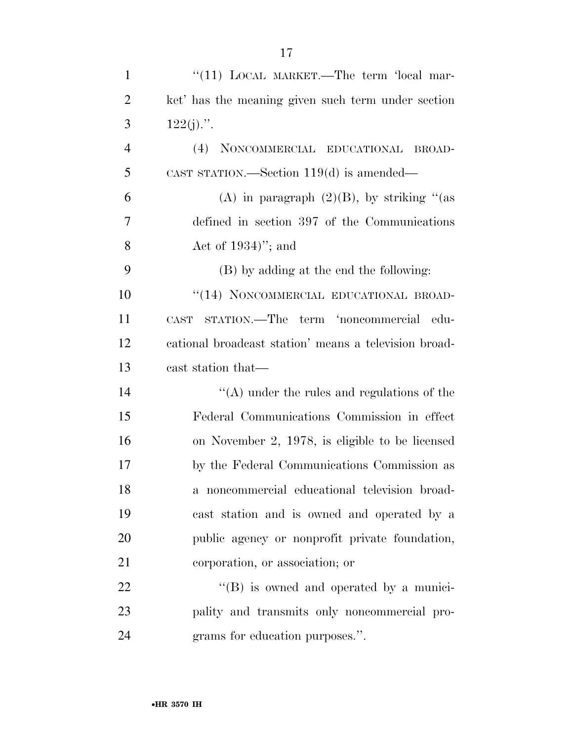"(11) LOCAL MARKET.—The term 'local market' has the meaning given such term under section 122(j).".

(4) NONCOMMERCIAL EDUCATIONAL BROADCAST STATION.—Section 119(d) is amended—

(A) in paragraph (2)(B), by striking "(as defined in section 397 of the Communications Act of 1934)"; and

(B) by adding at the end the following:

"(14) NONCOMMERCIAL EDUCATIONAL BROADCAST STATION.—The term 'noncommercial educational broadcast station' means a television broadcast station that—

"(A) under the rules and regulations of the Federal Communications Commission in effect on November 2, 1978, is eligible to be licensed by the Federal Communications Commission as a noncommercial educational television broadcast station and is owned and operated by a public agency or nonprofit private foundation, corporation, or association; or

"(B) is owned and operated by a municipality and transmits only noncommercial programs for education purposes.".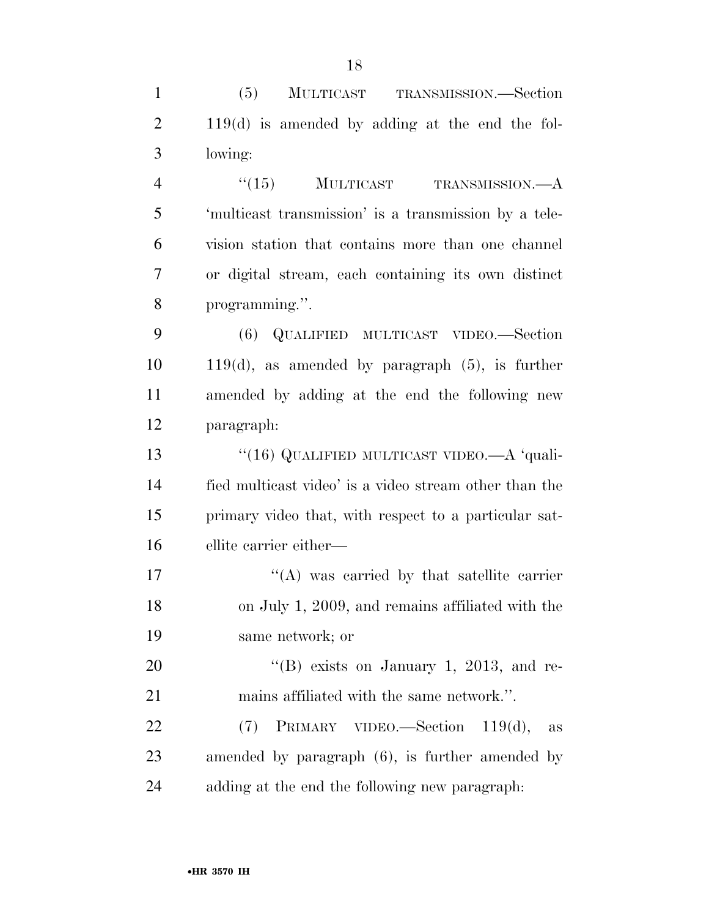(5) MULTICAST TRANSMISSION.—Section 119(d) is amended by adding at the end the following:

"(15) MULTICAST TRANSMISSION.—A 'multicast transmission' is a transmission by a television station that contains more than one channel or digital stream, each containing its own distinct programming.".

(6) QUALIFIED MULTICAST VIDEO.—Section 119(d), as amended by paragraph (5), is further amended by adding at the end the following new paragraph:

"(16) QUALIFIED MULTICAST VIDEO.—A 'qualified multicast video' is a video stream other than the primary video that, with respect to a particular satellite carrier either—

"(A) was carried by that satellite carrier on July 1, 2009, and remains affiliated with the same network; or

"(B) exists on January 1, 2013, and remains affiliated with the same network.".

(7) PRIMARY VIDEO.—Section 119(d), as amended by paragraph (6), is further amended by adding at the end the following new paragraph: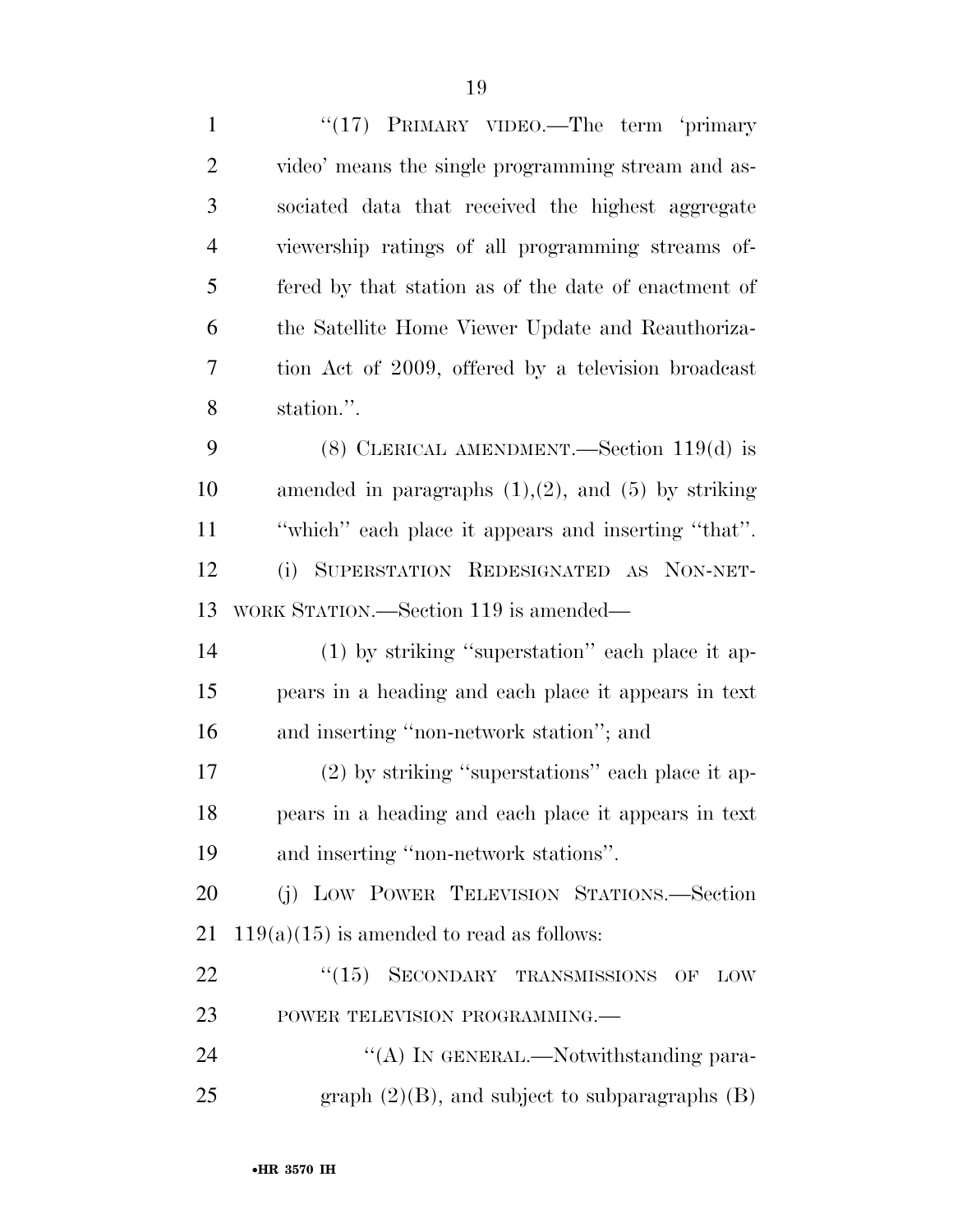"(17) PRIMARY VIDEO.—The term 'primary video' means the single programming stream and associated data that received the highest aggregate viewership ratings of all programming streams offered by that station as of the date of enactment of the Satellite Home Viewer Update and Reauthorization Act of 2009, offered by a television broadcast station.".

(8) CLERICAL AMENDMENT.—Section 119(d) is amended in paragraphs (1),(2), and (5) by striking "which" each place it appears and inserting "that".

(i) SUPERSTATION REDESIGNATED AS NON-NETWORK STATION.—Section 119 is amended—

(1) by striking "superstation" each place it appears in a heading and each place it appears in text and inserting "non-network station"; and

(2) by striking "superstations" each place it appears in a heading and each place it appears in text and inserting "non-network stations".

(j) LOW POWER TELEVISION STATIONS.—Section 119(a)(15) is amended to read as follows:

"(15) SECONDARY TRANSMISSIONS OF LOW POWER TELEVISION PROGRAMMING.—

"(A) IN GENERAL.—Notwithstanding paragraph (2)(B), and subject to subparagraphs (B)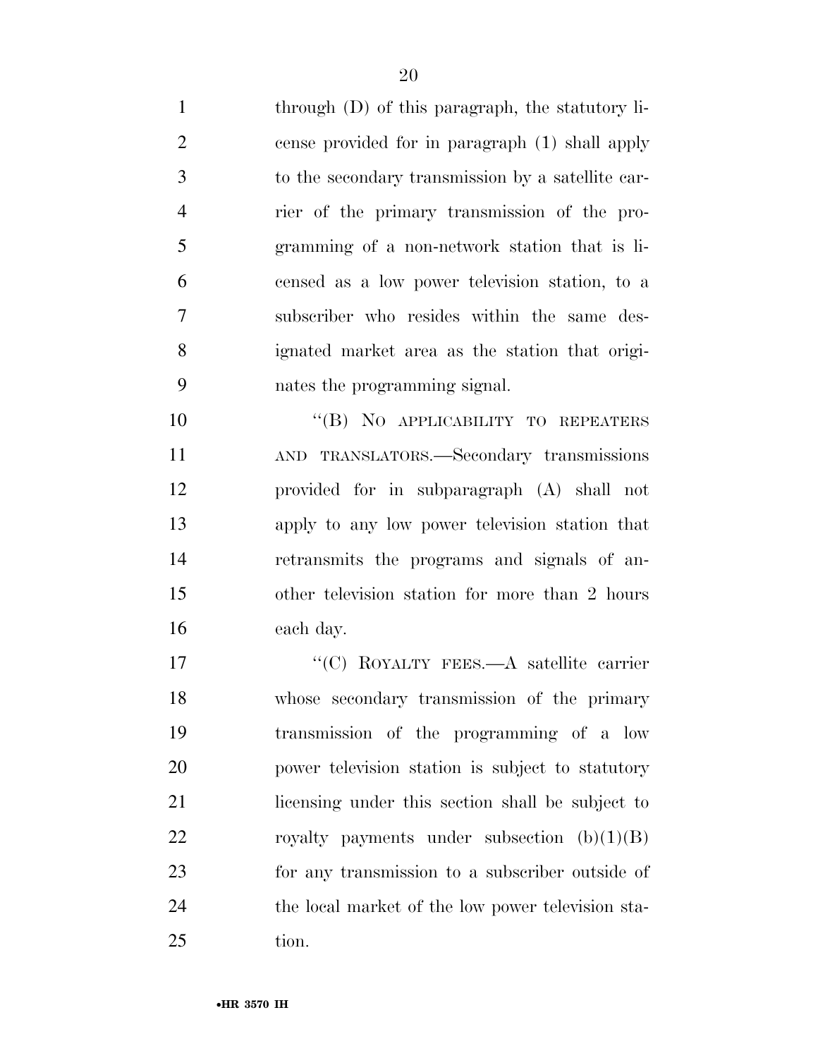through (D) of this paragraph, the statutory license provided for in paragraph (1) shall apply to the secondary transmission by a satellite carrier of the primary transmission of the programming of a non-network station that is licensed as a low power television station, to a subscriber who resides within the same designated market area as the station that originates the programming signal.

"(B) NO APPLICABILITY TO REPEATERS AND TRANSLATORS.—Secondary transmissions provided for in subparagraph (A) shall not apply to any low power television station that retransmits the programs and signals of another television station for more than 2 hours each day.

"(C) ROYALTY FEES.—A satellite carrier whose secondary transmission of the primary transmission of the programming of a low power television station is subject to statutory licensing under this section shall be subject to royalty payments under subsection (b)(1)(B) for any transmission to a subscriber outside of the local market of the low power television station.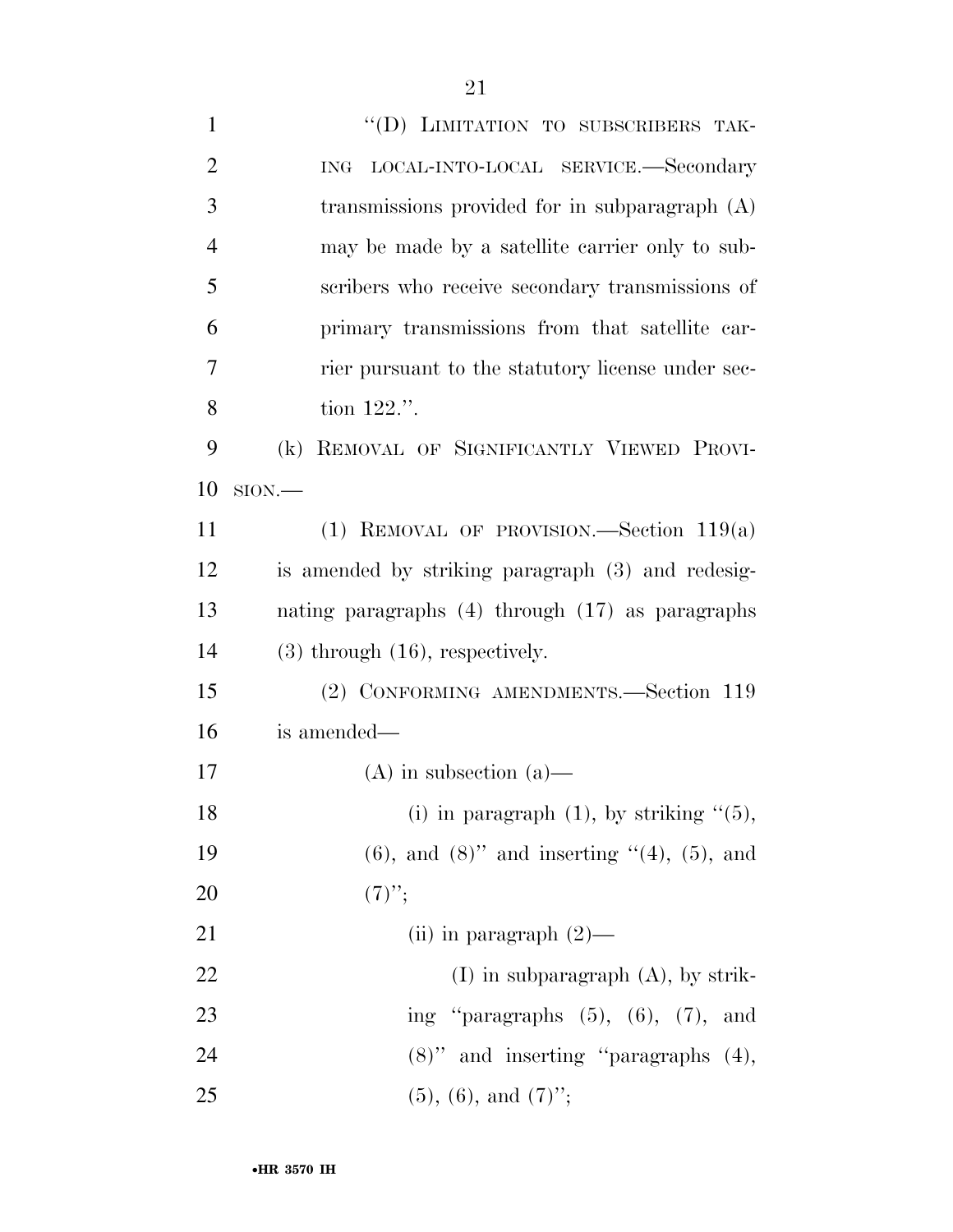"(D) LIMITATION TO SUBSCRIBERS TAKING LOCAL-INTO-LOCAL SERVICE.—Secondary transmissions provided for in subparagraph (A) may be made by a satellite carrier only to subscribers who receive secondary transmissions of primary transmissions from that satellite carrier pursuant to the statutory license under section 122.".

(k) REMOVAL OF SIGNIFICANTLY VIEWED PROVISION.—

(1) REMOVAL OF PROVISION.—Section 119(a) is amended by striking paragraph (3) and redesignating paragraphs (4) through (17) as paragraphs (3) through (16), respectively.

(2) CONFORMING AMENDMENTS.—Section 119 is amended—

(A) in subsection (a)—

(i) in paragraph (1), by striking "(5), (6), and (8)" and inserting "(4), (5), and (7)";

(ii) in paragraph (2)—

(I) in subparagraph (A), by striking "paragraphs (5), (6), (7), and (8)" and inserting "paragraphs (4), (5), (6), and (7)";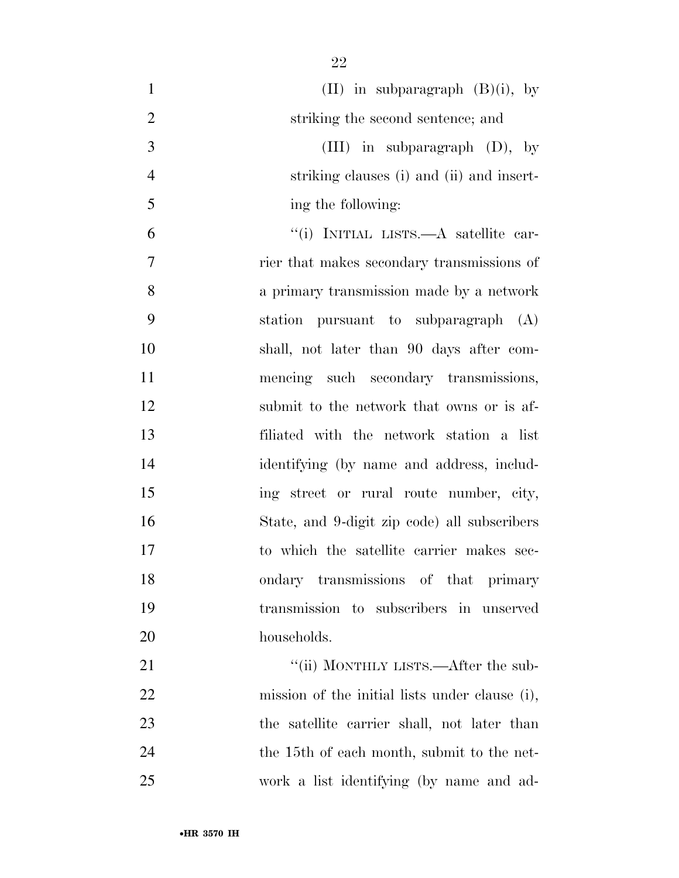(II) in subparagraph (B)(i), by striking the second sentence; and

(III) in subparagraph (D), by striking clauses (i) and (ii) and inserting the following:

''(i) INITIAL LISTS.—A satellite carrier that makes secondary transmissions of a primary transmission made by a network station pursuant to subparagraph (A) shall, not later than 90 days after commencing such secondary transmissions, submit to the network that owns or is affiliated with the network station a list identifying (by name and address, including street or rural route number, city, State, and 9-digit zip code) all subscribers to which the satellite carrier makes secondary transmissions of that primary transmission to subscribers in unserved households.

''(ii) MONTHLY LISTS.—After the submission of the initial lists under clause (i), the satellite carrier shall, not later than the 15th of each month, submit to the network a list identifying (by name and ad-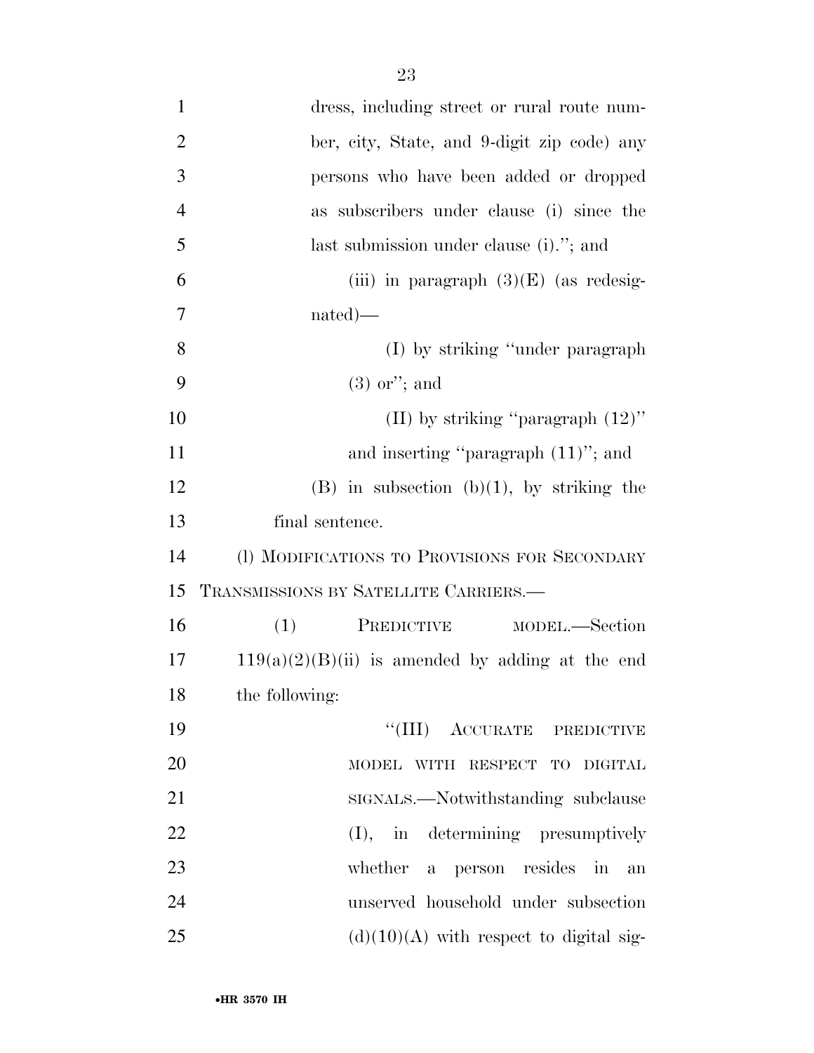dress, including street or rural route number, city, State, and 9-digit zip code) any persons who have been added or dropped as subscribers under clause (i) since the last submission under clause (i)."; and

(iii) in paragraph (3)(E) (as redesignated)—

(I) by striking "under paragraph (3) or"; and

(II) by striking "paragraph (12)" and inserting "paragraph (11)"; and

(B) in subsection (b)(1), by striking the final sentence.

(l) MODIFICATIONS TO PROVISIONS FOR SECONDARY TRANSMISSIONS BY SATELLITE CARRIERS.—

(1) PREDICTIVE MODEL.—Section 119(a)(2)(B)(ii) is amended by adding at the end the following:

"(III) ACCURATE PREDICTIVE MODEL WITH RESPECT TO DIGITAL SIGNALS.—Notwithstanding subclause (I), in determining presumptively whether a person resides in an unserved household under subsection (d)(10)(A) with respect to digital sig-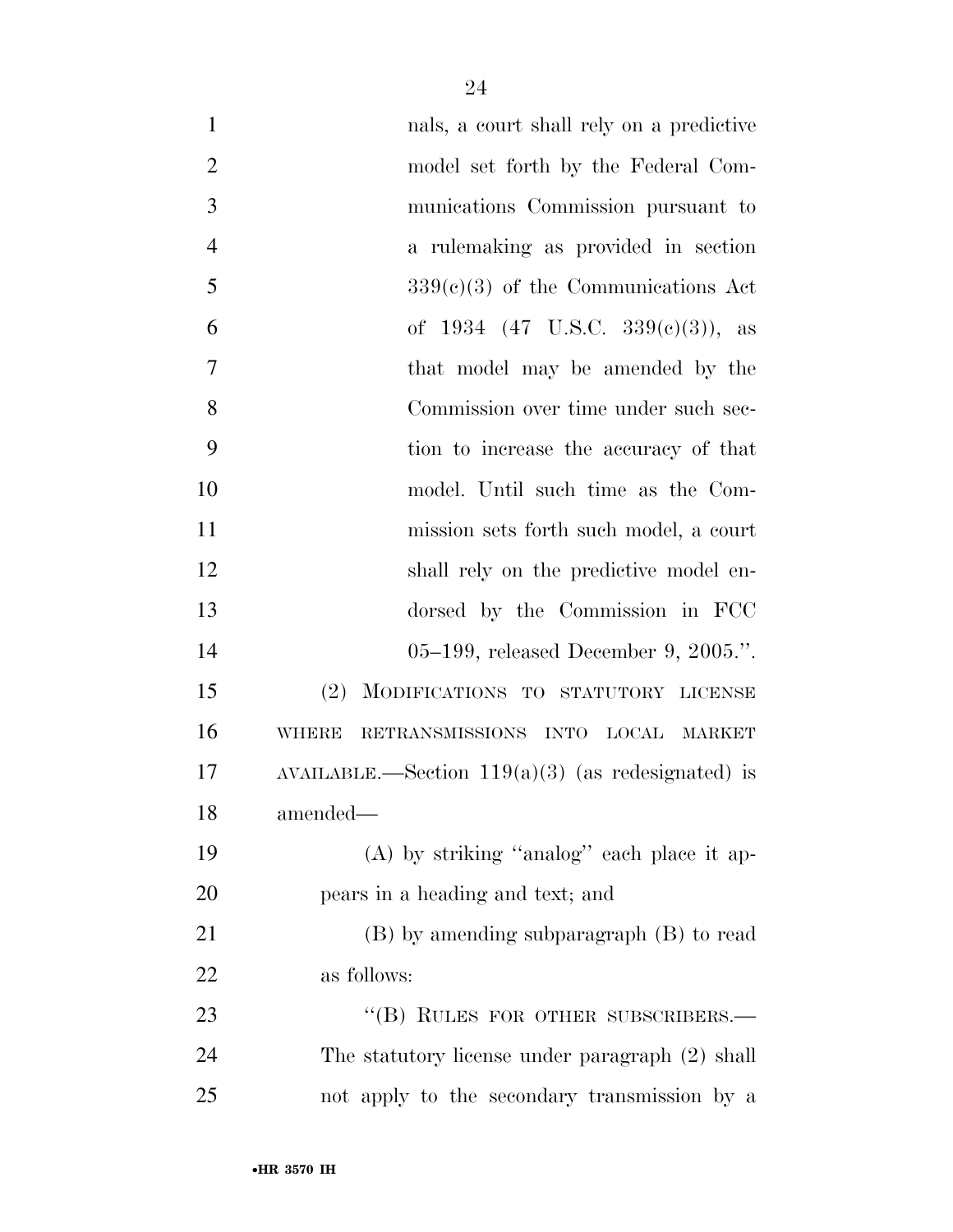nals, a court shall rely on a predictive model set forth by the Federal Communications Commission pursuant to a rulemaking as provided in section 339(c)(3) of the Communications Act of 1934 (47 U.S.C. 339(c)(3)), as that model may be amended by the Commission over time under such section to increase the accuracy of that model. Until such time as the Commission sets forth such model, a court shall rely on the predictive model endorsed by the Commission in FCC 05–199, released December 9, 2005.''.

(2) MODIFICATIONS TO STATUTORY LICENSE WHERE RETRANSMISSIONS INTO LOCAL MARKET AVAILABLE.—Section 119(a)(3) (as redesignated) is amended—

(A) by striking ''analog'' each place it appears in a heading and text; and

(B) by amending subparagraph (B) to read as follows:

''(B) RULES FOR OTHER SUBSCRIBERS.— The statutory license under paragraph (2) shall not apply to the secondary transmission by a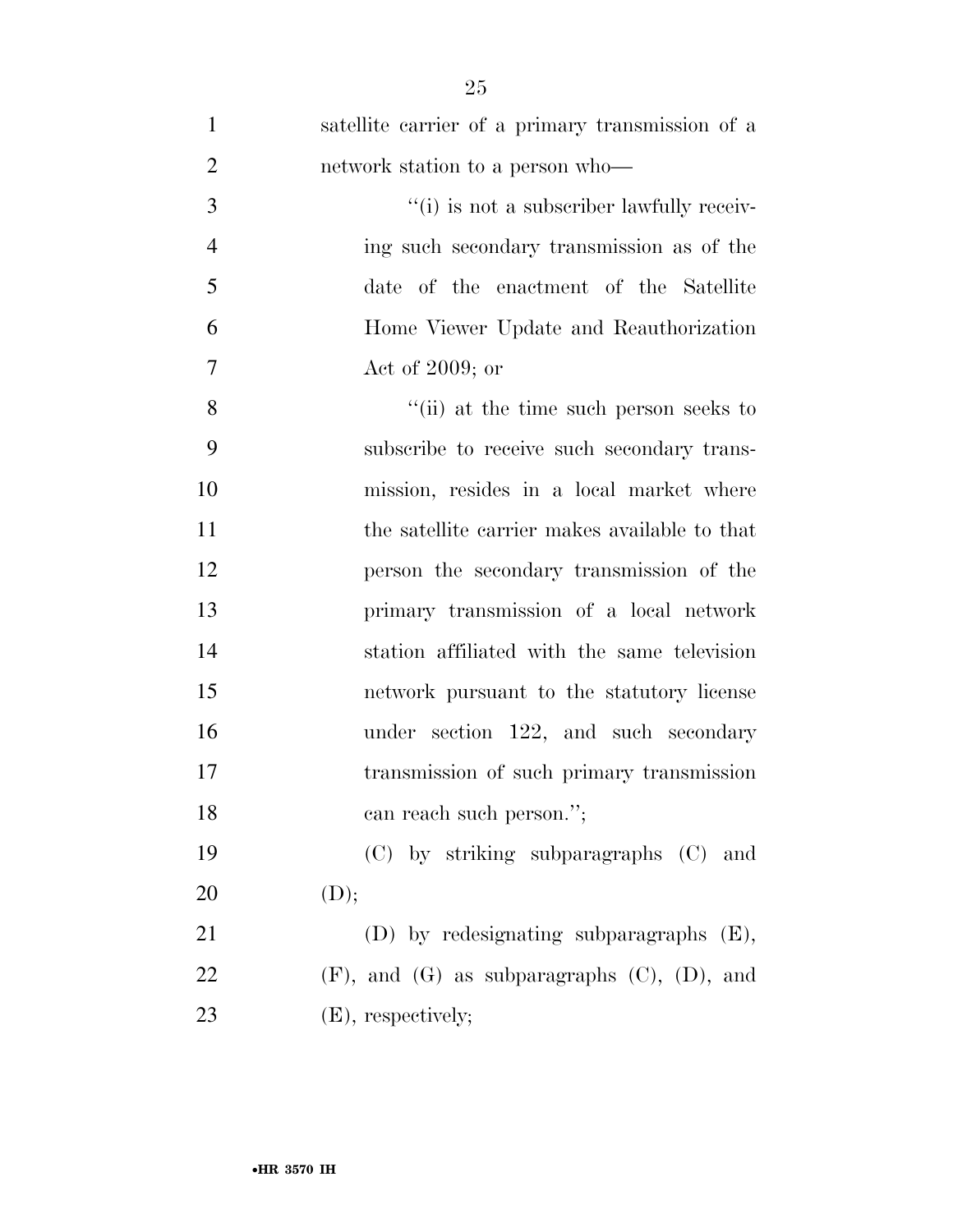satellite carrier of a primary transmission of a network station to a person who—

''(i) is not a subscriber lawfully receiving such secondary transmission as of the date of the enactment of the Satellite Home Viewer Update and Reauthorization Act of 2009; or

''(ii) at the time such person seeks to subscribe to receive such secondary transmission, resides in a local market where the satellite carrier makes available to that person the secondary transmission of the primary transmission of a local network station affiliated with the same television network pursuant to the statutory license under section 122, and such secondary transmission of such primary transmission can reach such person.'';

(C) by striking subparagraphs (C) and (D);

(D) by redesignating subparagraphs (E), (F), and (G) as subparagraphs (C), (D), and (E), respectively;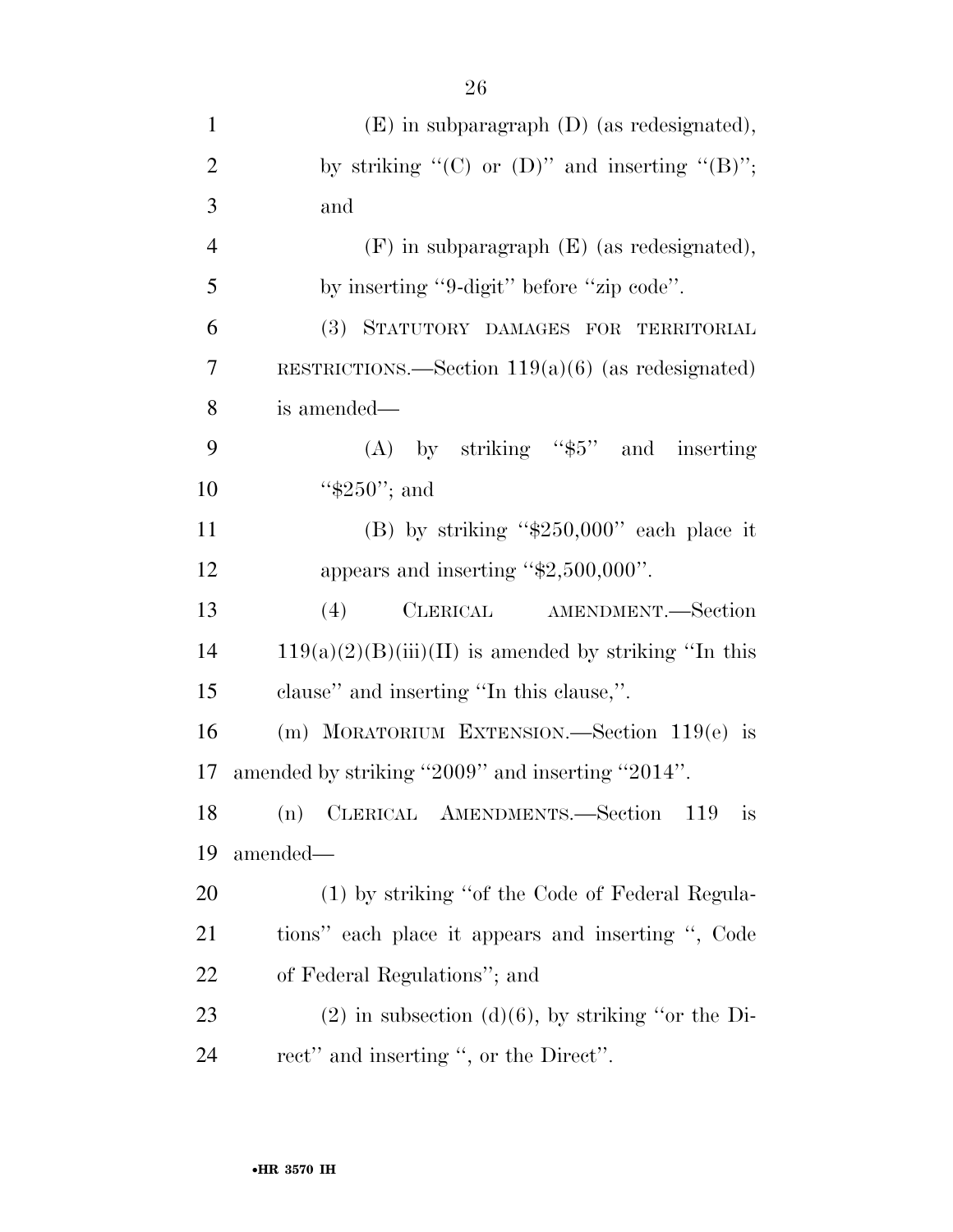(E) in subparagraph (D) (as redesignated), by striking ''(C) or (D)'' and inserting ''(B)''; and

(F) in subparagraph (E) (as redesignated), by inserting ''9-digit'' before ''zip code''.

(3) STATUTORY DAMAGES FOR TERRITORIAL RESTRICTIONS.—Section 119(a)(6) (as redesignated) is amended—

(A) by striking ''$5'' and inserting ''$250''; and

(B) by striking ''$250,000'' each place it appears and inserting ''$2,500,000''.

(4) CLERICAL AMENDMENT.—Section 119(a)(2)(B)(iii)(II) is amended by striking ''In this clause'' and inserting ''In this clause,''.

(m) MORATORIUM EXTENSION.—Section 119(e) is amended by striking ''2009'' and inserting ''2014''.

(n) CLERICAL AMENDMENTS.—Section 119 is amended—

(1) by striking ''of the Code of Federal Regulations'' each place it appears and inserting '', Code of Federal Regulations''; and

(2) in subsection (d)(6), by striking ''or the Direct'' and inserting '', or the Direct''.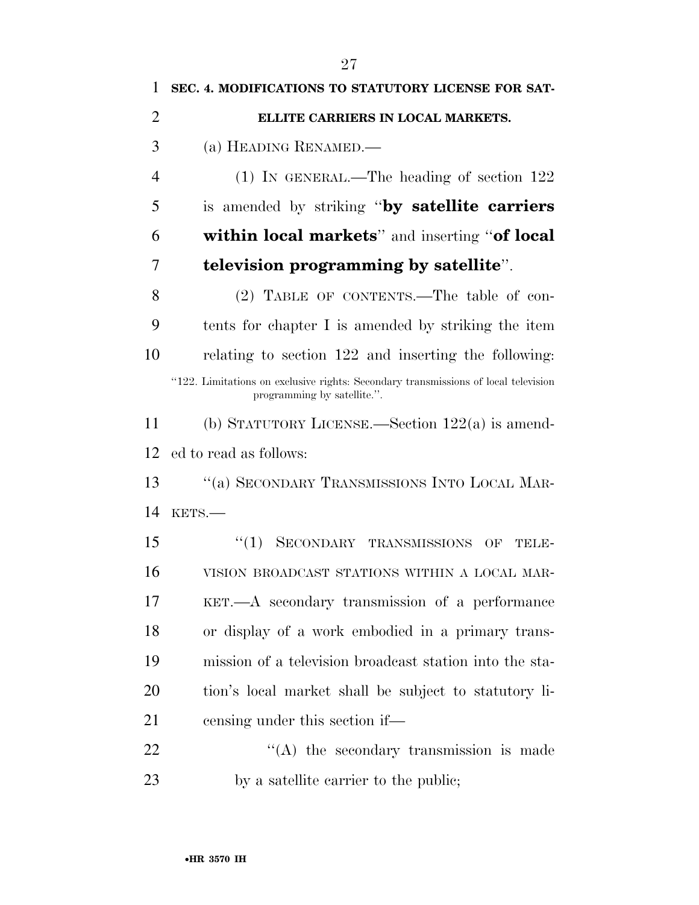**SEC. 4. MODIFICATIONS TO STATUTORY LICENSE FOR SATELLITE CARRIERS IN LOCAL MARKETS.**

(a) HEADING RENAMED.—

(1) IN GENERAL.—The heading of section 122 is amended by striking "**by satellite carriers within local markets**" and inserting "**of local television programming by satellite**".

(2) TABLE OF CONTENTS.—The table of contents for chapter I is amended by striking the item relating to section 122 and inserting the following:

"122. Limitations on exclusive rights: Secondary transmissions of local television programming by satellite.".

(b) STATUTORY LICENSE.—Section 122(a) is amended to read as follows:

"(a) SECONDARY TRANSMISSIONS INTO LOCAL MARKETS.—

"(1) SECONDARY TRANSMISSIONS OF TELEVISION BROADCAST STATIONS WITHIN A LOCAL MARKET.—A secondary transmission of a performance or display of a work embodied in a primary transmission of a television broadcast station into the station's local market shall be subject to statutory licensing under this section if—

"(A) the secondary transmission is made by a satellite carrier to the public;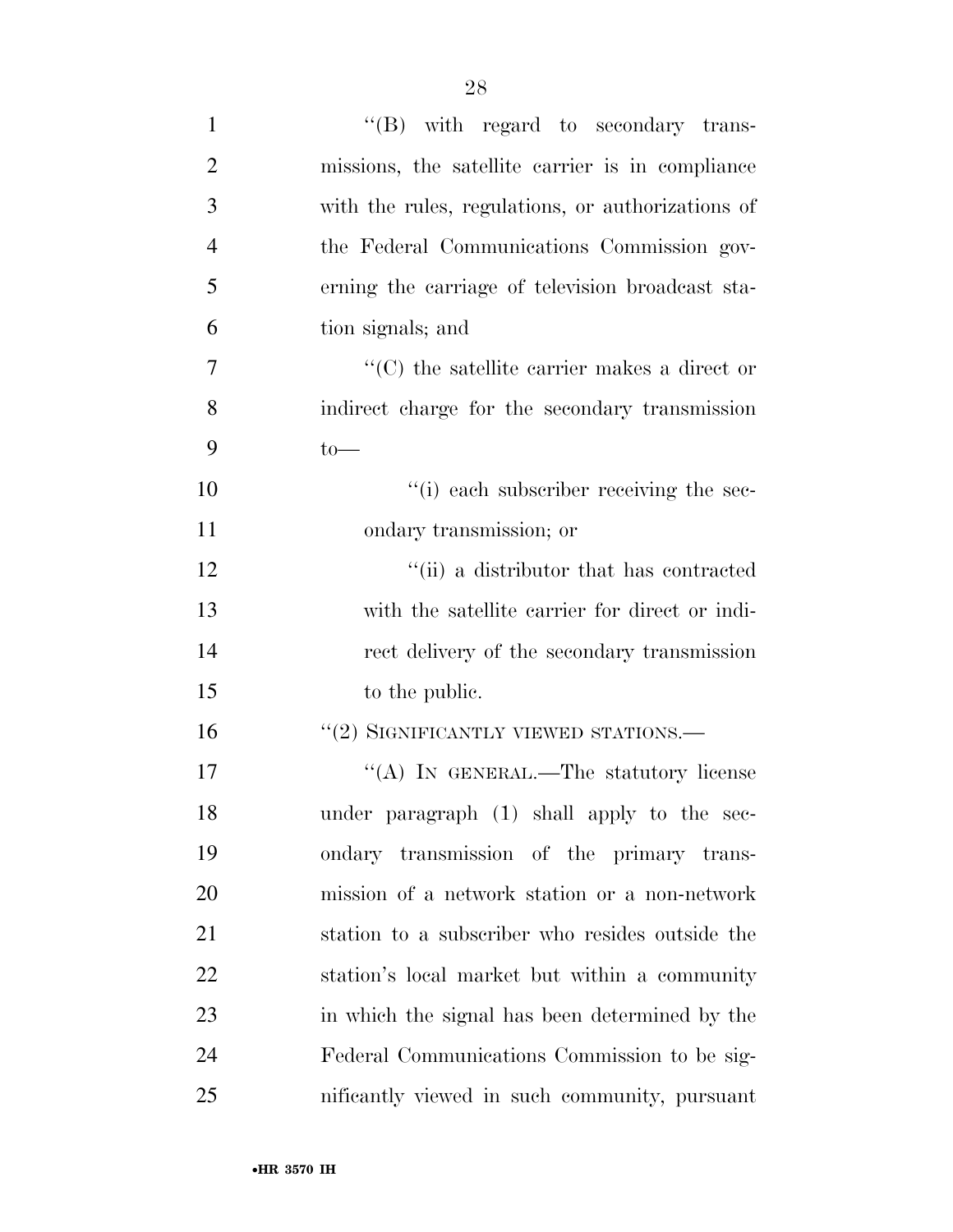''(B) with regard to secondary transmissions, the satellite carrier is in compliance with the rules, regulations, or authorizations of the Federal Communications Commission governing the carriage of television broadcast station signals; and

''(C) the satellite carrier makes a direct or indirect charge for the secondary transmission to—

''(i) each subscriber receiving the secondary transmission; or

''(ii) a distributor that has contracted with the satellite carrier for direct or indirect delivery of the secondary transmission to the public.

''(2) SIGNIFICANTLY VIEWED STATIONS.—

''(A) IN GENERAL.—The statutory license under paragraph (1) shall apply to the secondary transmission of the primary transmission of a network station or a non-network station to a subscriber who resides outside the station's local market but within a community in which the signal has been determined by the Federal Communications Commission to be significantly viewed in such community, pursuant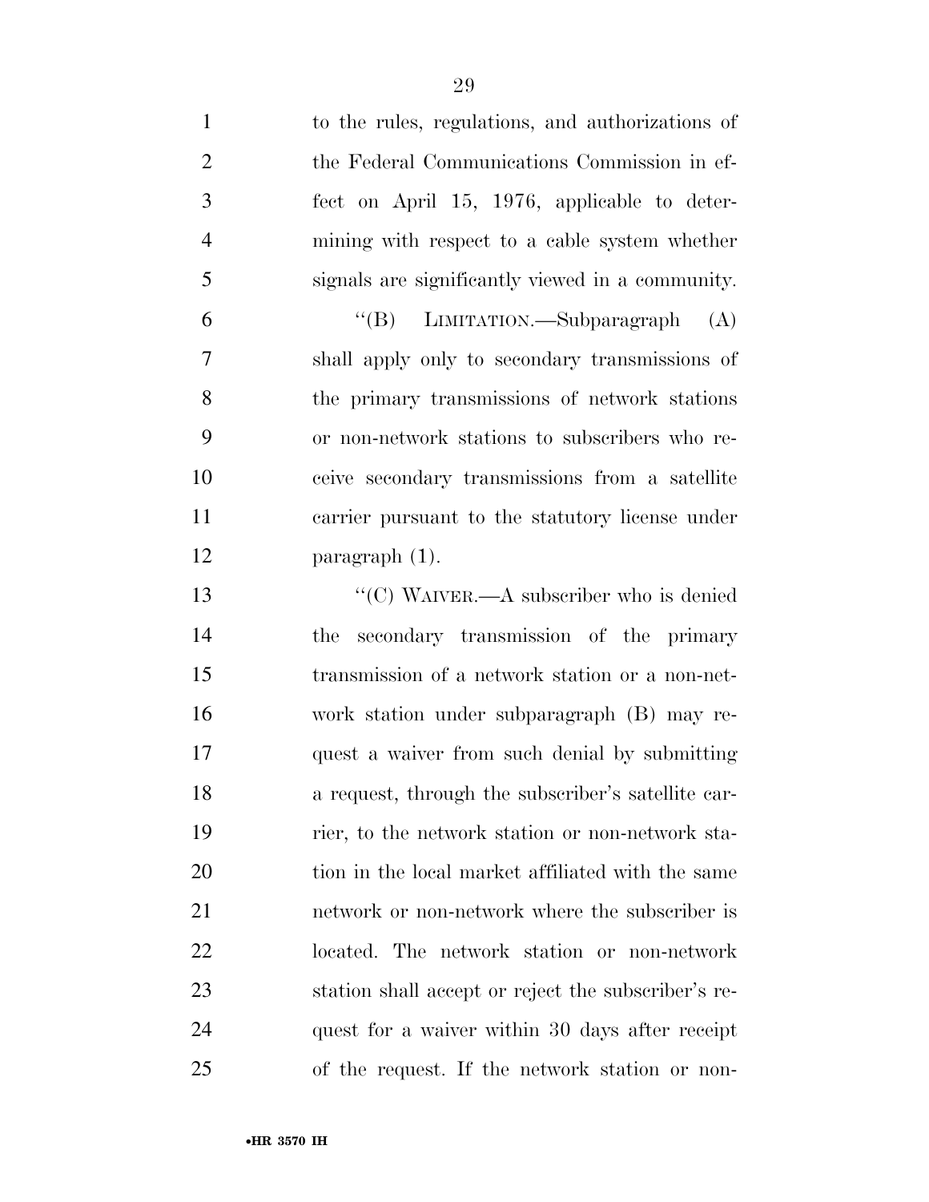to the rules, regulations, and authorizations of the Federal Communications Commission in effect on April 15, 1976, applicable to determining with respect to a cable system whether signals are significantly viewed in a community.

"(B) LIMITATION.—Subparagraph (A) shall apply only to secondary transmissions of the primary transmissions of network stations or non-network stations to subscribers who receive secondary transmissions from a satellite carrier pursuant to the statutory license under paragraph (1).

"(C) WAIVER.—A subscriber who is denied the secondary transmission of the primary transmission of a network station or a non-network station under subparagraph (B) may request a waiver from such denial by submitting a request, through the subscriber's satellite carrier, to the network station or non-network station in the local market affiliated with the same network or non-network where the subscriber is located. The network station or non-network station shall accept or reject the subscriber's request for a waiver within 30 days after receipt of the request. If the network station or non-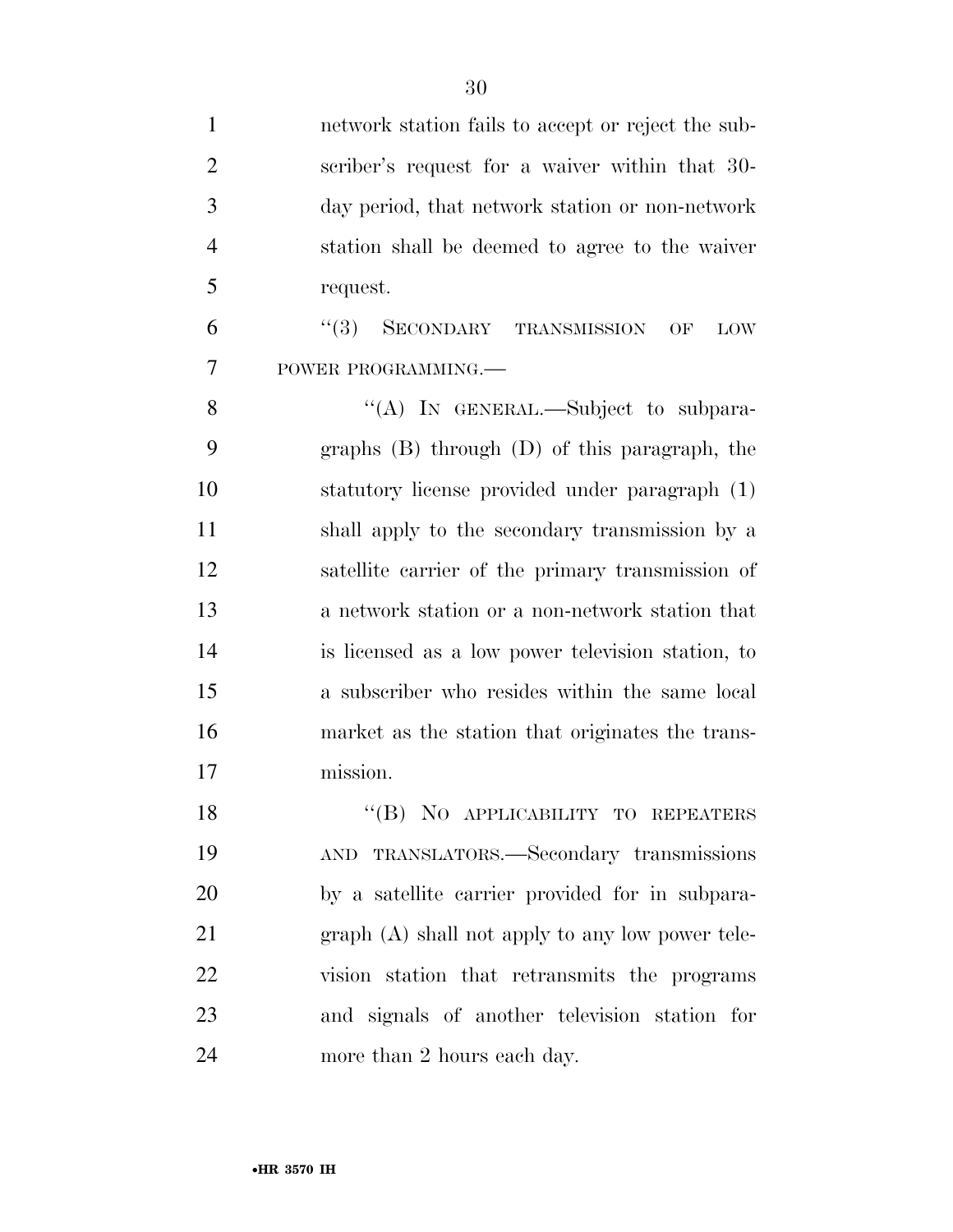network station fails to accept or reject the subscriber's request for a waiver within that 30-day period, that network station or non-network station shall be deemed to agree to the waiver request.

"(3) SECONDARY TRANSMISSION OF LOW POWER PROGRAMMING.—

"(A) IN GENERAL.—Subject to subparagraphs (B) through (D) of this paragraph, the statutory license provided under paragraph (1) shall apply to the secondary transmission by a satellite carrier of the primary transmission of a network station or a non-network station that is licensed as a low power television station, to a subscriber who resides within the same local market as the station that originates the transmission.

"(B) NO APPLICABILITY TO REPEATERS AND TRANSLATORS.—Secondary transmissions by a satellite carrier provided for in subparagraph (A) shall not apply to any low power television station that retransmits the programs and signals of another television station for more than 2 hours each day.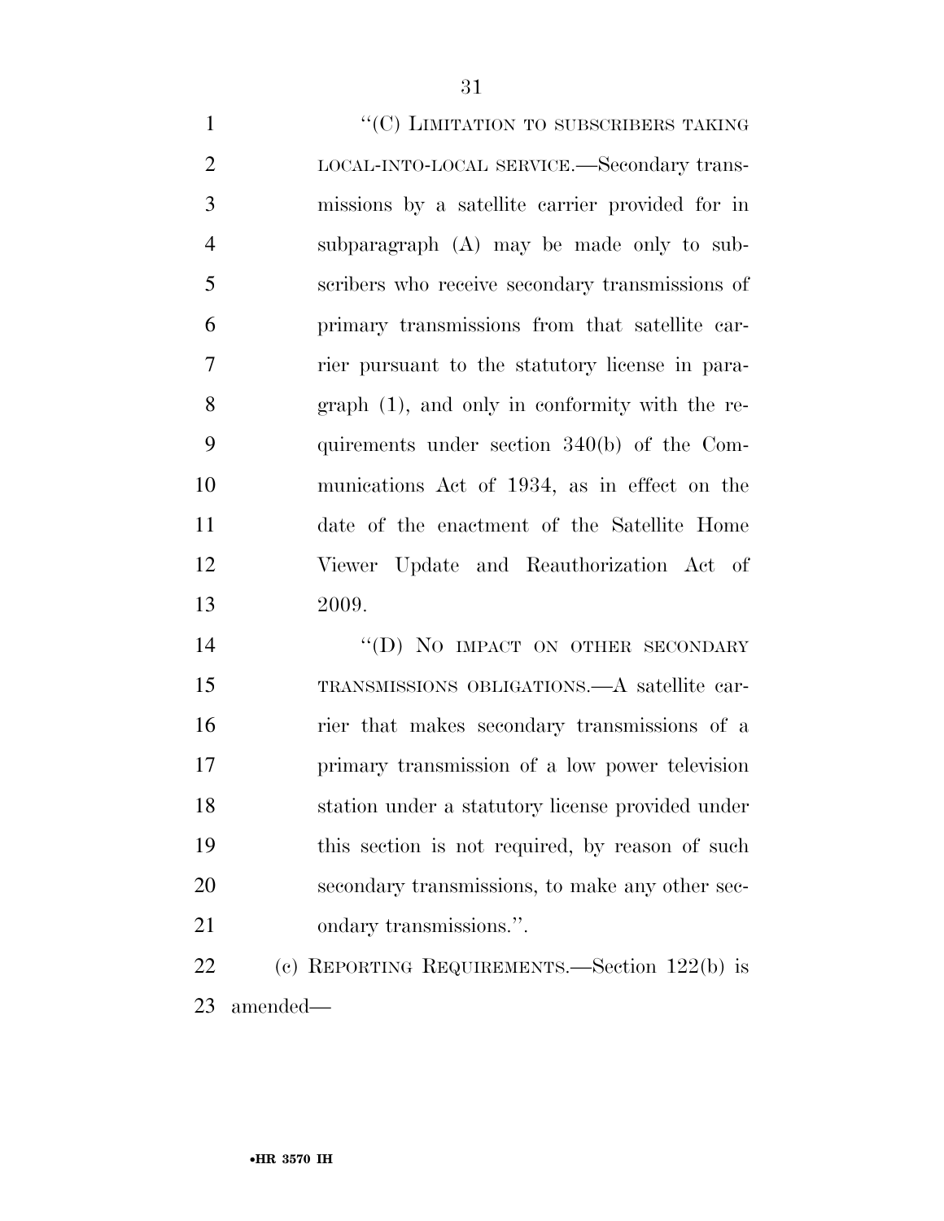"(C) LIMITATION TO SUBSCRIBERS TAKING LOCAL-INTO-LOCAL SERVICE.—Secondary transmissions by a satellite carrier provided for in subparagraph (A) may be made only to subscribers who receive secondary transmissions of primary transmissions from that satellite carrier pursuant to the statutory license in paragraph (1), and only in conformity with the requirements under section 340(b) of the Communications Act of 1934, as in effect on the date of the enactment of the Satellite Home Viewer Update and Reauthorization Act of 2009.

"(D) NO IMPACT ON OTHER SECONDARY TRANSMISSIONS OBLIGATIONS.—A satellite carrier that makes secondary transmissions of a primary transmission of a low power television station under a statutory license provided under this section is not required, by reason of such secondary transmissions, to make any other secondary transmissions.".

(c) REPORTING REQUIREMENTS.—Section 122(b) is amended—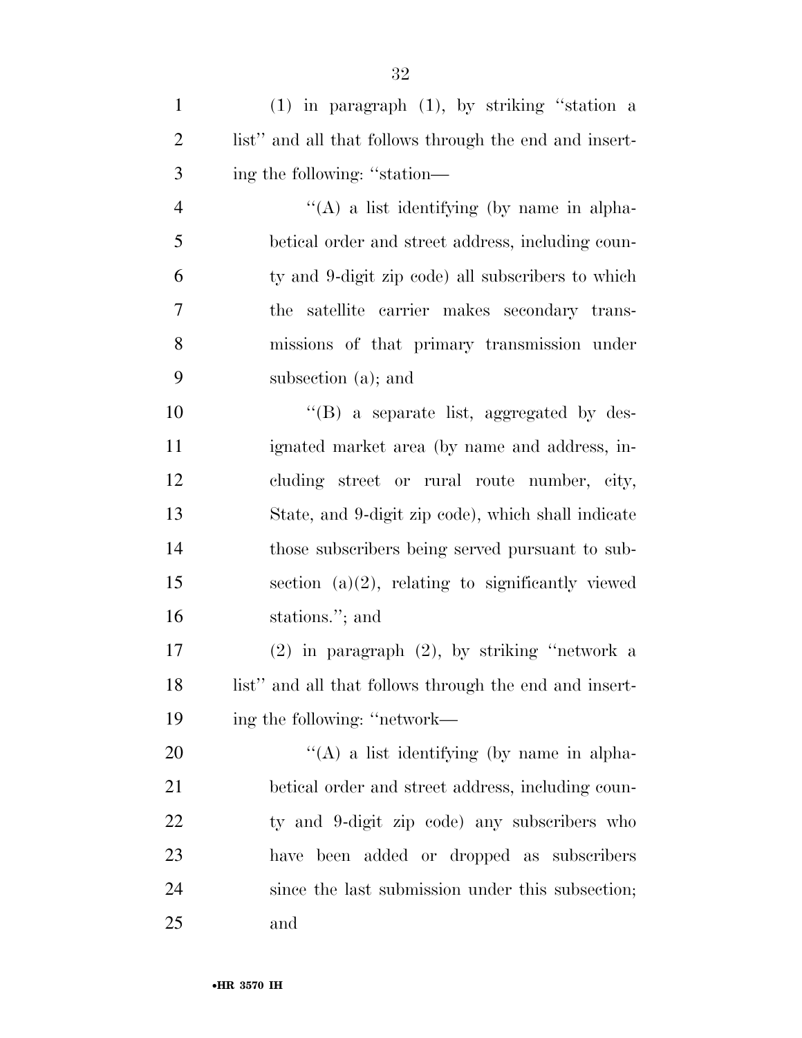(1) in paragraph (1), by striking ''station a list'' and all that follows through the end and inserting the following: ''station—

''(A) a list identifying (by name in alphabetical order and street address, including county and 9-digit zip code) all subscribers to which the satellite carrier makes secondary transmissions of that primary transmission under subsection (a); and

''(B) a separate list, aggregated by designated market area (by name and address, including street or rural route number, city, State, and 9-digit zip code), which shall indicate those subscribers being served pursuant to subsection (a)(2), relating to significantly viewed stations.''; and

(2) in paragraph (2), by striking ''network a list'' and all that follows through the end and inserting the following: ''network—

''(A) a list identifying (by name in alphabetical order and street address, including county and 9-digit zip code) any subscribers who have been added or dropped as subscribers since the last submission under this subsection; and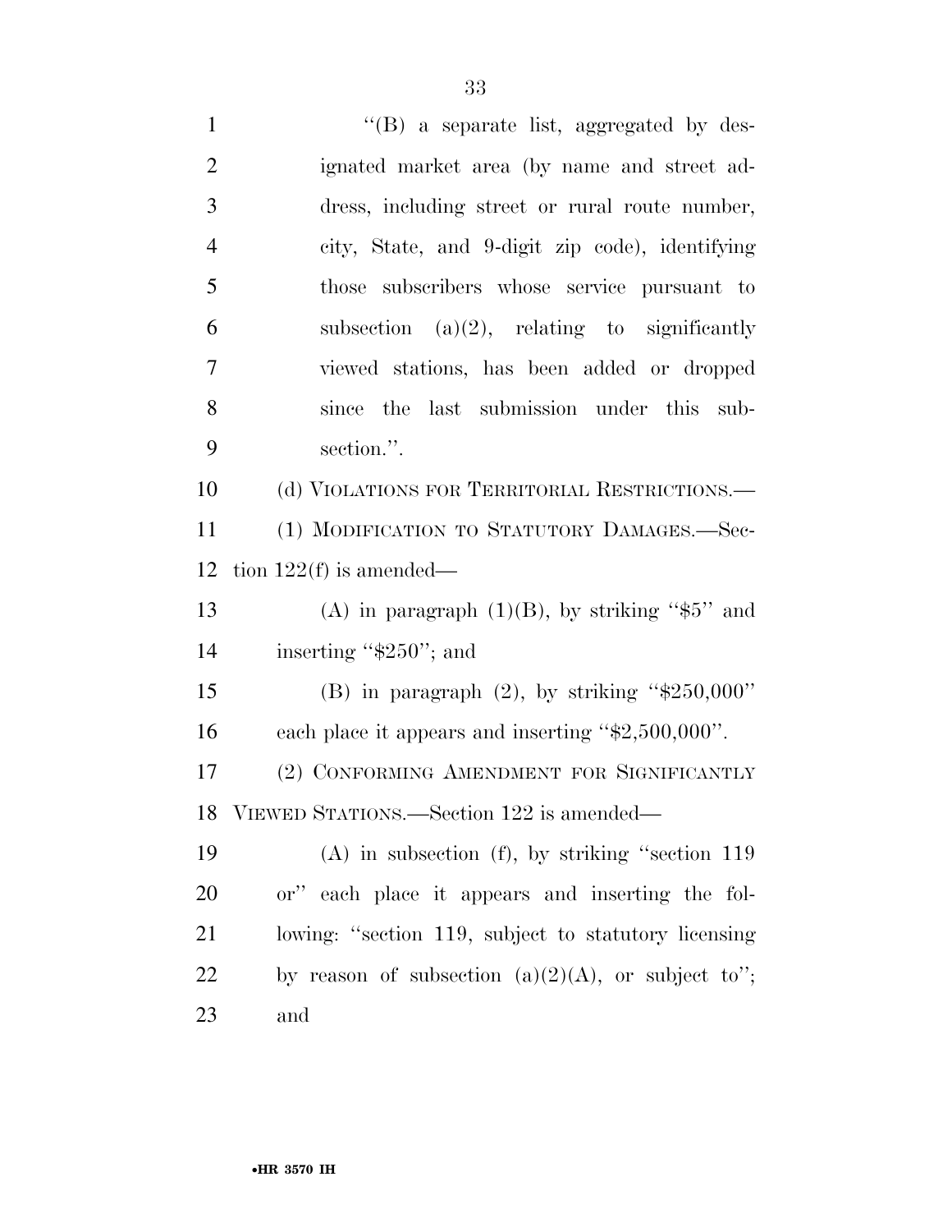''(B) a separate list, aggregated by designated market area (by name and street address, including street or rural route number, city, State, and 9-digit zip code), identifying those subscribers whose service pursuant to subsection (a)(2), relating to significantly viewed stations, has been added or dropped since the last submission under this subsection.''.

(d) VIOLATIONS FOR TERRITORIAL RESTRICTIONS.—

(1) MODIFICATION TO STATUTORY DAMAGES.—Section 122(f) is amended—

(A) in paragraph (1)(B), by striking ''$5'' and inserting ''$250''; and

(B) in paragraph (2), by striking ''$250,000'' each place it appears and inserting ''$2,500,000''.

(2) CONFORMING AMENDMENT FOR SIGNIFICANTLY VIEWED STATIONS.—Section 122 is amended—

(A) in subsection (f), by striking ''section 119 or'' each place it appears and inserting the following: ''section 119, subject to statutory licensing by reason of subsection (a)(2)(A), or subject to''; and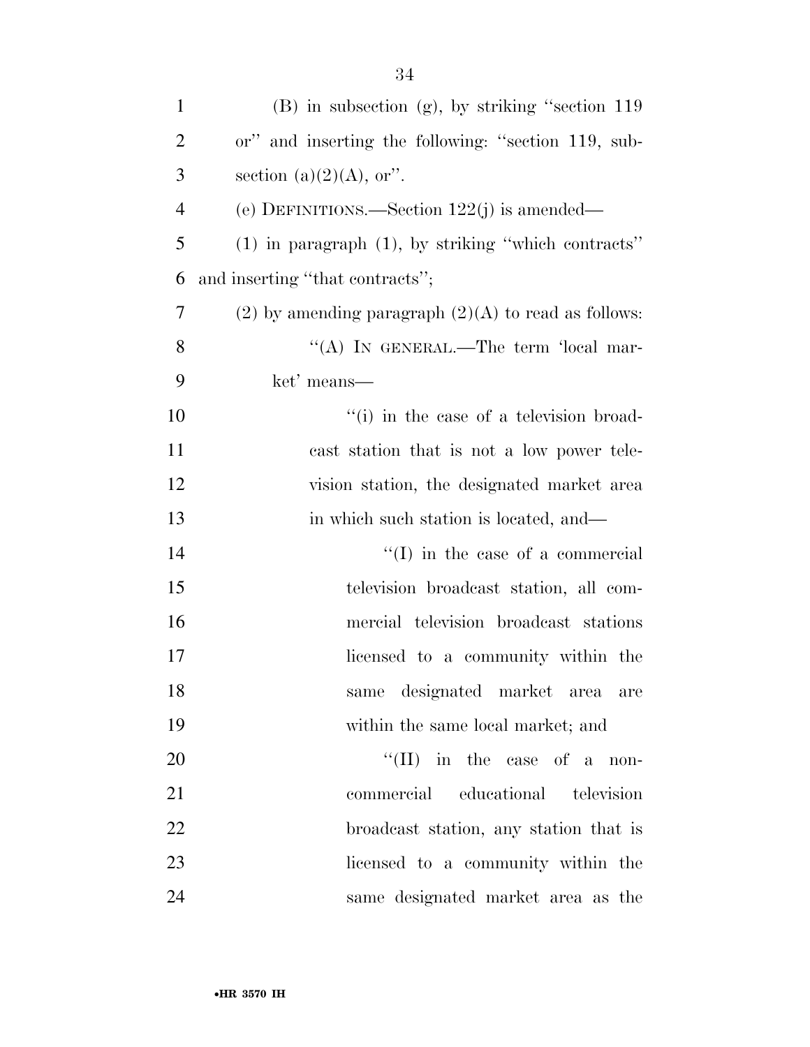(B) in subsection (g), by striking ''section 119 or'' and inserting the following: ''section 119, subsection (a)(2)(A), or''.

(e) DEFINITIONS.—Section 122(j) is amended—

(1) in paragraph (1), by striking ''which contracts'' and inserting ''that contracts'';

(2) by amending paragraph (2)(A) to read as follows:

''(A) IN GENERAL.—The term 'local market' means—

''(i) in the case of a television broadcast station that is not a low power television station, the designated market area in which such station is located, and—

''(I) in the case of a commercial television broadcast station, all commercial television broadcast stations licensed to a community within the same designated market area are within the same local market; and

''(II) in the case of a noncommercial educational television broadcast station, any station that is licensed to a community within the same designated market area as the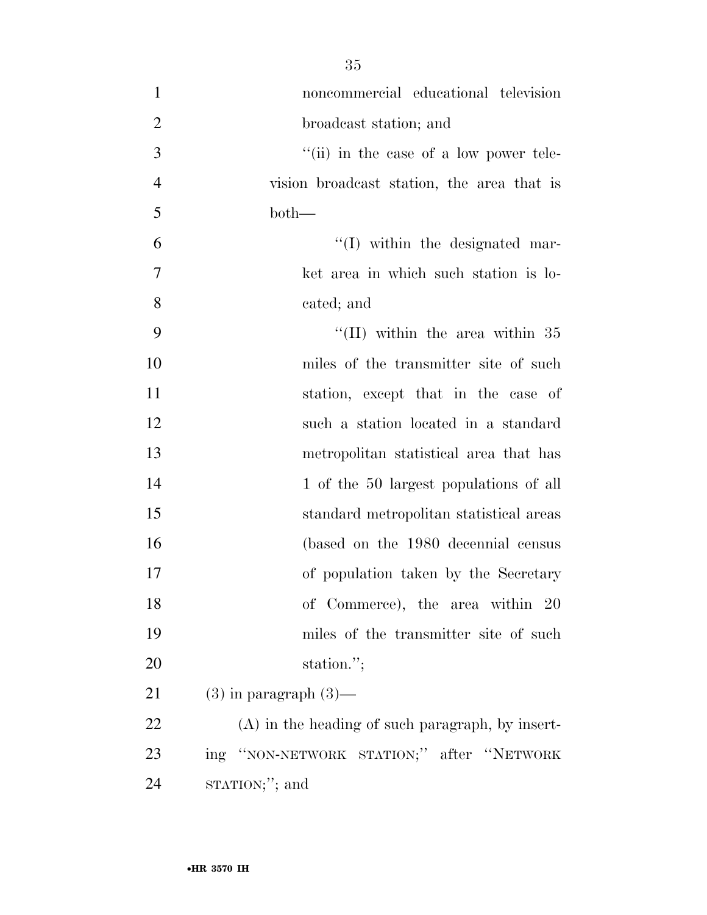noncommercial educational television broadcast station; and

"(ii) in the case of a low power television broadcast station, the area that is both—

"(I) within the designated market area in which such station is located; and

"(II) within the area within 35 miles of the transmitter site of such station, except that in the case of such a station located in a standard metropolitan statistical area that has 1 of the 50 largest populations of all standard metropolitan statistical areas (based on the 1980 decennial census of population taken by the Secretary of Commerce), the area within 20 miles of the transmitter site of such station.";

(3) in paragraph (3)—

(A) in the heading of such paragraph, by inserting "NON-NETWORK STATION;" after "NETWORK STATION;"; and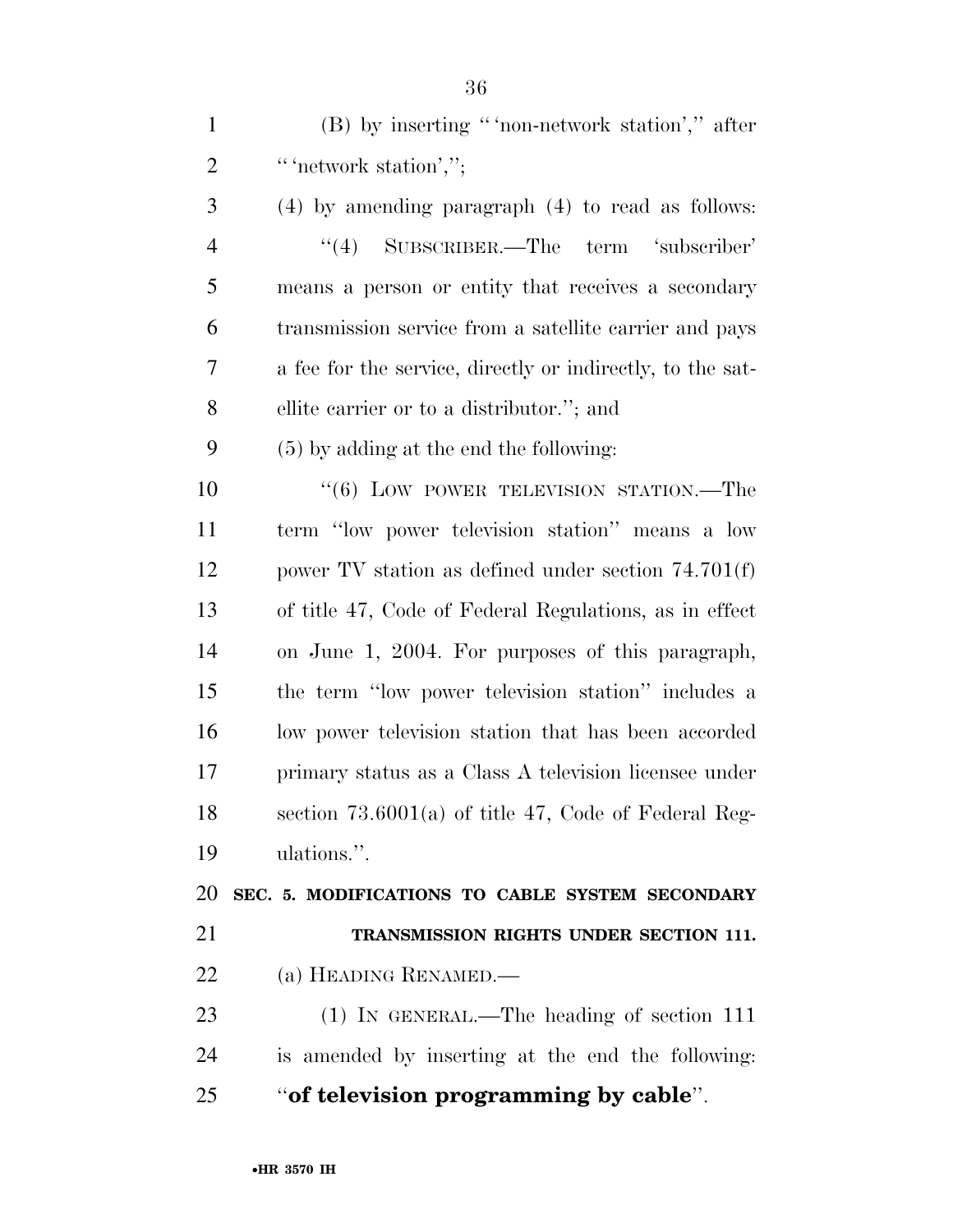(B) by inserting "'non-network station'," after "'network station',";

(4) by amending paragraph (4) to read as follows:

"(4) SUBSCRIBER.—The term 'subscriber' means a person or entity that receives a secondary transmission service from a satellite carrier and pays a fee for the service, directly or indirectly, to the satellite carrier or to a distributor."; and

(5) by adding at the end the following:

"(6) LOW POWER TELEVISION STATION.—The term "low power television station" means a low power TV station as defined under section 74.701(f) of title 47, Code of Federal Regulations, as in effect on June 1, 2004. For purposes of this paragraph, the term "low power television station" includes a low power television station that has been accorded primary status as a Class A television licensee under section 73.6001(a) of title 47, Code of Federal Regulations.".

**SEC. 5. MODIFICATIONS TO CABLE SYSTEM SECONDARY TRANSMISSION RIGHTS UNDER SECTION 111.**

(a) HEADING RENAMED.—

(1) IN GENERAL.—The heading of section 111 is amended by inserting at the end the following: "**of television programming by cable**".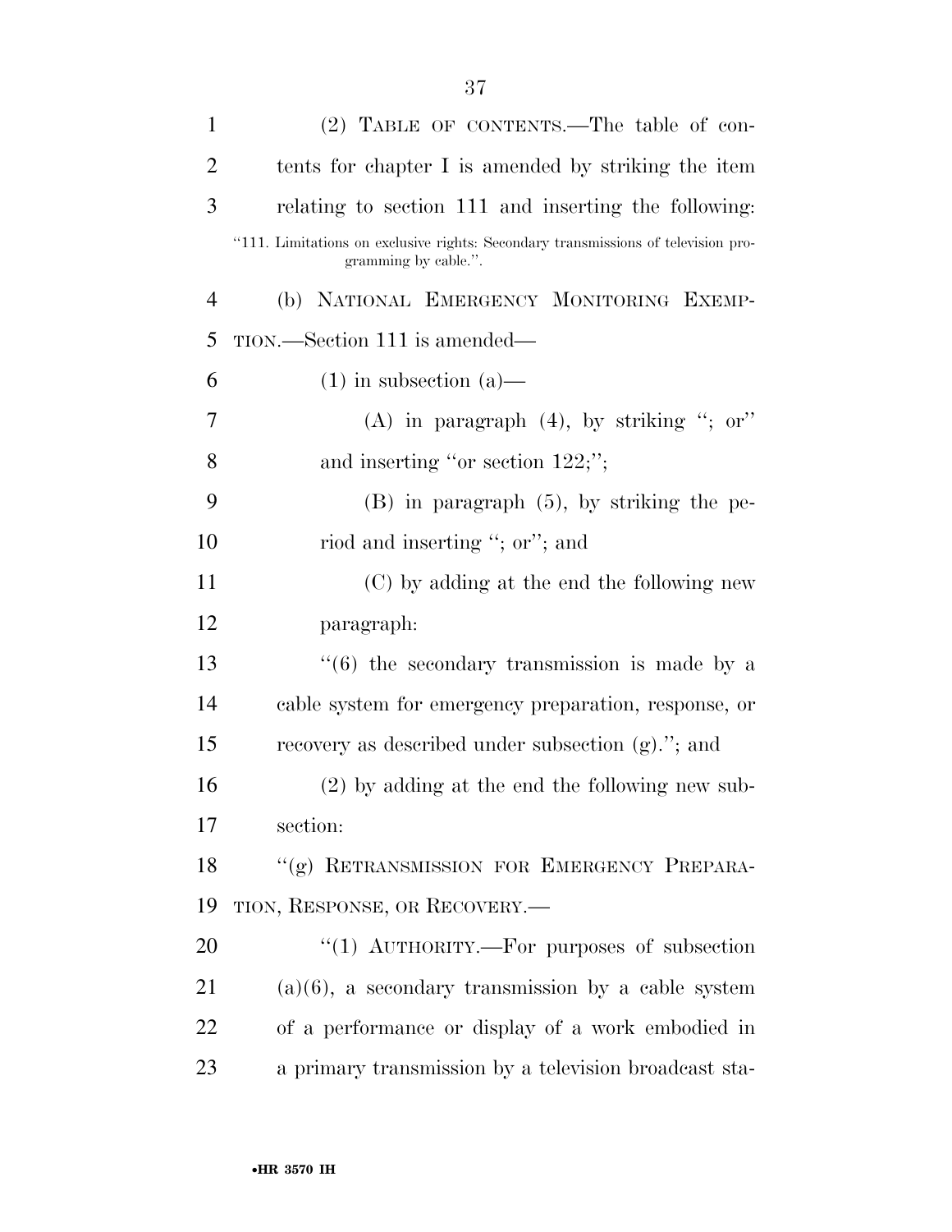(2) TABLE OF CONTENTS.—The table of contents for chapter I is amended by striking the item relating to section 111 and inserting the following:

"111. Limitations on exclusive rights: Secondary transmissions of television programming by cable.".

(b) NATIONAL EMERGENCY MONITORING EXEMPTION.—Section 111 is amended—

(1) in subsection (a)—

(A) in paragraph (4), by striking "; or" and inserting "or section 122;";

(B) in paragraph (5), by striking the period and inserting "; or"; and

(C) by adding at the end the following new paragraph:

"(6) the secondary transmission is made by a cable system for emergency preparation, response, or recovery as described under subsection (g)."; and

(2) by adding at the end the following new subsection:

"(g) RETRANSMISSION FOR EMERGENCY PREPARATION, RESPONSE, OR RECOVERY.—

"(1) AUTHORITY.—For purposes of subsection (a)(6), a secondary transmission by a cable system of a performance or display of a work embodied in a primary transmission by a television broadcast sta-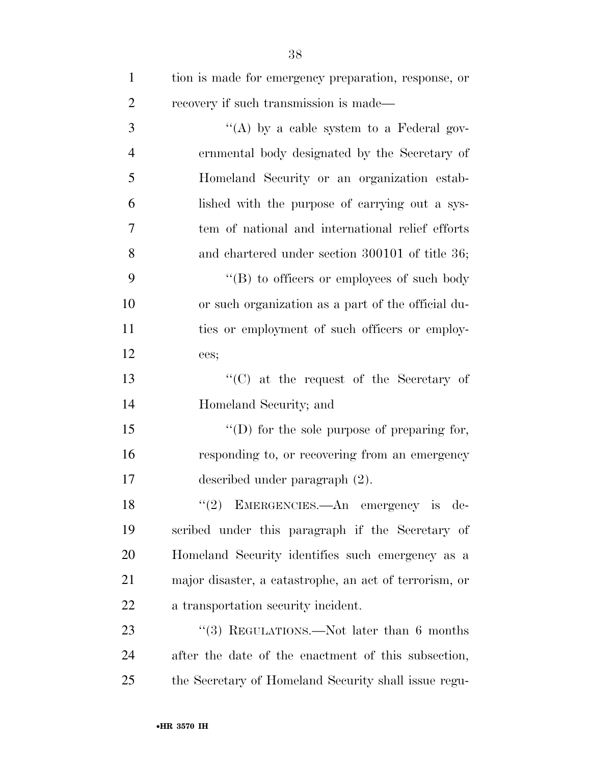tion is made for emergency preparation, response, or recovery if such transmission is made—

''(A) by a cable system to a Federal governmental body designated by the Secretary of Homeland Security or an organization established with the purpose of carrying out a system of national and international relief efforts and chartered under section 300101 of title 36;

''(B) to officers or employees of such body or such organization as a part of the official duties or employment of such officers or employees;

''(C) at the request of the Secretary of Homeland Security; and

''(D) for the sole purpose of preparing for, responding to, or recovering from an emergency described under paragraph (2).

''(2) EMERGENCIES.—An emergency is described under this paragraph if the Secretary of Homeland Security identifies such emergency as a major disaster, a catastrophe, an act of terrorism, or a transportation security incident.

''(3) REGULATIONS.—Not later than 6 months after the date of the enactment of this subsection, the Secretary of Homeland Security shall issue regu-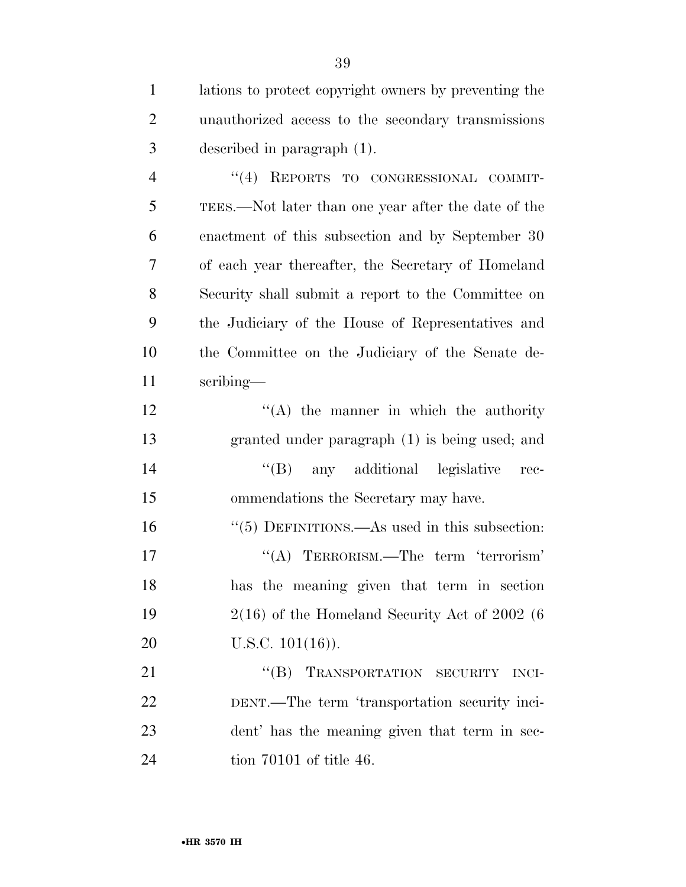lations to protect copyright owners by preventing the unauthorized access to the secondary transmissions described in paragraph (1).

"(4) REPORTS TO CONGRESSIONAL COMMITTEES.—Not later than one year after the date of the enactment of this subsection and by September 30 of each year thereafter, the Secretary of Homeland Security shall submit a report to the Committee on the Judiciary of the House of Representatives and the Committee on the Judiciary of the Senate describing—

"(A) the manner in which the authority granted under paragraph (1) is being used; and

"(B) any additional legislative recommendations the Secretary may have.

"(5) DEFINITIONS.—As used in this subsection:

"(A) TERRORISM.—The term 'terrorism' has the meaning given that term in section 2(16) of the Homeland Security Act of 2002 (6 U.S.C. 101(16)).

"(B) TRANSPORTATION SECURITY INCIDENT.—The term 'transportation security incident' has the meaning given that term in section 70101 of title 46.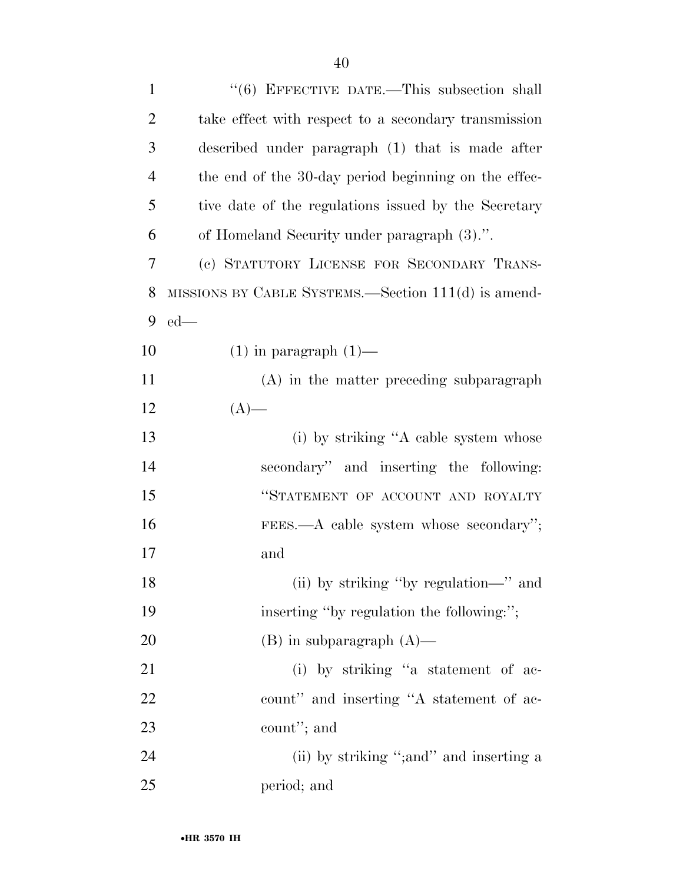"(6) EFFECTIVE DATE.—This subsection shall take effect with respect to a secondary transmission described under paragraph (1) that is made after the end of the 30-day period beginning on the effective date of the regulations issued by the Secretary of Homeland Security under paragraph (3).".

(c) STATUTORY LICENSE FOR SECONDARY TRANSMISSIONS BY CABLE SYSTEMS.—Section 111(d) is amended—

(1) in paragraph (1)—

(A) in the matter preceding subparagraph (A)—

(i) by striking "A cable system whose secondary" and inserting the following: "STATEMENT OF ACCOUNT AND ROYALTY FEES.—A cable system whose secondary"; and

(ii) by striking "by regulation—" and inserting "by regulation the following:";

(B) in subparagraph (A)—

(i) by striking "a statement of account" and inserting "A statement of account"; and

(ii) by striking ";and" and inserting a period; and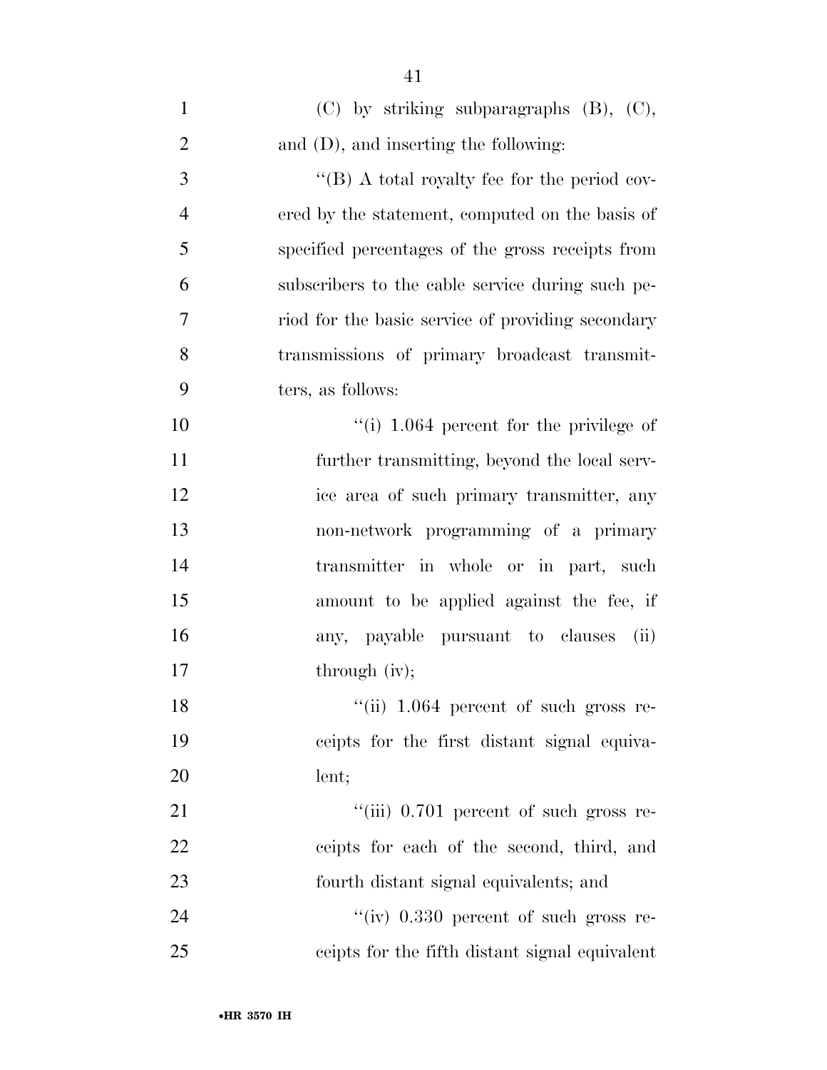(C) by striking subparagraphs (B), (C), and (D), and inserting the following:

''(B) A total royalty fee for the period covered by the statement, computed on the basis of specified percentages of the gross receipts from subscribers to the cable service during such period for the basic service of providing secondary transmissions of primary broadcast transmitters, as follows:

''(i) 1.064 percent for the privilege of further transmitting, beyond the local service area of such primary transmitter, any non-network programming of a primary transmitter in whole or in part, such amount to be applied against the fee, if any, payable pursuant to clauses (ii) through (iv);

''(ii) 1.064 percent of such gross receipts for the first distant signal equivalent;

''(iii) 0.701 percent of such gross receipts for each of the second, third, and fourth distant signal equivalents; and

''(iv) 0.330 percent of such gross receipts for the fifth distant signal equivalent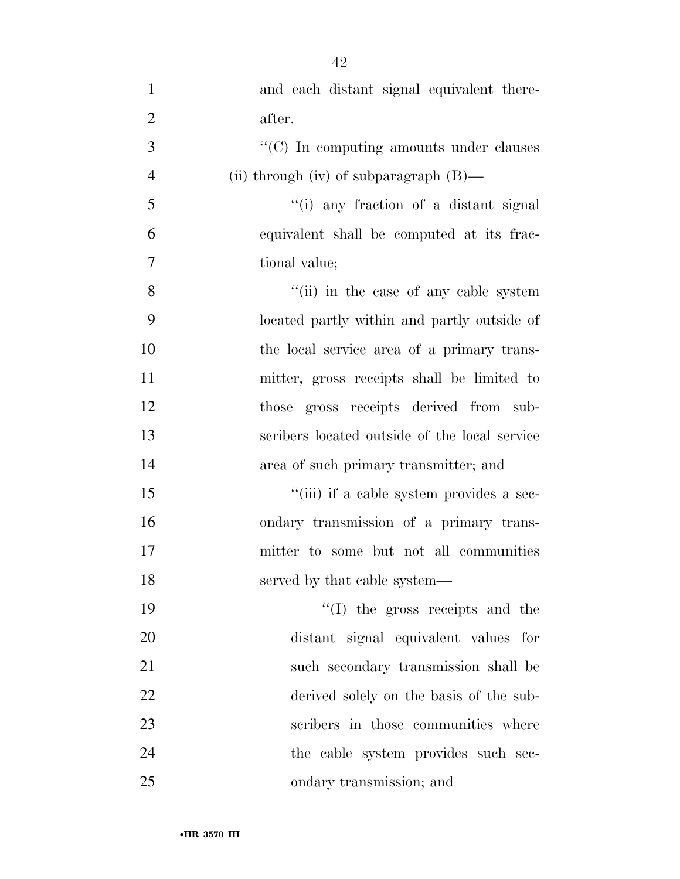and each distant signal equivalent thereafter.

''(C) In computing amounts under clauses (ii) through (iv) of subparagraph (B)—

''(i) any fraction of a distant signal equivalent shall be computed at its fractional value;

''(ii) in the case of any cable system located partly within and partly outside of the local service area of a primary transmitter, gross receipts shall be limited to those gross receipts derived from subscribers located outside of the local service area of such primary transmitter; and

''(iii) if a cable system provides a secondary transmission of a primary transmitter to some but not all communities served by that cable system—

''(I) the gross receipts and the distant signal equivalent values for such secondary transmission shall be derived solely on the basis of the subscribers in those communities where the cable system provides such secondary transmission; and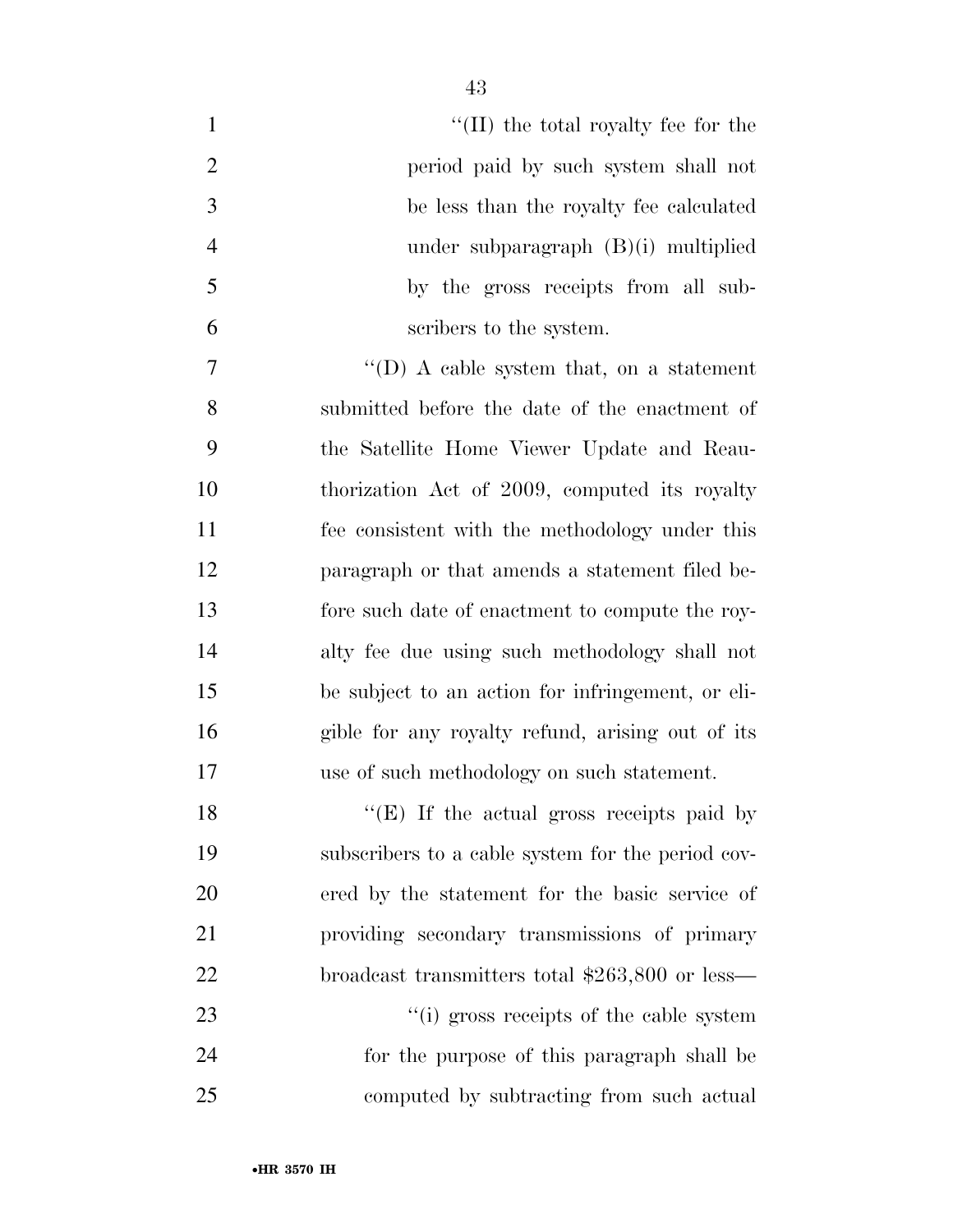"(II) the total royalty fee for the period paid by such system shall not be less than the royalty fee calculated under subparagraph (B)(i) multiplied by the gross receipts from all subscribers to the system.

"(D) A cable system that, on a statement submitted before the date of the enactment of the Satellite Home Viewer Update and Reauthorization Act of 2009, computed its royalty fee consistent with the methodology under this paragraph or that amends a statement filed before such date of enactment to compute the royalty fee due using such methodology shall not be subject to an action for infringement, or eligible for any royalty refund, arising out of its use of such methodology on such statement.

"(E) If the actual gross receipts paid by subscribers to a cable system for the period covered by the statement for the basic service of providing secondary transmissions of primary broadcast transmitters total $263,800 or less—

"(i) gross receipts of the cable system for the purpose of this paragraph shall be computed by subtracting from such actual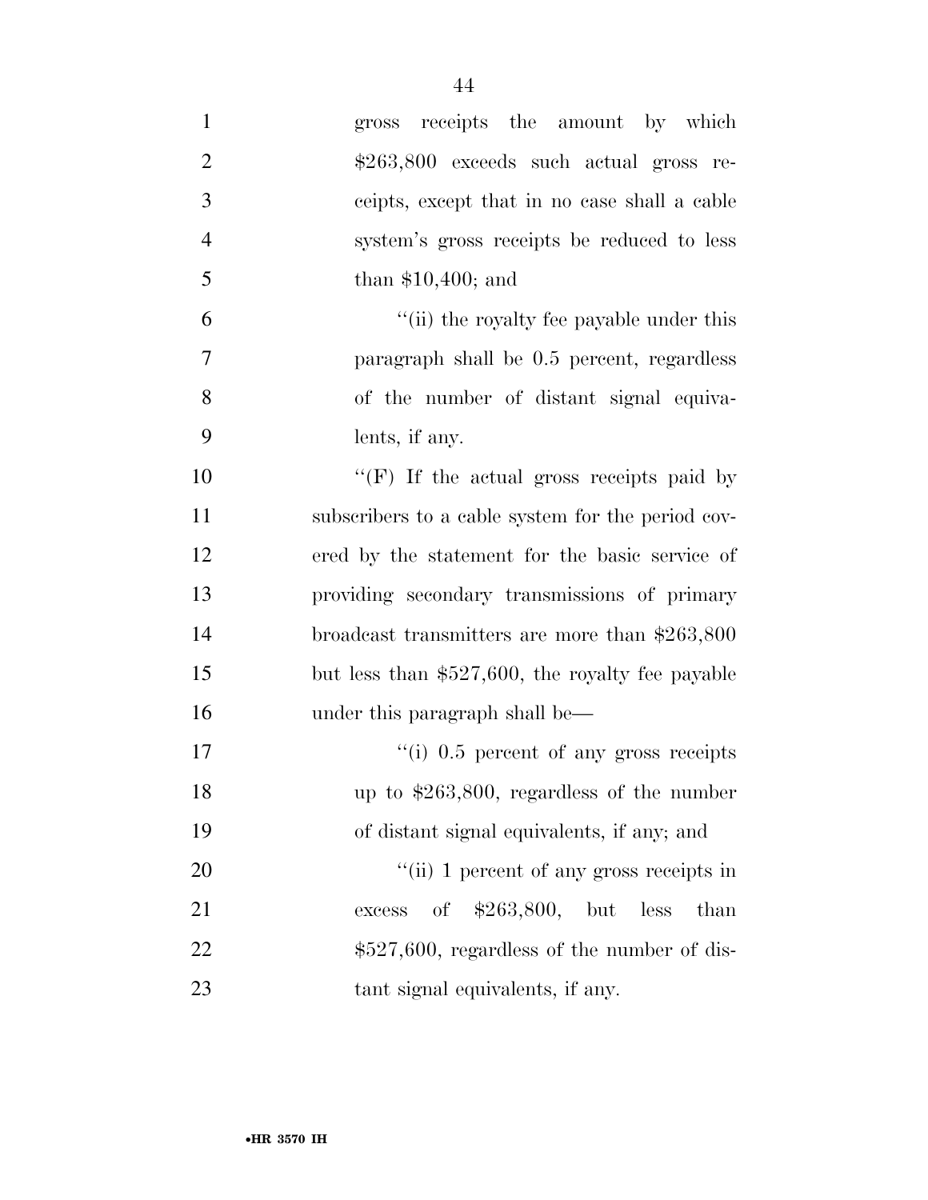gross receipts the amount by which $263,800 exceeds such actual gross receipts, except that in no case shall a cable system's gross receipts be reduced to less than $10,400; and

''(ii) the royalty fee payable under this paragraph shall be 0.5 percent, regardless of the number of distant signal equivalents, if any.

''(F) If the actual gross receipts paid by subscribers to a cable system for the period covered by the statement for the basic service of providing secondary transmissions of primary broadcast transmitters are more than $263,800 but less than $527,600, the royalty fee payable under this paragraph shall be—

''(i) 0.5 percent of any gross receipts up to $263,800, regardless of the number of distant signal equivalents, if any; and

''(ii) 1 percent of any gross receipts in excess of $263,800, but less than $527,600, regardless of the number of distant signal equivalents, if any.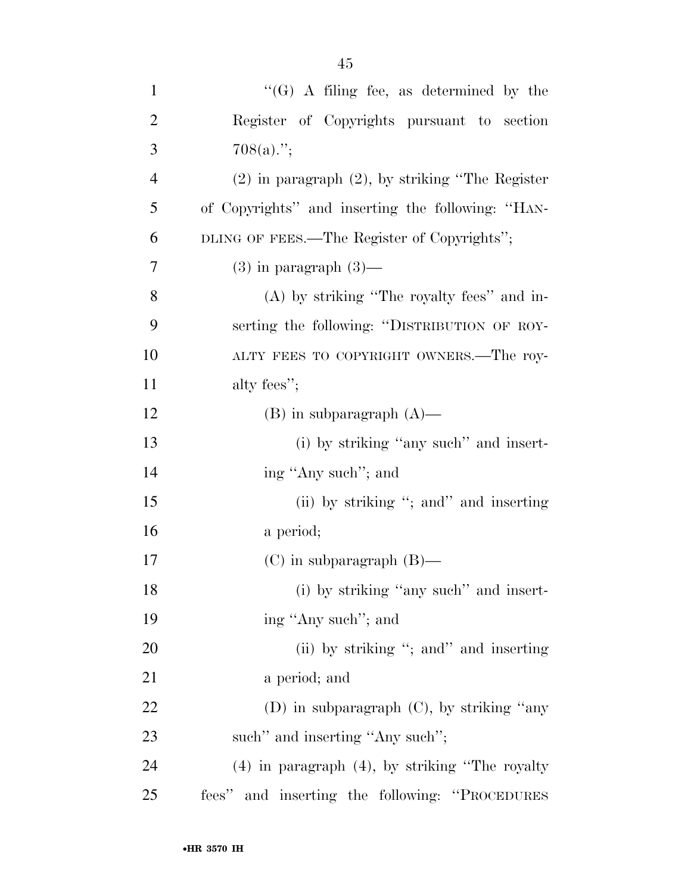"(G) A filing fee, as determined by the Register of Copyrights pursuant to section 708(a).";

(2) in paragraph (2), by striking "The Register of Copyrights" and inserting the following: "HANDLING OF FEES.—The Register of Copyrights";

(3) in paragraph (3)—

(A) by striking "The royalty fees" and inserting the following: "DISTRIBUTION OF ROYALTY FEES TO COPYRIGHT OWNERS.—The royalty fees";

(B) in subparagraph (A)—

(i) by striking "any such" and inserting "Any such"; and

(ii) by striking "; and" and inserting a period;

(C) in subparagraph (B)—

(i) by striking "any such" and inserting "Any such"; and

(ii) by striking "; and" and inserting a period; and

(D) in subparagraph (C), by striking "any such" and inserting "Any such";

(4) in paragraph (4), by striking "The royalty fees" and inserting the following: "PROCEDURES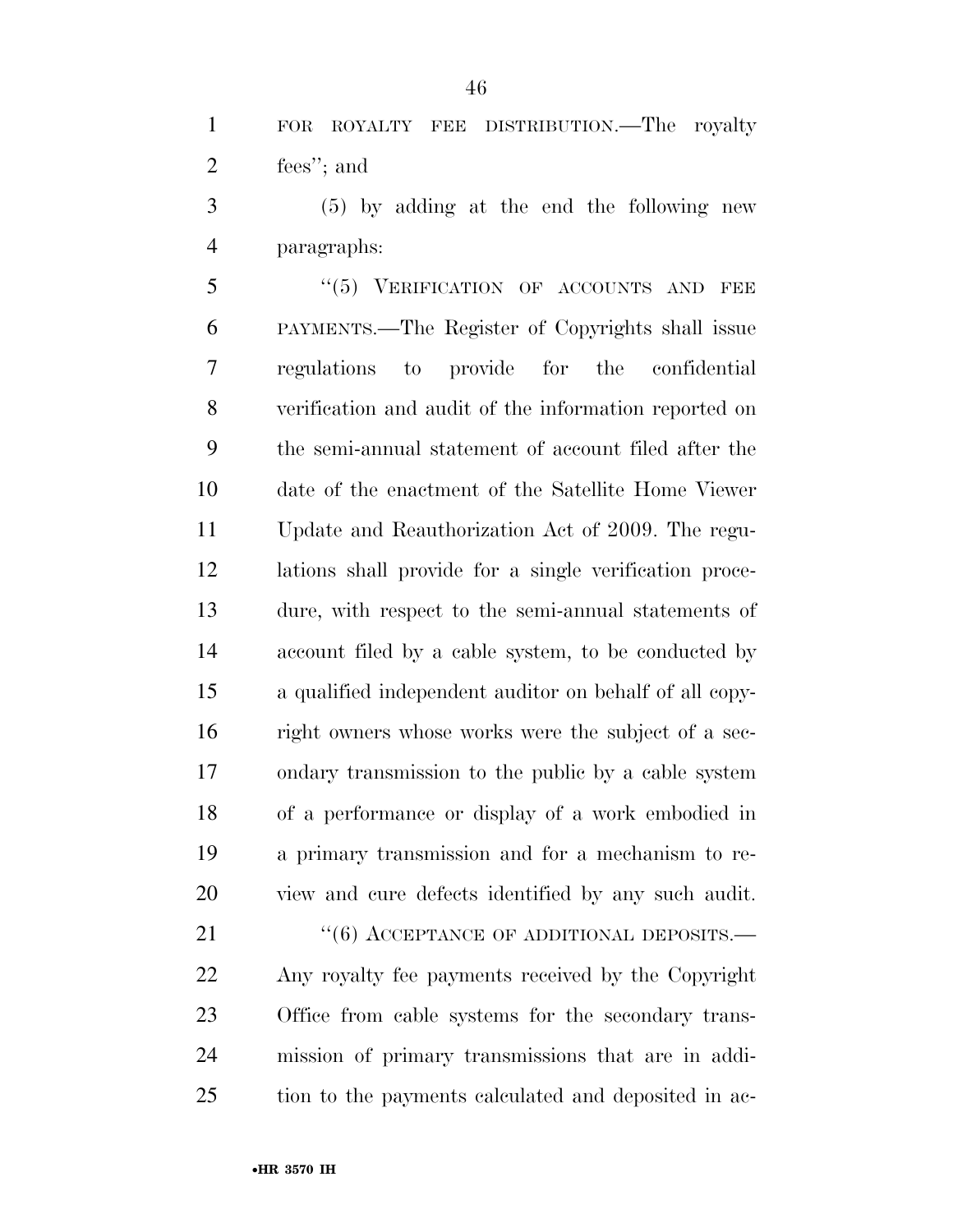FOR ROYALTY FEE DISTRIBUTION.—The royalty fees''; and

(5) by adding at the end the following new paragraphs:

''(5) VERIFICATION OF ACCOUNTS AND FEE PAYMENTS.—The Register of Copyrights shall issue regulations to provide for the confidential verification and audit of the information reported on the semi-annual statement of account filed after the date of the enactment of the Satellite Home Viewer Update and Reauthorization Act of 2009. The regulations shall provide for a single verification procedure, with respect to the semi-annual statements of account filed by a cable system, to be conducted by a qualified independent auditor on behalf of all copyright owners whose works were the subject of a secondary transmission to the public by a cable system of a performance or display of a work embodied in a primary transmission and for a mechanism to review and cure defects identified by any such audit.

''(6) ACCEPTANCE OF ADDITIONAL DEPOSITS.—Any royalty fee payments received by the Copyright Office from cable systems for the secondary transmission of primary transmissions that are in addition to the payments calculated and deposited in ac-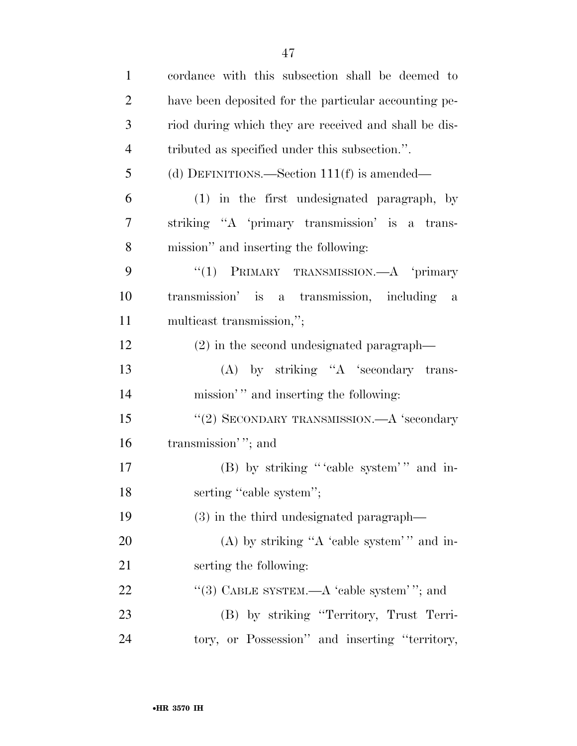cordance with this subsection shall be deemed to have been deposited for the particular accounting period during which they are received and shall be distributed as specified under this subsection.''.

(d) DEFINITIONS.—Section 111(f) is amended—

(1) in the first undesignated paragraph, by striking ''A 'primary transmission' is a transmission'' and inserting the following:

''(1) PRIMARY TRANSMISSION.—A 'primary transmission' is a transmission, including a multicast transmission,'';

(2) in the second undesignated paragraph—

(A) by striking ''A 'secondary transmission' '' and inserting the following:

''(2) SECONDARY TRANSMISSION.—A 'secondary transmission' ''; and

(B) by striking '' 'cable system' '' and inserting ''cable system'';

(3) in the third undesignated paragraph—

(A) by striking ''A 'cable system' '' and inserting the following:

''(3) CABLE SYSTEM.—A 'cable system' ''; and

(B) by striking ''Territory, Trust Territory, or Possession'' and inserting ''territory,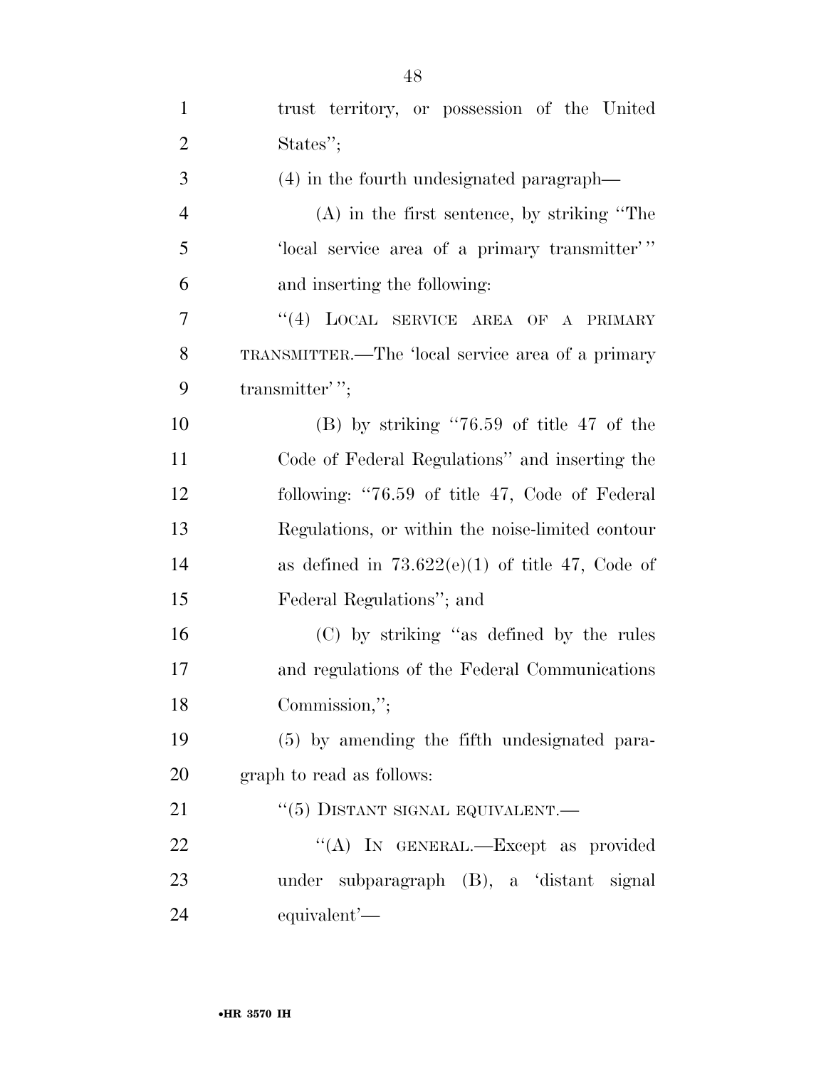trust territory, or possession of the United States'';

(4) in the fourth undesignated paragraph—

(A) in the first sentence, by striking ''The 'local service area of a primary transmitter' '' and inserting the following:

''(4) LOCAL SERVICE AREA OF A PRIMARY TRANSMITTER.—The 'local service area of a primary transmitter' '';

(B) by striking ''76.59 of title 47 of the Code of Federal Regulations'' and inserting the following: ''76.59 of title 47, Code of Federal Regulations, or within the noise-limited contour as defined in 73.622(e)(1) of title 47, Code of Federal Regulations''; and

(C) by striking ''as defined by the rules and regulations of the Federal Communications Commission,'';

(5) by amending the fifth undesignated paragraph to read as follows:

''(5) DISTANT SIGNAL EQUIVALENT.—

''(A) IN GENERAL.—Except as provided under subparagraph (B), a 'distant signal equivalent'—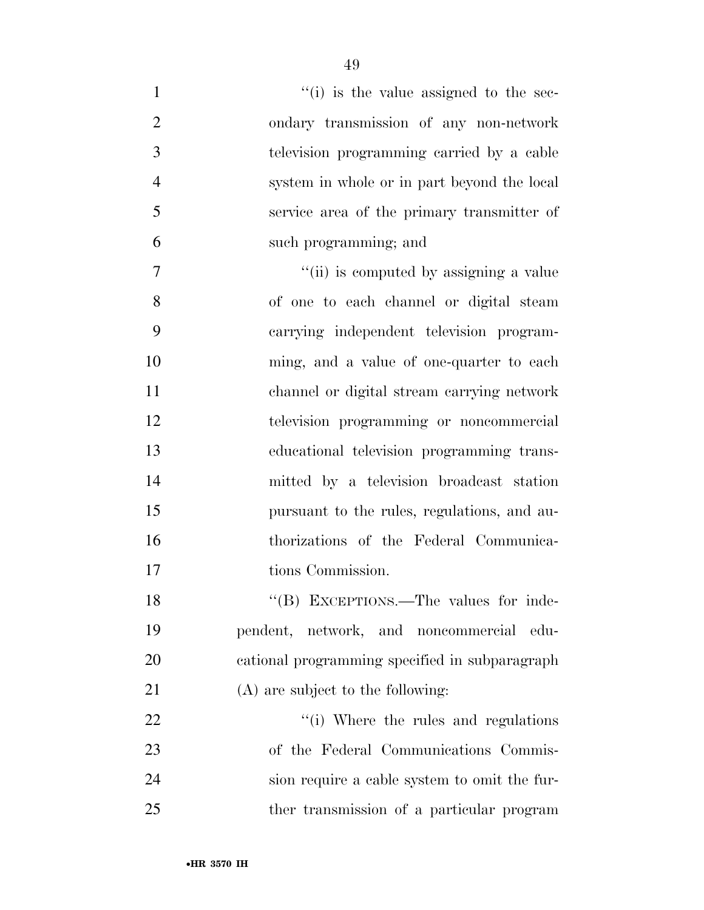"(i) is the value assigned to the secondary transmission of any non-network television programming carried by a cable system in whole or in part beyond the local service area of the primary transmitter of such programming; and

"(ii) is computed by assigning a value of one to each channel or digital steam carrying independent television programming, and a value of one-quarter to each channel or digital stream carrying network television programming or noncommercial educational television programming transmitted by a television broadcast station pursuant to the rules, regulations, and authorizations of the Federal Communications Commission.

"(B) EXCEPTIONS.—The values for independent, network, and noncommercial educational programming specified in subparagraph (A) are subject to the following:

"(i) Where the rules and regulations of the Federal Communications Commission require a cable system to omit the further transmission of a particular program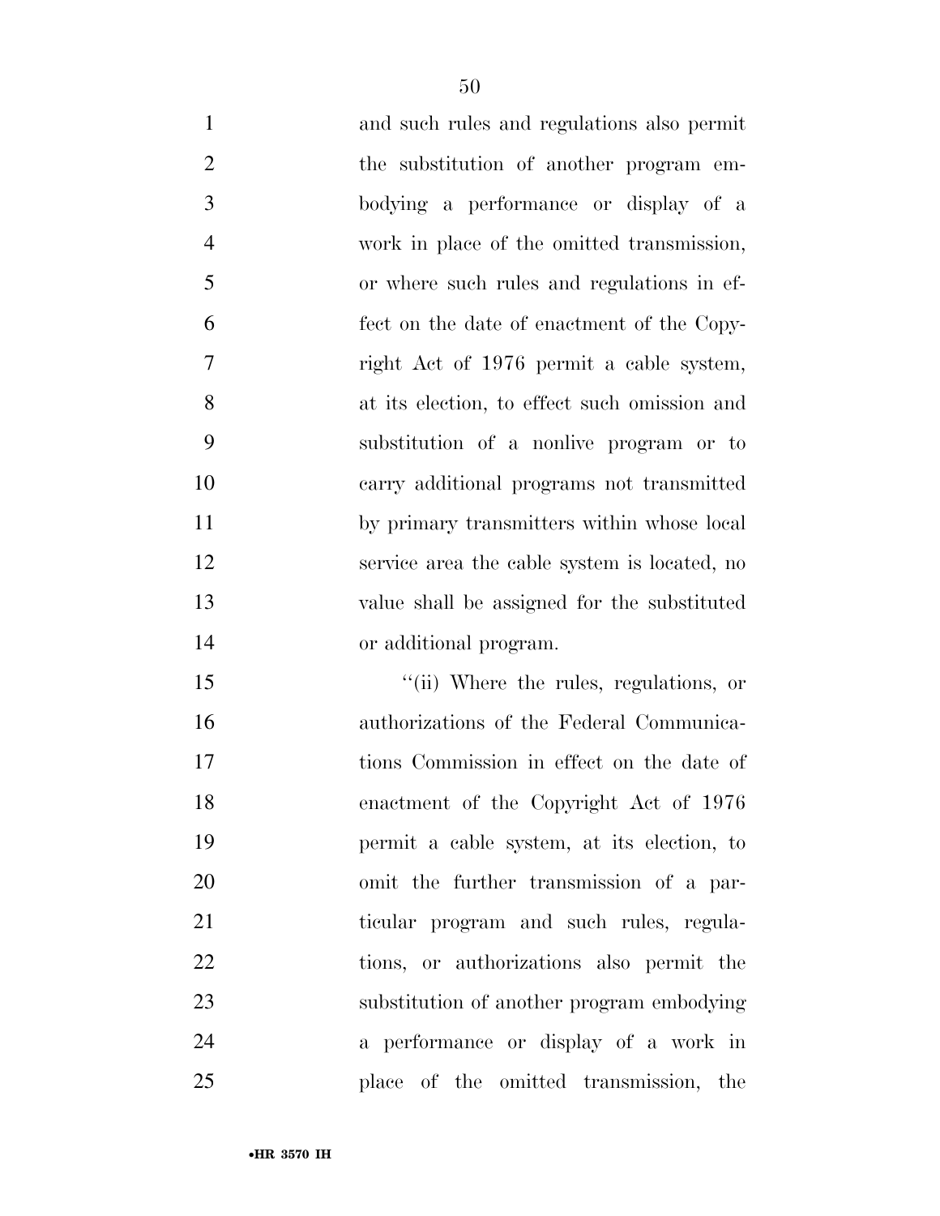and such rules and regulations also permit the substitution of another program embodying a performance or display of a work in place of the omitted transmission, or where such rules and regulations in effect on the date of enactment of the Copyright Act of 1976 permit a cable system, at its election, to effect such omission and substitution of a nonlive program or to carry additional programs not transmitted by primary transmitters within whose local service area the cable system is located, no value shall be assigned for the substituted or additional program.

''(ii) Where the rules, regulations, or authorizations of the Federal Communications Commission in effect on the date of enactment of the Copyright Act of 1976 permit a cable system, at its election, to omit the further transmission of a particular program and such rules, regulations, or authorizations also permit the substitution of another program embodying a performance or display of a work in place of the omitted transmission, the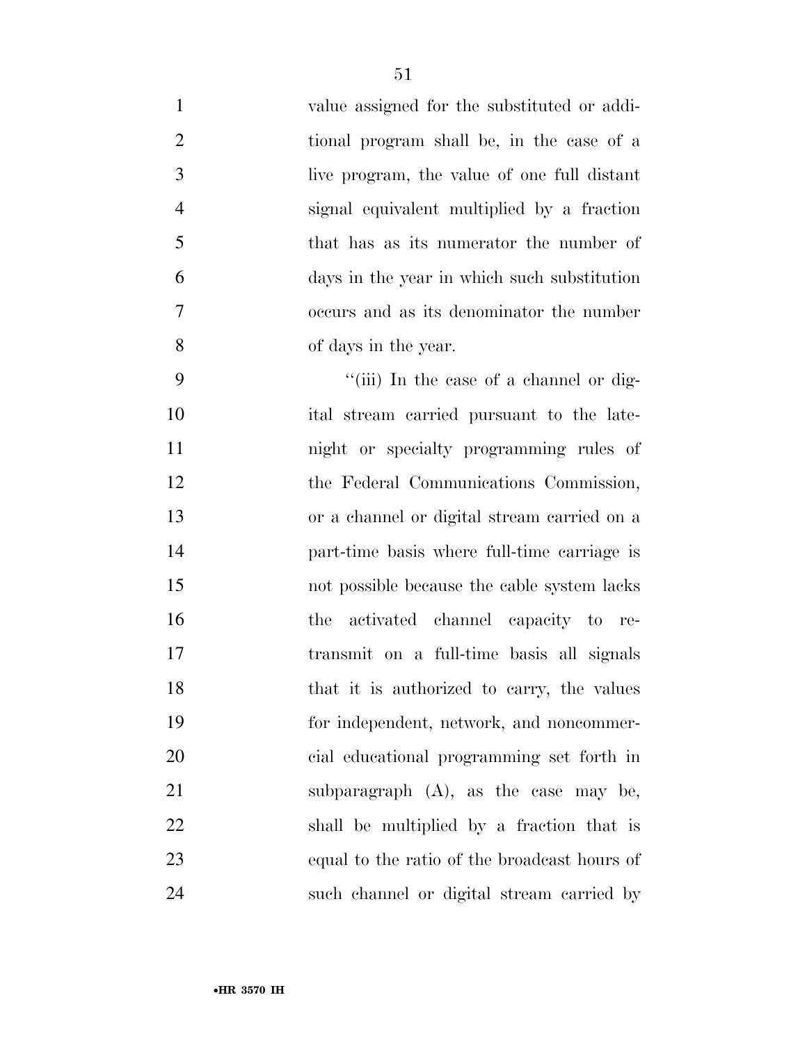value assigned for the substituted or additional program shall be, in the case of a live program, the value of one full distant signal equivalent multiplied by a fraction that has as its numerator the number of days in the year in which such substitution occurs and as its denominator the number of days in the year.

"(iii) In the case of a channel or digital stream carried pursuant to the late-night or specialty programming rules of the Federal Communications Commission, or a channel or digital stream carried on a part-time basis where full-time carriage is not possible because the cable system lacks the activated channel capacity to retransmit on a full-time basis all signals that it is authorized to carry, the values for independent, network, and noncommercial educational programming set forth in subparagraph (A), as the case may be, shall be multiplied by a fraction that is equal to the ratio of the broadcast hours of such channel or digital stream carried by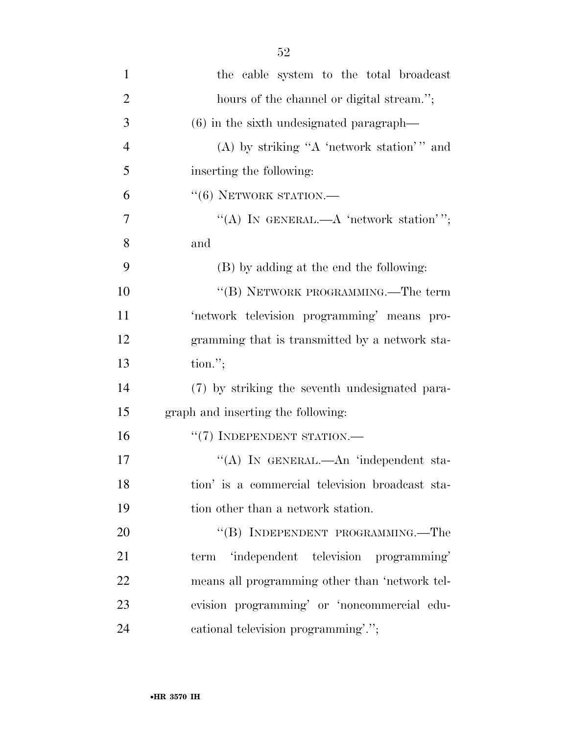the cable system to the total broadcast hours of the channel or digital stream.'';

(6) in the sixth undesignated paragraph—

(A) by striking ''A 'network station' '' and inserting the following:

''(6) NETWORK STATION.—

''(A) IN GENERAL.—A 'network station' ''; and

(B) by adding at the end the following:

''(B) NETWORK PROGRAMMING.—The term 'network television programming' means programming that is transmitted by a network station.'';

(7) by striking the seventh undesignated paragraph and inserting the following:

''(7) INDEPENDENT STATION.—

''(A) IN GENERAL.—An 'independent station' is a commercial television broadcast station other than a network station.

''(B) INDEPENDENT PROGRAMMING.—The term 'independent television programming' means all programming other than 'network television programming' or 'noncommercial educational television programming'.'';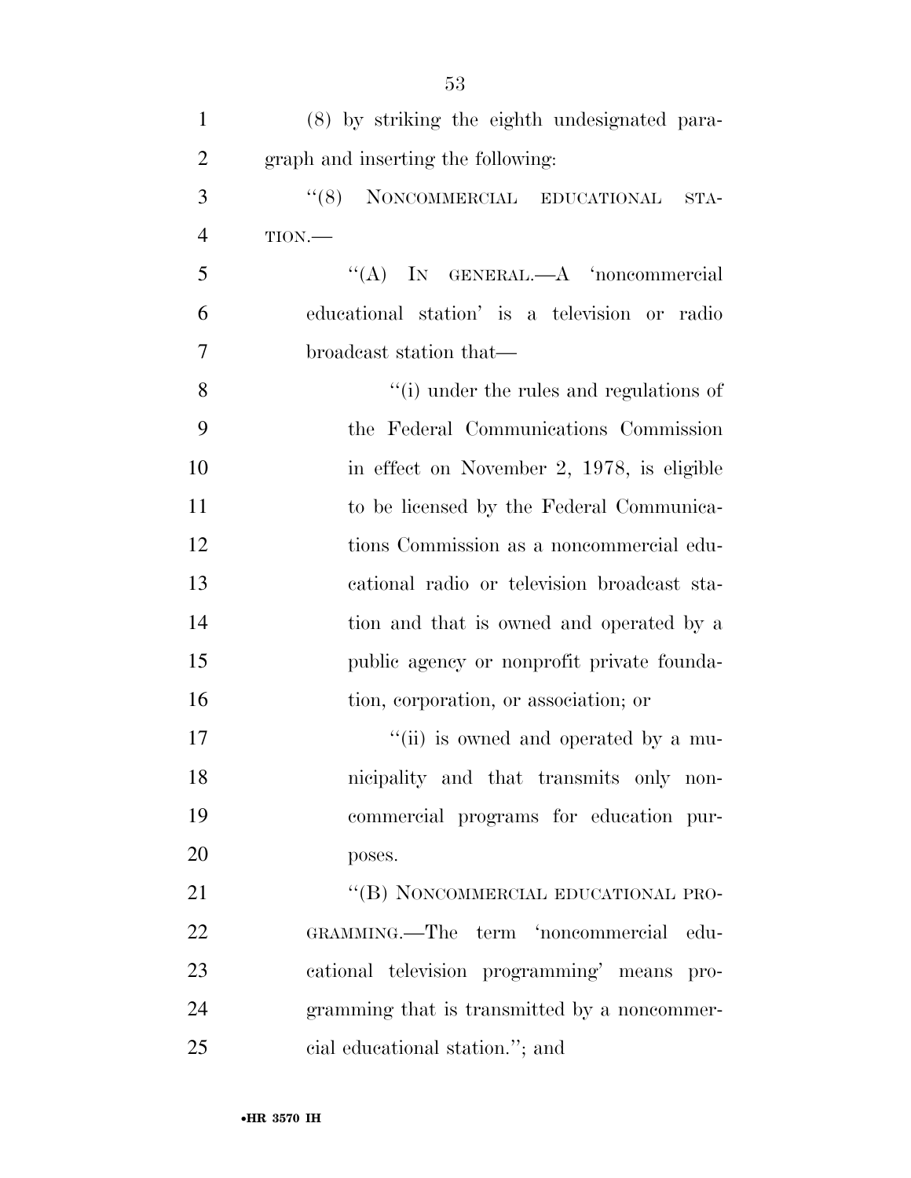(8) by striking the eighth undesignated paragraph and inserting the following:

"(8) NONCOMMERCIAL EDUCATIONAL STATION.—

"(A) IN GENERAL.—A 'noncommercial educational station' is a television or radio broadcast station that—

"(i) under the rules and regulations of the Federal Communications Commission in effect on November 2, 1978, is eligible to be licensed by the Federal Communications Commission as a noncommercial educational radio or television broadcast station and that is owned and operated by a public agency or nonprofit private foundation, corporation, or association; or

"(ii) is owned and operated by a municipality and that transmits only noncommercial programs for education purposes.

"(B) NONCOMMERCIAL EDUCATIONAL PROGRAMMING.—The term 'noncommercial educational television programming' means programming that is transmitted by a noncommercial educational station."; and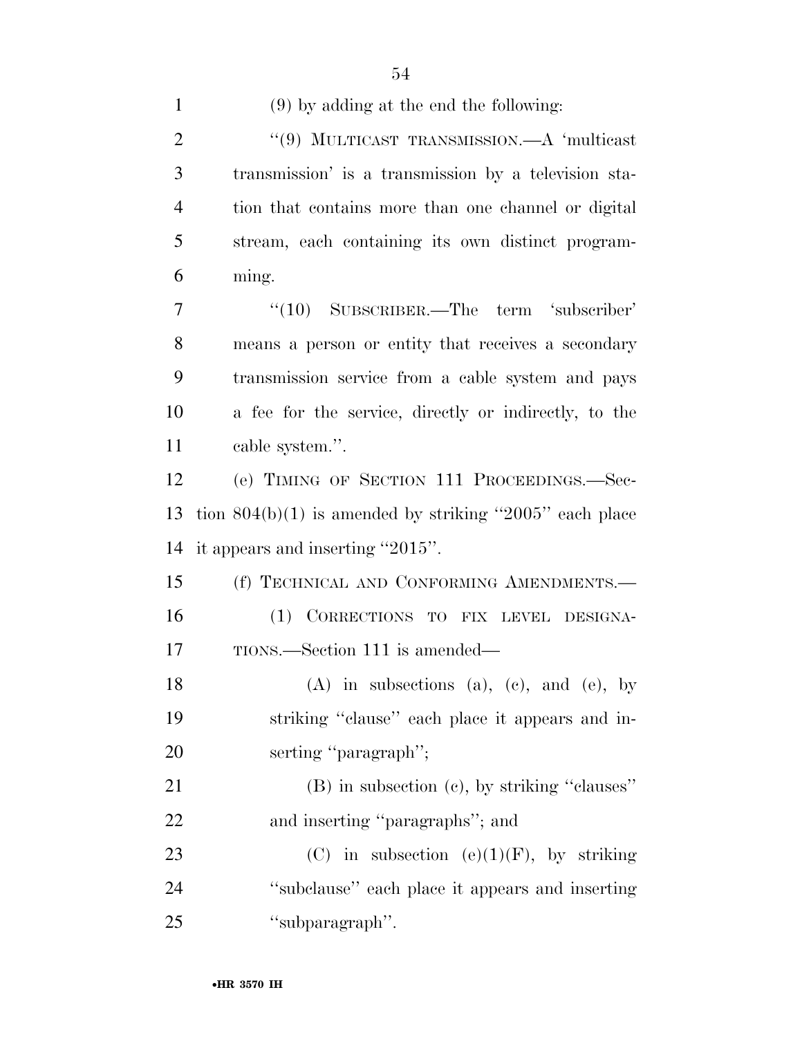(9) by adding at the end the following:

''(9) MULTICAST TRANSMISSION.—A 'multicast transmission' is a transmission by a television station that contains more than one channel or digital stream, each containing its own distinct programming.

''(10) SUBSCRIBER.—The term 'subscriber' means a person or entity that receives a secondary transmission service from a cable system and pays a fee for the service, directly or indirectly, to the cable system.''.

(e) TIMING OF SECTION 111 PROCEEDINGS.—Section 804(b)(1) is amended by striking ''2005'' each place it appears and inserting ''2015''.

(f) TECHNICAL AND CONFORMING AMENDMENTS.—

(1) CORRECTIONS TO FIX LEVEL DESIGNATIONS.—Section 111 is amended—

(A) in subsections (a), (c), and (e), by striking ''clause'' each place it appears and inserting ''paragraph'';

(B) in subsection (c), by striking ''clauses'' and inserting ''paragraphs''; and

(C) in subsection (e)(1)(F), by striking ''subclause'' each place it appears and inserting ''subparagraph''.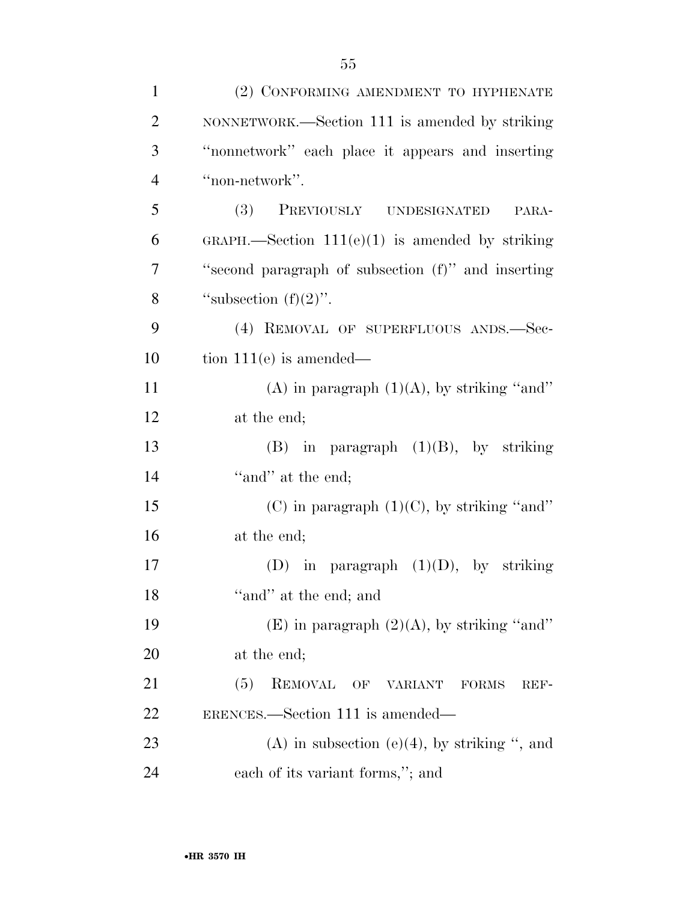(2) CONFORMING AMENDMENT TO HYPHENATE NONNETWORK.—Section 111 is amended by striking ''nonnetwork'' each place it appears and inserting ''non-network''.

(3) PREVIOUSLY UNDESIGNATED PARAGRAPH.—Section 111(e)(1) is amended by striking ''second paragraph of subsection (f)'' and inserting ''subsection (f)(2)''.

(4) REMOVAL OF SUPERFLUOUS ANDS.—Section 111(e) is amended—

(A) in paragraph (1)(A), by striking ''and'' at the end;

(B) in paragraph (1)(B), by striking ''and'' at the end;

(C) in paragraph (1)(C), by striking ''and'' at the end;

(D) in paragraph (1)(D), by striking ''and'' at the end; and

(E) in paragraph (2)(A), by striking ''and'' at the end;

(5) REMOVAL OF VARIANT FORMS REFERENCES.—Section 111 is amended—

(A) in subsection (e)(4), by striking '', and each of its variant forms,''; and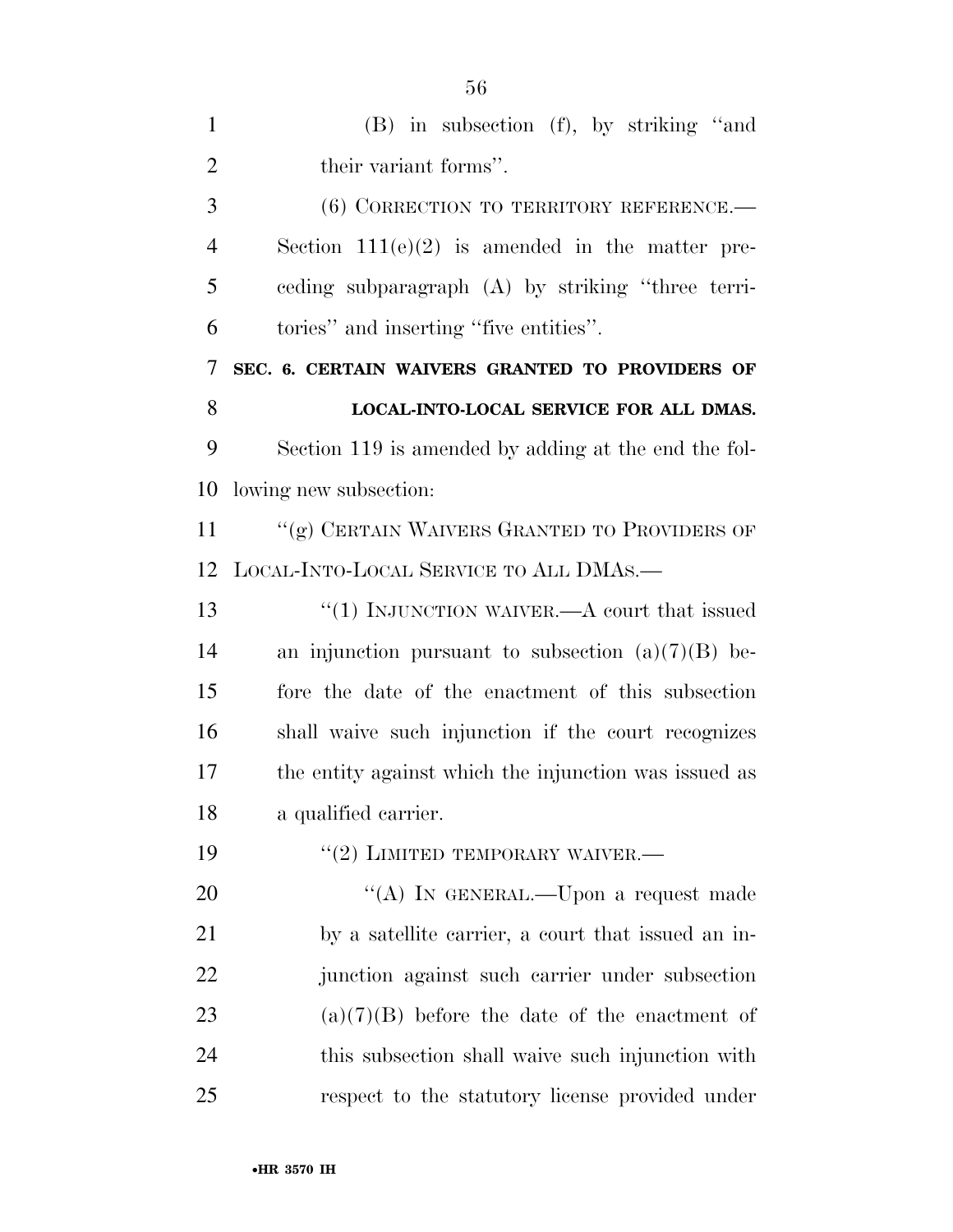(B) in subsection (f), by striking ''and their variant forms''.

(6) CORRECTION TO TERRITORY REFERENCE.—Section 111(e)(2) is amended in the matter preceding subparagraph (A) by striking ''three territories'' and inserting ''five entities''.

**SEC. 6. CERTAIN WAIVERS GRANTED TO PROVIDERS OF LOCAL-INTO-LOCAL SERVICE FOR ALL DMAS.**

Section 119 is amended by adding at the end the following new subsection:

''(g) CERTAIN WAIVERS GRANTED TO PROVIDERS OF LOCAL-INTO-LOCAL SERVICE TO ALL DMAS.—

''(1) INJUNCTION WAIVER.—A court that issued an injunction pursuant to subsection (a)(7)(B) before the date of the enactment of this subsection shall waive such injunction if the court recognizes the entity against which the injunction was issued as a qualified carrier.

''(2) LIMITED TEMPORARY WAIVER.—

''(A) IN GENERAL.—Upon a request made by a satellite carrier, a court that issued an injunction against such carrier under subsection (a)(7)(B) before the date of the enactment of this subsection shall waive such injunction with respect to the statutory license provided under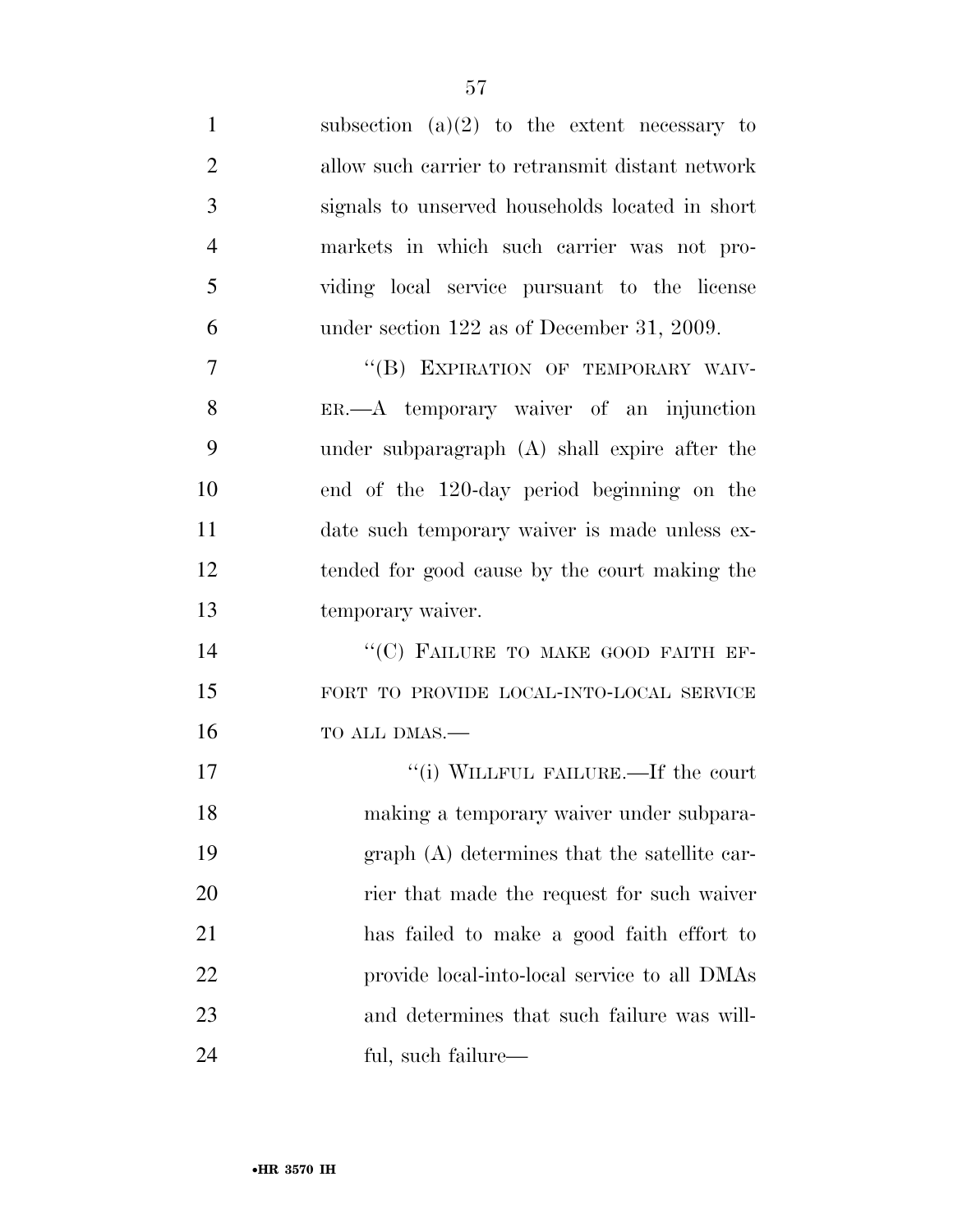subsection (a)(2) to the extent necessary to allow such carrier to retransmit distant network signals to unserved households located in short markets in which such carrier was not providing local service pursuant to the license under section 122 as of December 31, 2009.

"(B) EXPIRATION OF TEMPORARY WAIVER.—A temporary waiver of an injunction under subparagraph (A) shall expire after the end of the 120-day period beginning on the date such temporary waiver is made unless extended for good cause by the court making the temporary waiver.

"(C) FAILURE TO MAKE GOOD FAITH EFFORT TO PROVIDE LOCAL-INTO-LOCAL SERVICE TO ALL DMAS.—

"(i) WILLFUL FAILURE.—If the court making a temporary waiver under subparagraph (A) determines that the satellite carrier that made the request for such waiver has failed to make a good faith effort to provide local-into-local service to all DMAs and determines that such failure was willful, such failure—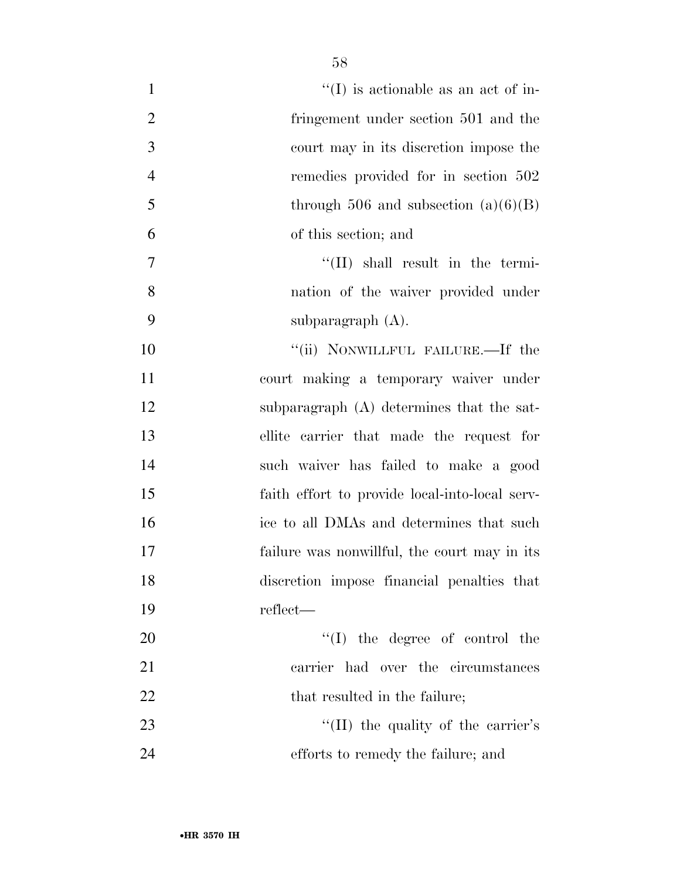"(I) is actionable as an act of infringement under section 501 and the court may in its discretion impose the remedies provided for in section 502 through 506 and subsection (a)(6)(B) of this section; and

"(II) shall result in the termination of the waiver provided under subparagraph (A).

"(ii) NONWILLFUL FAILURE.—If the court making a temporary waiver under subparagraph (A) determines that the satellite carrier that made the request for such waiver has failed to make a good faith effort to provide local-into-local service to all DMAs and determines that such failure was nonwillful, the court may in its discretion impose financial penalties that reflect—

"(I) the degree of control the carrier had over the circumstances that resulted in the failure;

"(II) the quality of the carrier's efforts to remedy the failure; and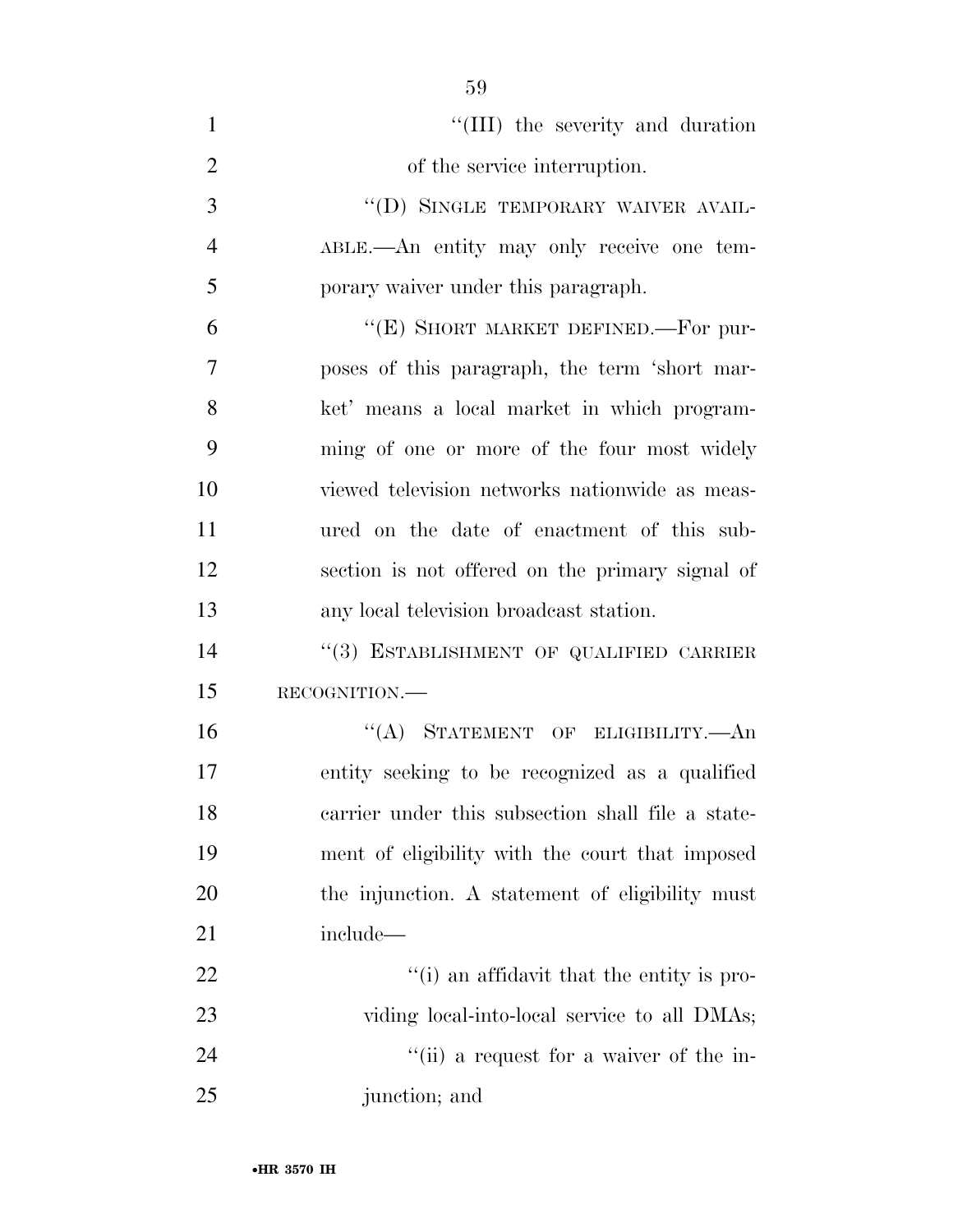"(III) the severity and duration of the service interruption.

"(D) SINGLE TEMPORARY WAIVER AVAILABLE.—An entity may only receive one temporary waiver under this paragraph.

"(E) SHORT MARKET DEFINED.—For purposes of this paragraph, the term 'short market' means a local market in which programming of one or more of the four most widely viewed television networks nationwide as measured on the date of enactment of this subsection is not offered on the primary signal of any local television broadcast station.

"(3) ESTABLISHMENT OF QUALIFIED CARRIER RECOGNITION.—

"(A) STATEMENT OF ELIGIBILITY.—An entity seeking to be recognized as a qualified carrier under this subsection shall file a statement of eligibility with the court that imposed the injunction. A statement of eligibility must include—

"(i) an affidavit that the entity is providing local-into-local service to all DMAs;

"(ii) a request for a waiver of the injunction; and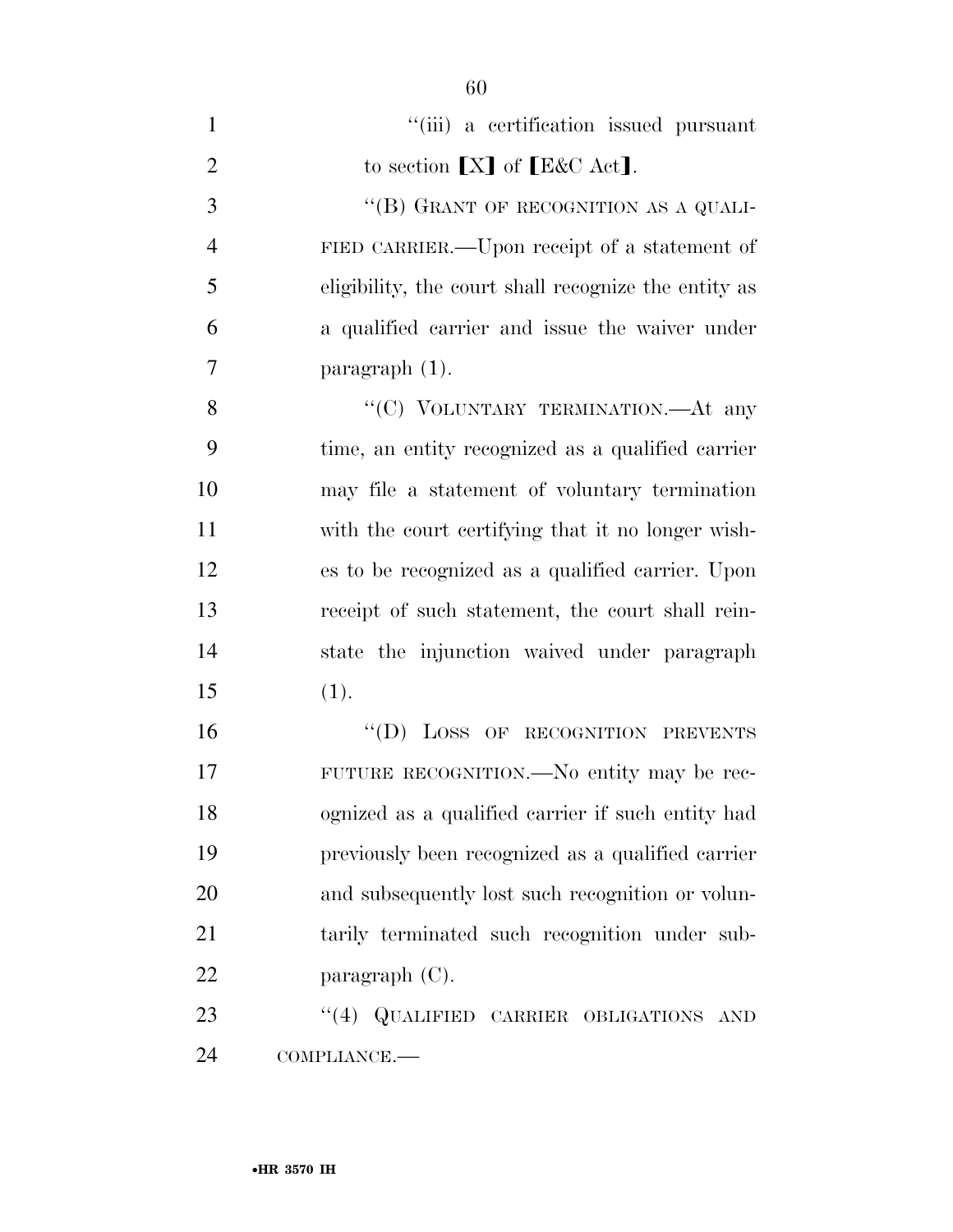"(iii) a certification issued pursuant to section 【X】 of 【E&C Act】.

"(B) GRANT OF RECOGNITION AS A QUALIFIED CARRIER.—Upon receipt of a statement of eligibility, the court shall recognize the entity as a qualified carrier and issue the waiver under paragraph (1).

"(C) VOLUNTARY TERMINATION.—At any time, an entity recognized as a qualified carrier may file a statement of voluntary termination with the court certifying that it no longer wishes to be recognized as a qualified carrier. Upon receipt of such statement, the court shall reinstate the injunction waived under paragraph (1).

"(D) LOSS OF RECOGNITION PREVENTS FUTURE RECOGNITION.—No entity may be recognized as a qualified carrier if such entity had previously been recognized as a qualified carrier and subsequently lost such recognition or voluntarily terminated such recognition under subparagraph (C).

"(4) QUALIFIED CARRIER OBLIGATIONS AND COMPLIANCE.—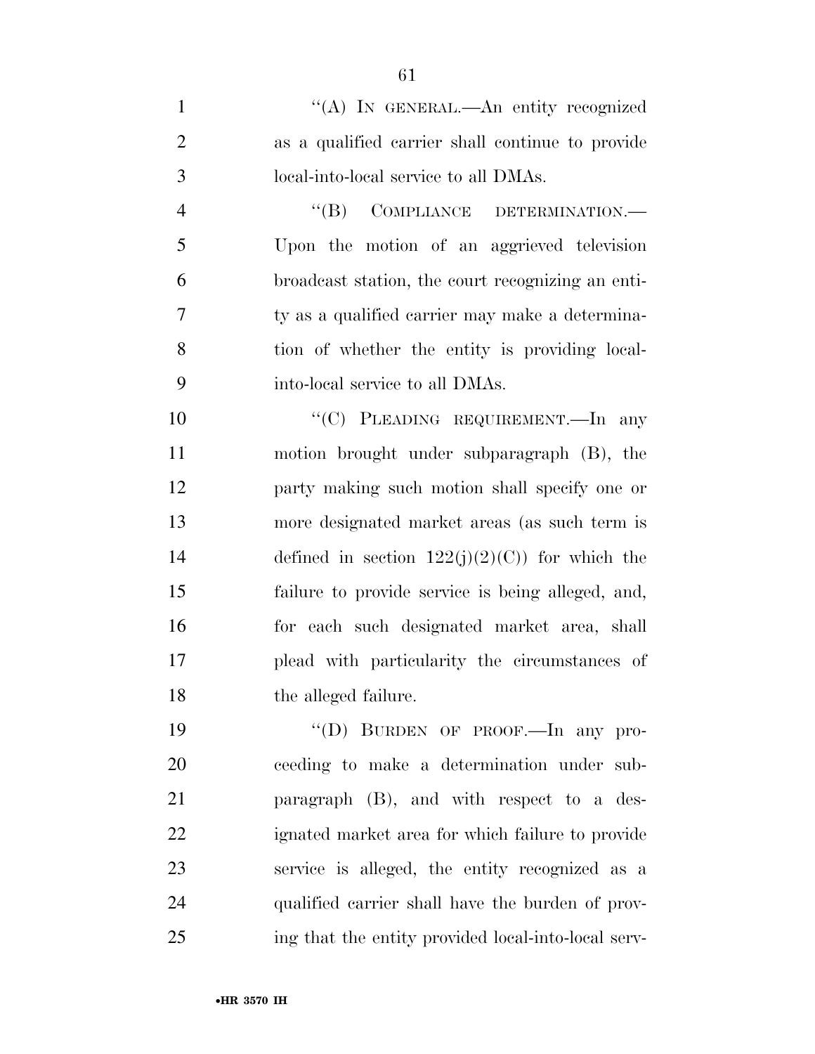"(A) IN GENERAL.—An entity recognized as a qualified carrier shall continue to provide local-into-local service to all DMAs.

"(B) COMPLIANCE DETERMINATION.—Upon the motion of an aggrieved television broadcast station, the court recognizing an entity as a qualified carrier may make a determination of whether the entity is providing local-into-local service to all DMAs.

"(C) PLEADING REQUIREMENT.—In any motion brought under subparagraph (B), the party making such motion shall specify one or more designated market areas (as such term is defined in section 122(j)(2)(C)) for which the failure to provide service is being alleged, and, for each such designated market area, shall plead with particularity the circumstances of the alleged failure.

"(D) BURDEN OF PROOF.—In any proceeding to make a determination under subparagraph (B), and with respect to a designated market area for which failure to provide service is alleged, the entity recognized as a qualified carrier shall have the burden of proving that the entity provided local-into-local serv-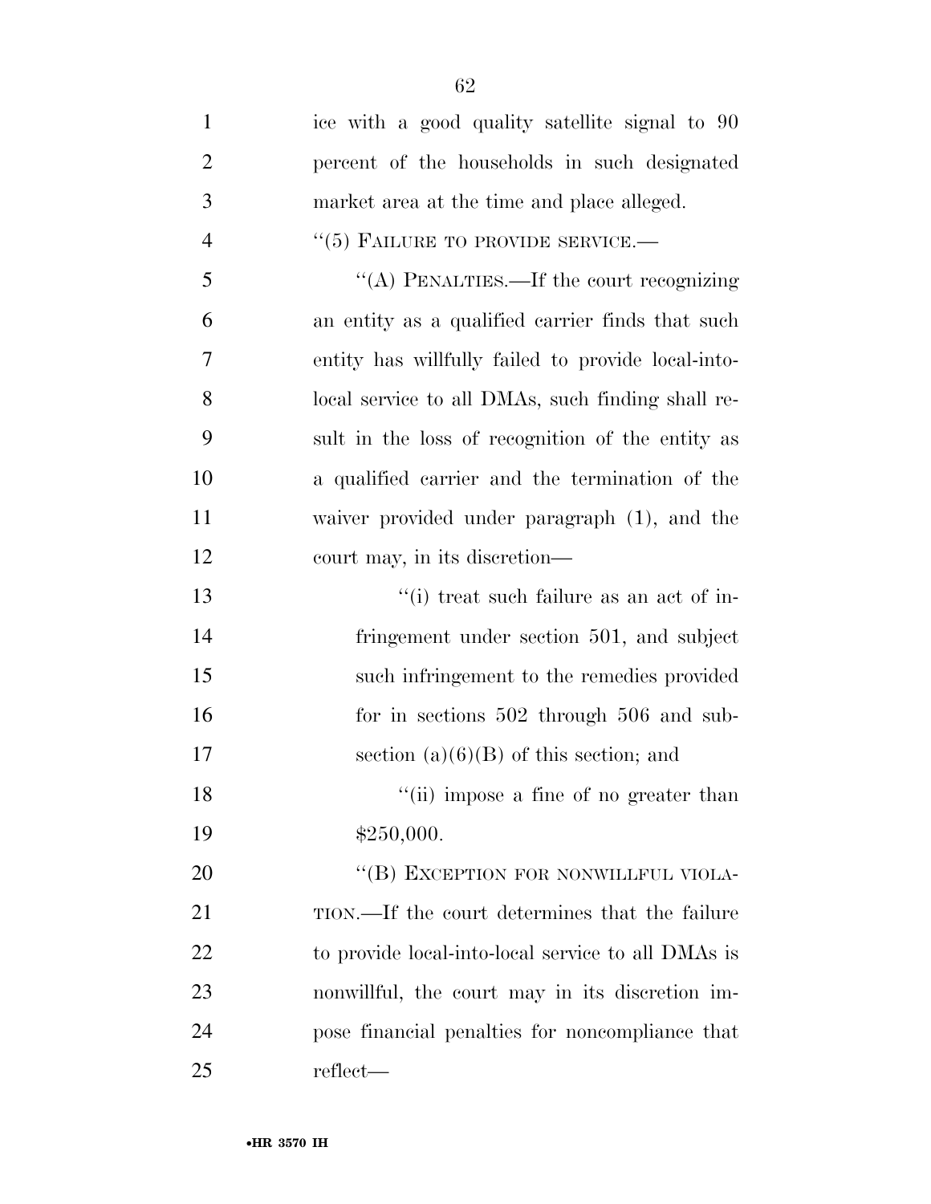ice with a good quality satellite signal to 90 percent of the households in such designated market area at the time and place alleged.

"(5) FAILURE TO PROVIDE SERVICE.—

"(A) PENALTIES.—If the court recognizing an entity as a qualified carrier finds that such entity has willfully failed to provide local-into-local service to all DMAs, such finding shall result in the loss of recognition of the entity as a qualified carrier and the termination of the waiver provided under paragraph (1), and the court may, in its discretion—

"(i) treat such failure as an act of infringement under section 501, and subject such infringement to the remedies provided for in sections 502 through 506 and subsection (a)(6)(B) of this section; and

"(ii) impose a fine of no greater than $250,000.

"(B) EXCEPTION FOR NONWILLFUL VIOLATION.—If the court determines that the failure to provide local-into-local service to all DMAs is nonwillful, the court may in its discretion impose financial penalties for noncompliance that reflect—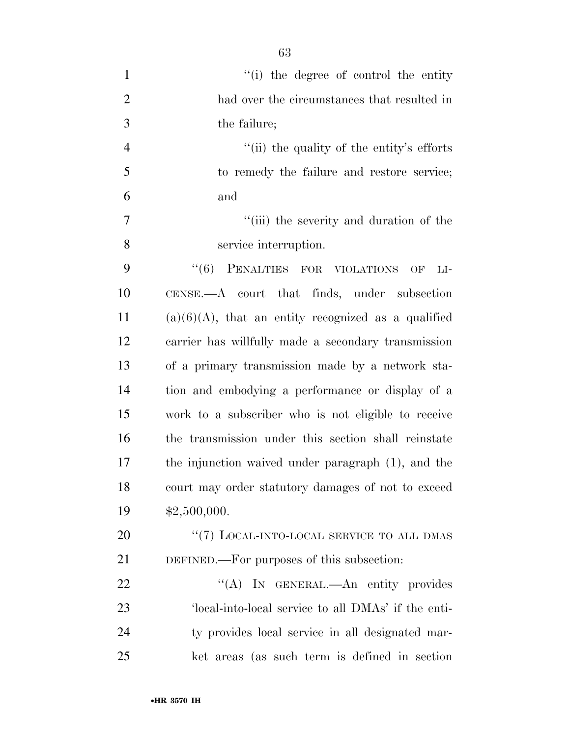''(i) the degree of control the entity had over the circumstances that resulted in the failure;

''(ii) the quality of the entity's efforts to remedy the failure and restore service; and

''(iii) the severity and duration of the service interruption.

''(6) PENALTIES FOR VIOLATIONS OF LICENSE.—A court that finds, under subsection (a)(6)(A), that an entity recognized as a qualified carrier has willfully made a secondary transmission of a primary transmission made by a network station and embodying a performance or display of a work to a subscriber who is not eligible to receive the transmission under this section shall reinstate the injunction waived under paragraph (1), and the court may order statutory damages of not to exceed $2,500,000.

''(7) LOCAL-INTO-LOCAL SERVICE TO ALL DMAS DEFINED.—For purposes of this subsection:

''(A) IN GENERAL.—An entity provides 'local-into-local service to all DMAs' if the entity provides local service in all designated market areas (as such term is defined in section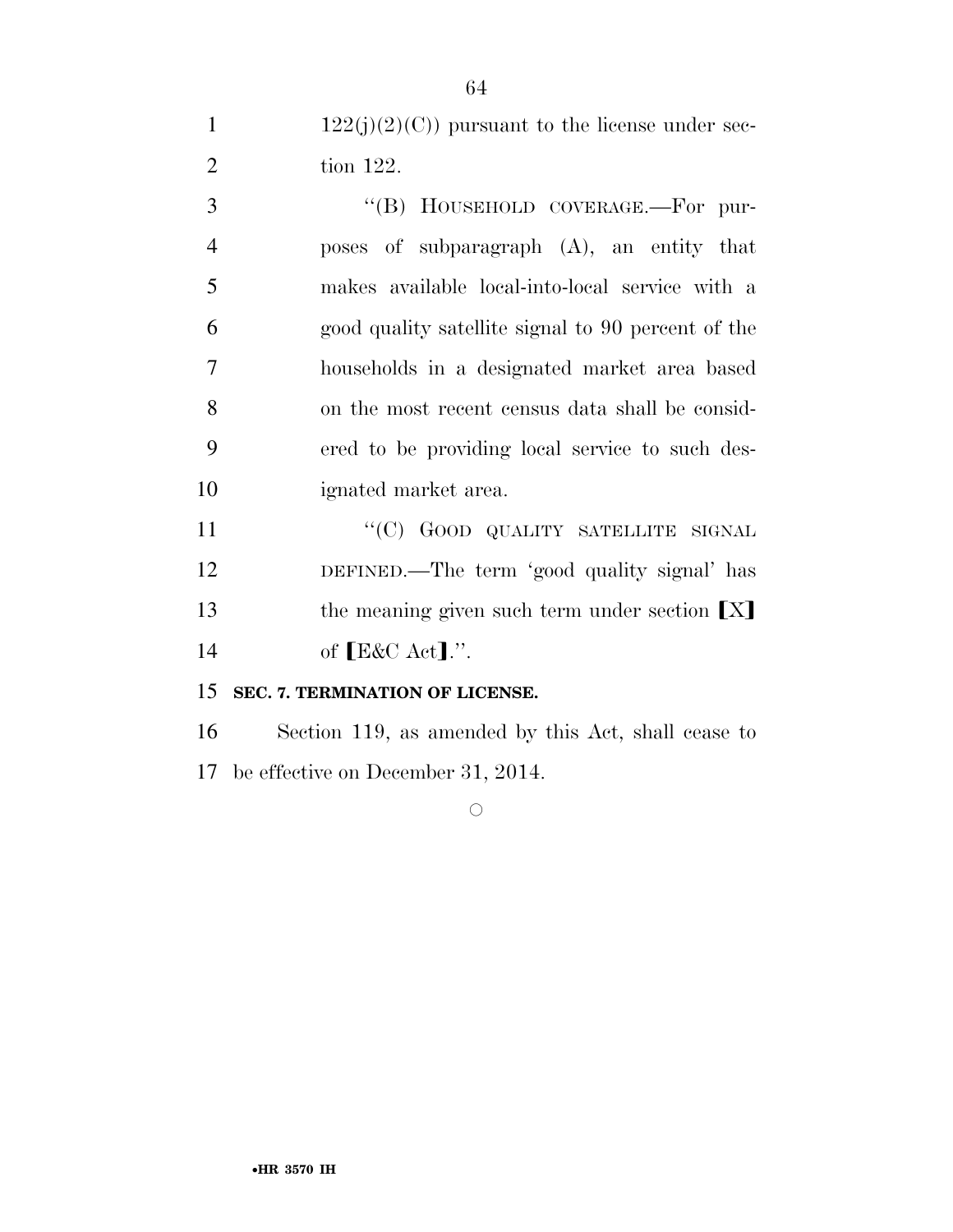122(j)(2)(C)) pursuant to the license under section 122.

"(B) HOUSEHOLD COVERAGE.—For purposes of subparagraph (A), an entity that makes available local-into-local service with a good quality satellite signal to 90 percent of the households in a designated market area based on the most recent census data shall be considered to be providing local service to such designated market area.

"(C) GOOD QUALITY SATELLITE SIGNAL DEFINED.—The term 'good quality signal' has the meaning given such term under section ⟦X⟧ of ⟦E&C Act⟧.".

**SEC. 7. TERMINATION OF LICENSE.**

Section 119, as amended by this Act, shall cease to be effective on December 31, 2014.

○